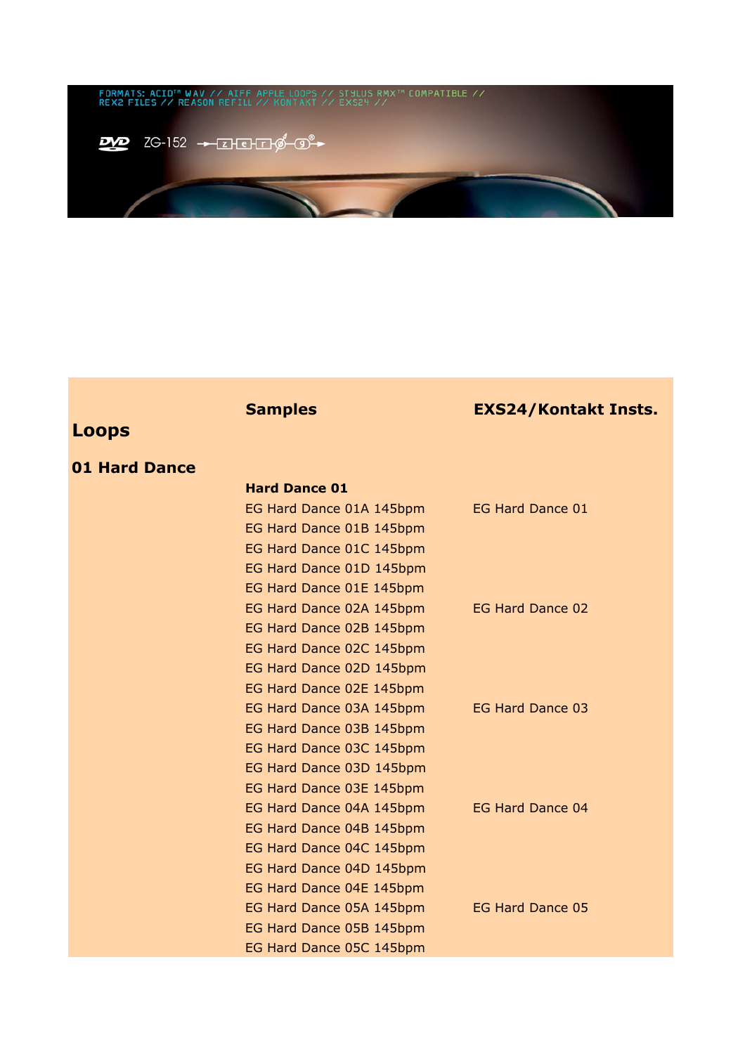FORMATS: ACID™ WAV // AIFF APPLE LOOPS // STYLUS RMX™ COMPATIBLE //
REX2 FILES // REASON REFILL // KONTAKT // EXS24 //

DVD ZG-152 zero-g®

| Loops | Samples | EXS24/Kontakt Insts. |
|---|---|---|
| **01 Hard Dance** | | |
| | **Hard Dance 01** | |
| | EG Hard Dance 01A 145bpm | EG Hard Dance 01 |
| | EG Hard Dance 01B 145bpm | |
| | EG Hard Dance 01C 145bpm | |
| | EG Hard Dance 01D 145bpm | |
| | EG Hard Dance 01E 145bpm | |
| | EG Hard Dance 02A 145bpm | EG Hard Dance 02 |
| | EG Hard Dance 02B 145bpm | |
| | EG Hard Dance 02C 145bpm | |
| | EG Hard Dance 02D 145bpm | |
| | EG Hard Dance 02E 145bpm | |
| | EG Hard Dance 03A 145bpm | EG Hard Dance 03 |
| | EG Hard Dance 03B 145bpm | |
| | EG Hard Dance 03C 145bpm | |
| | EG Hard Dance 03D 145bpm | |
| | EG Hard Dance 03E 145bpm | |
| | EG Hard Dance 04A 145bpm | EG Hard Dance 04 |
| | EG Hard Dance 04B 145bpm | |
| | EG Hard Dance 04C 145bpm | |
| | EG Hard Dance 04D 145bpm | |
| | EG Hard Dance 04E 145bpm | |
| | EG Hard Dance 05A 145bpm | EG Hard Dance 05 |
| | EG Hard Dance 05B 145bpm | |
| | EG Hard Dance 05C 145bpm | |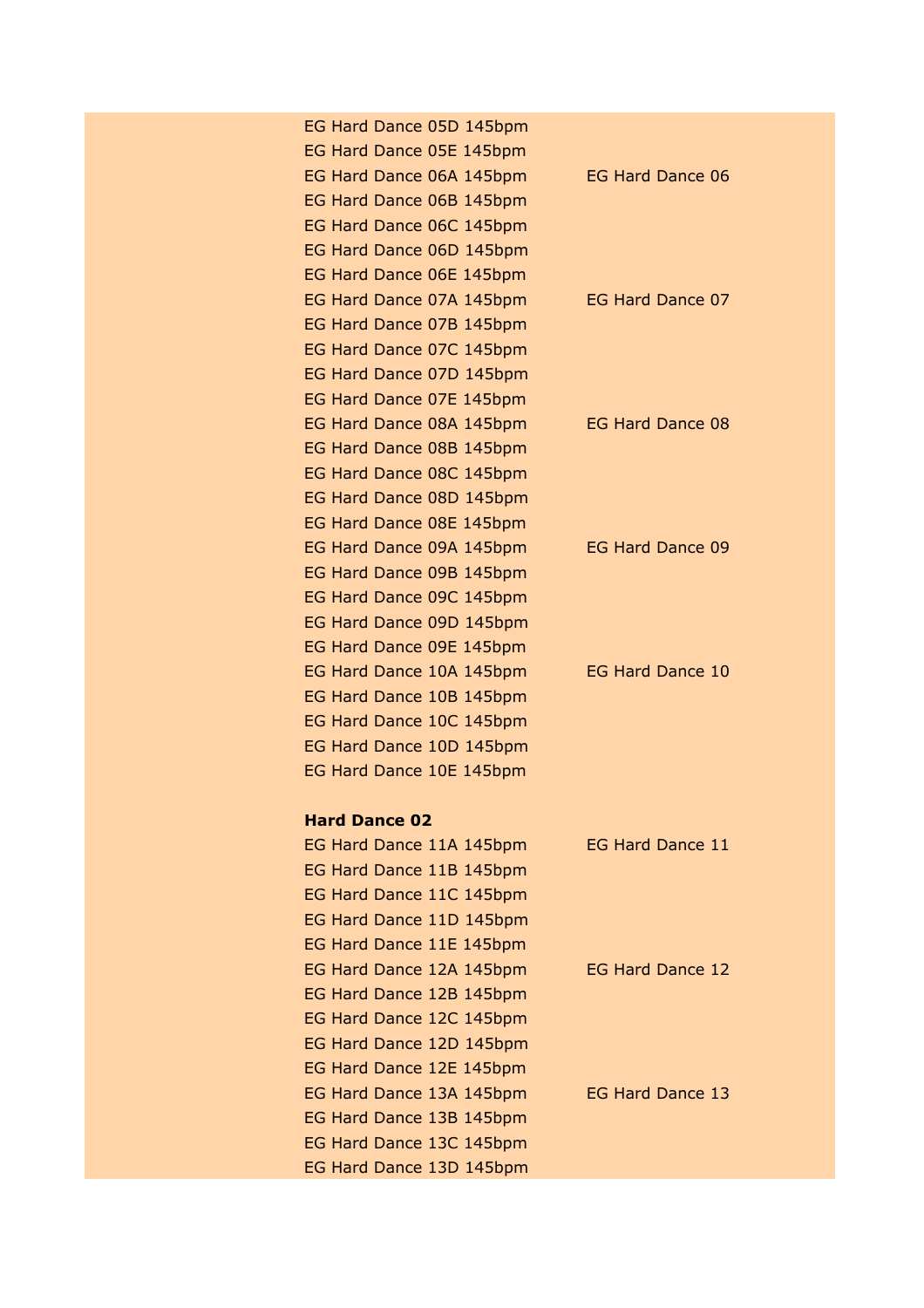| | |
|---|---|
| EG Hard Dance 05D 145bpm | |
| EG Hard Dance 05E 145bpm | |
| EG Hard Dance 06A 145bpm | EG Hard Dance 06 |
| EG Hard Dance 06B 145bpm | |
| EG Hard Dance 06C 145bpm | |
| EG Hard Dance 06D 145bpm | |
| EG Hard Dance 06E 145bpm | |
| EG Hard Dance 07A 145bpm | EG Hard Dance 07 |
| EG Hard Dance 07B 145bpm | |
| EG Hard Dance 07C 145bpm | |
| EG Hard Dance 07D 145bpm | |
| EG Hard Dance 07E 145bpm | |
| EG Hard Dance 08A 145bpm | EG Hard Dance 08 |
| EG Hard Dance 08B 145bpm | |
| EG Hard Dance 08C 145bpm | |
| EG Hard Dance 08D 145bpm | |
| EG Hard Dance 08E 145bpm | |
| EG Hard Dance 09A 145bpm | EG Hard Dance 09 |
| EG Hard Dance 09B 145bpm | |
| EG Hard Dance 09C 145bpm | |
| EG Hard Dance 09D 145bpm | |
| EG Hard Dance 09E 145bpm | |
| EG Hard Dance 10A 145bpm | EG Hard Dance 10 |
| EG Hard Dance 10B 145bpm | |
| EG Hard Dance 10C 145bpm | |
| EG Hard Dance 10D 145bpm | |
| EG Hard Dance 10E 145bpm | |

**Hard Dance 02**

| | |
|---|---|
| EG Hard Dance 11A 145bpm | EG Hard Dance 11 |
| EG Hard Dance 11B 145bpm | |
| EG Hard Dance 11C 145bpm | |
| EG Hard Dance 11D 145bpm | |
| EG Hard Dance 11E 145bpm | |
| EG Hard Dance 12A 145bpm | EG Hard Dance 12 |
| EG Hard Dance 12B 145bpm | |
| EG Hard Dance 12C 145bpm | |
| EG Hard Dance 12D 145bpm | |
| EG Hard Dance 12E 145bpm | |
| EG Hard Dance 13A 145bpm | EG Hard Dance 13 |
| EG Hard Dance 13B 145bpm | |
| EG Hard Dance 13C 145bpm | |
| EG Hard Dance 13D 145bpm | |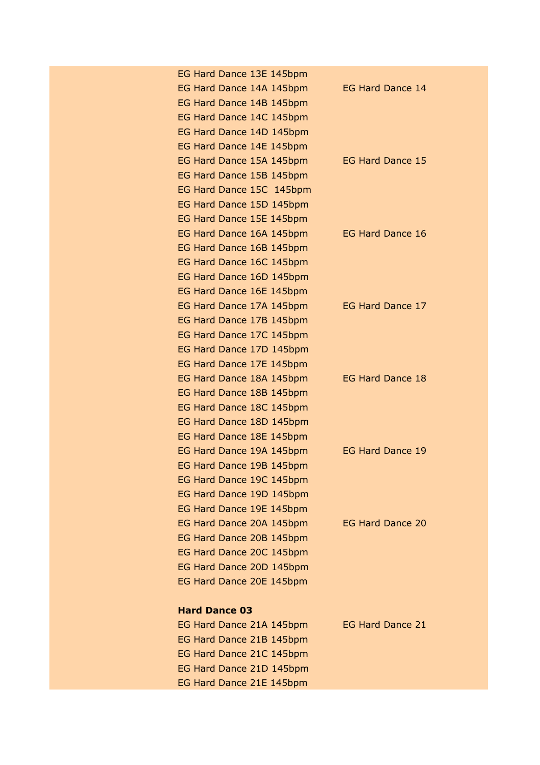| | |
|---|---|
| EG Hard Dance 13E 145bpm | |
| EG Hard Dance 14A 145bpm | EG Hard Dance 14 |
| EG Hard Dance 14B 145bpm | |
| EG Hard Dance 14C 145bpm | |
| EG Hard Dance 14D 145bpm | |
| EG Hard Dance 14E 145bpm | |
| EG Hard Dance 15A 145bpm | EG Hard Dance 15 |
| EG Hard Dance 15B 145bpm | |
| EG Hard Dance 15C 145bpm | |
| EG Hard Dance 15D 145bpm | |
| EG Hard Dance 15E 145bpm | |
| EG Hard Dance 16A 145bpm | EG Hard Dance 16 |
| EG Hard Dance 16B 145bpm | |
| EG Hard Dance 16C 145bpm | |
| EG Hard Dance 16D 145bpm | |
| EG Hard Dance 16E 145bpm | |
| EG Hard Dance 17A 145bpm | EG Hard Dance 17 |
| EG Hard Dance 17B 145bpm | |
| EG Hard Dance 17C 145bpm | |
| EG Hard Dance 17D 145bpm | |
| EG Hard Dance 17E 145bpm | |
| EG Hard Dance 18A 145bpm | EG Hard Dance 18 |
| EG Hard Dance 18B 145bpm | |
| EG Hard Dance 18C 145bpm | |
| EG Hard Dance 18D 145bpm | |
| EG Hard Dance 18E 145bpm | |
| EG Hard Dance 19A 145bpm | EG Hard Dance 19 |
| EG Hard Dance 19B 145bpm | |
| EG Hard Dance 19C 145bpm | |
| EG Hard Dance 19D 145bpm | |
| EG Hard Dance 19E 145bpm | |
| EG Hard Dance 20A 145bpm | EG Hard Dance 20 |
| EG Hard Dance 20B 145bpm | |
| EG Hard Dance 20C 145bpm | |
| EG Hard Dance 20D 145bpm | |
| EG Hard Dance 20E 145bpm | |

**Hard Dance 03**

| | |
|---|---|
| EG Hard Dance 21A 145bpm | EG Hard Dance 21 |
| EG Hard Dance 21B 145bpm | |
| EG Hard Dance 21C 145bpm | |
| EG Hard Dance 21D 145bpm | |
| EG Hard Dance 21E 145bpm | |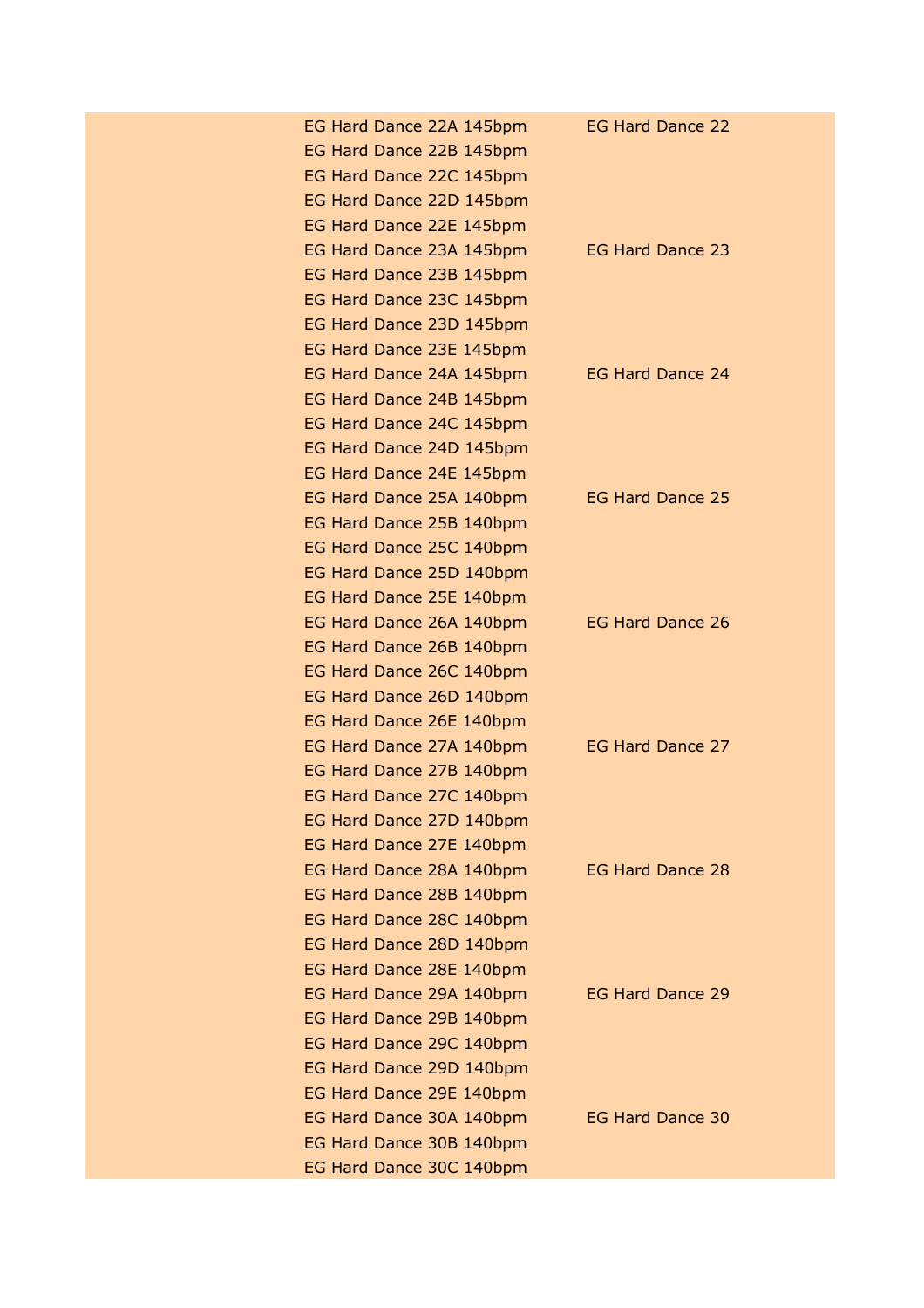| | |
|---|---|
| EG Hard Dance 22A 145bpm | EG Hard Dance 22 |
| EG Hard Dance 22B 145bpm | |
| EG Hard Dance 22C 145bpm | |
| EG Hard Dance 22D 145bpm | |
| EG Hard Dance 22E 145bpm | |
| EG Hard Dance 23A 145bpm | EG Hard Dance 23 |
| EG Hard Dance 23B 145bpm | |
| EG Hard Dance 23C 145bpm | |
| EG Hard Dance 23D 145bpm | |
| EG Hard Dance 23E 145bpm | |
| EG Hard Dance 24A 145bpm | EG Hard Dance 24 |
| EG Hard Dance 24B 145bpm | |
| EG Hard Dance 24C 145bpm | |
| EG Hard Dance 24D 145bpm | |
| EG Hard Dance 24E 145bpm | |
| EG Hard Dance 25A 140bpm | EG Hard Dance 25 |
| EG Hard Dance 25B 140bpm | |
| EG Hard Dance 25C 140bpm | |
| EG Hard Dance 25D 140bpm | |
| EG Hard Dance 25E 140bpm | |
| EG Hard Dance 26A 140bpm | EG Hard Dance 26 |
| EG Hard Dance 26B 140bpm | |
| EG Hard Dance 26C 140bpm | |
| EG Hard Dance 26D 140bpm | |
| EG Hard Dance 26E 140bpm | |
| EG Hard Dance 27A 140bpm | EG Hard Dance 27 |
| EG Hard Dance 27B 140bpm | |
| EG Hard Dance 27C 140bpm | |
| EG Hard Dance 27D 140bpm | |
| EG Hard Dance 27E 140bpm | |
| EG Hard Dance 28A 140bpm | EG Hard Dance 28 |
| EG Hard Dance 28B 140bpm | |
| EG Hard Dance 28C 140bpm | |
| EG Hard Dance 28D 140bpm | |
| EG Hard Dance 28E 140bpm | |
| EG Hard Dance 29A 140bpm | EG Hard Dance 29 |
| EG Hard Dance 29B 140bpm | |
| EG Hard Dance 29C 140bpm | |
| EG Hard Dance 29D 140bpm | |
| EG Hard Dance 29E 140bpm | |
| EG Hard Dance 30A 140bpm | EG Hard Dance 30 |
| EG Hard Dance 30B 140bpm | |
| EG Hard Dance 30C 140bpm | |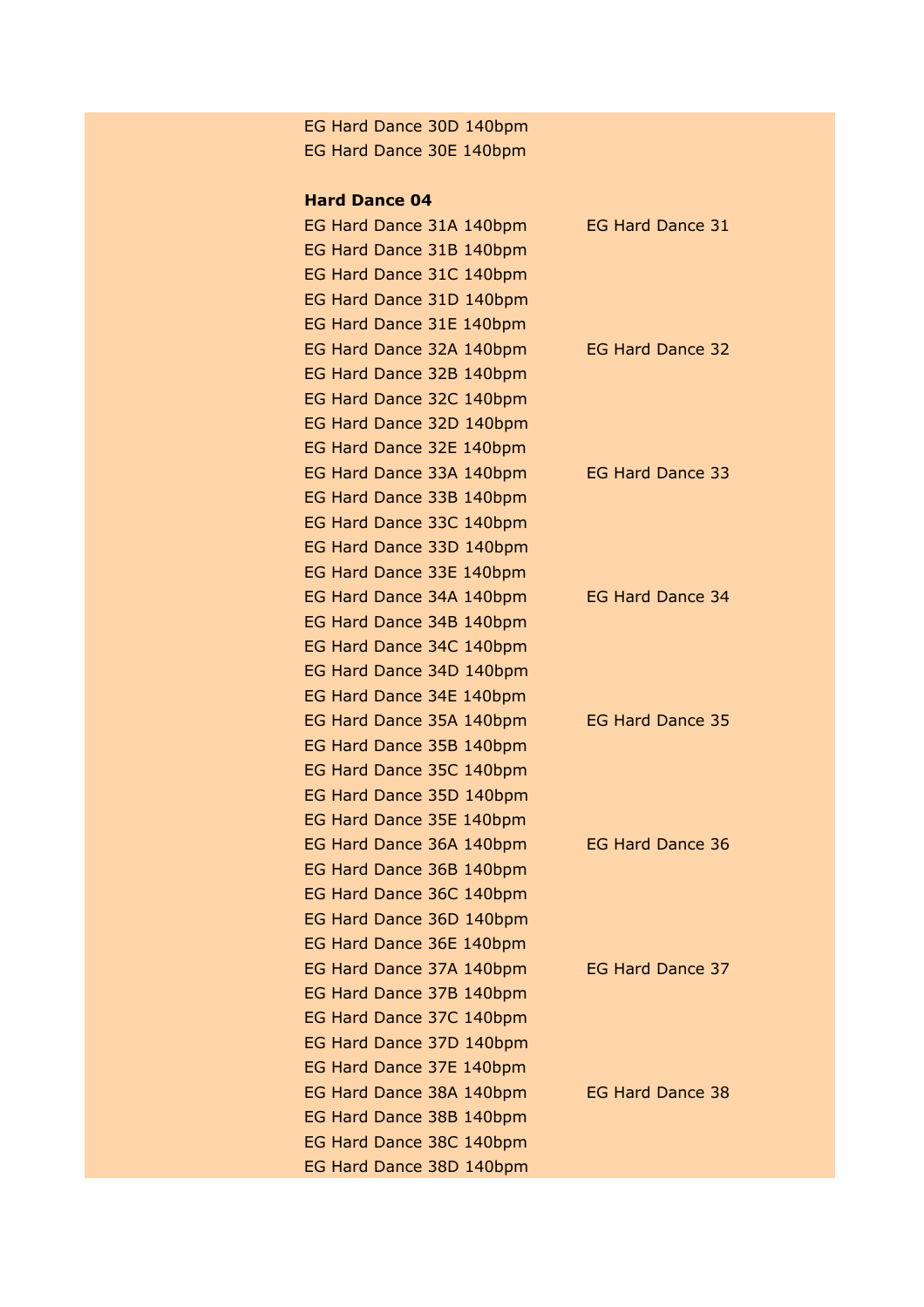EG Hard Dance 30D 140bpm
EG Hard Dance 30E 140bpm

**Hard Dance 04**

| | |
|---|---|
| EG Hard Dance 31A 140bpm | EG Hard Dance 31 |
| EG Hard Dance 31B 140bpm | |
| EG Hard Dance 31C 140bpm | |
| EG Hard Dance 31D 140bpm | |
| EG Hard Dance 31E 140bpm | |
| EG Hard Dance 32A 140bpm | EG Hard Dance 32 |
| EG Hard Dance 32B 140bpm | |
| EG Hard Dance 32C 140bpm | |
| EG Hard Dance 32D 140bpm | |
| EG Hard Dance 32E 140bpm | |
| EG Hard Dance 33A 140bpm | EG Hard Dance 33 |
| EG Hard Dance 33B 140bpm | |
| EG Hard Dance 33C 140bpm | |
| EG Hard Dance 33D 140bpm | |
| EG Hard Dance 33E 140bpm | |
| EG Hard Dance 34A 140bpm | EG Hard Dance 34 |
| EG Hard Dance 34B 140bpm | |
| EG Hard Dance 34C 140bpm | |
| EG Hard Dance 34D 140bpm | |
| EG Hard Dance 34E 140bpm | |
| EG Hard Dance 35A 140bpm | EG Hard Dance 35 |
| EG Hard Dance 35B 140bpm | |
| EG Hard Dance 35C 140bpm | |
| EG Hard Dance 35D 140bpm | |
| EG Hard Dance 35E 140bpm | |
| EG Hard Dance 36A 140bpm | EG Hard Dance 36 |
| EG Hard Dance 36B 140bpm | |
| EG Hard Dance 36C 140bpm | |
| EG Hard Dance 36D 140bpm | |
| EG Hard Dance 36E 140bpm | |
| EG Hard Dance 37A 140bpm | EG Hard Dance 37 |
| EG Hard Dance 37B 140bpm | |
| EG Hard Dance 37C 140bpm | |
| EG Hard Dance 37D 140bpm | |
| EG Hard Dance 37E 140bpm | |
| EG Hard Dance 38A 140bpm | EG Hard Dance 38 |
| EG Hard Dance 38B 140bpm | |
| EG Hard Dance 38C 140bpm | |
| EG Hard Dance 38D 140bpm | |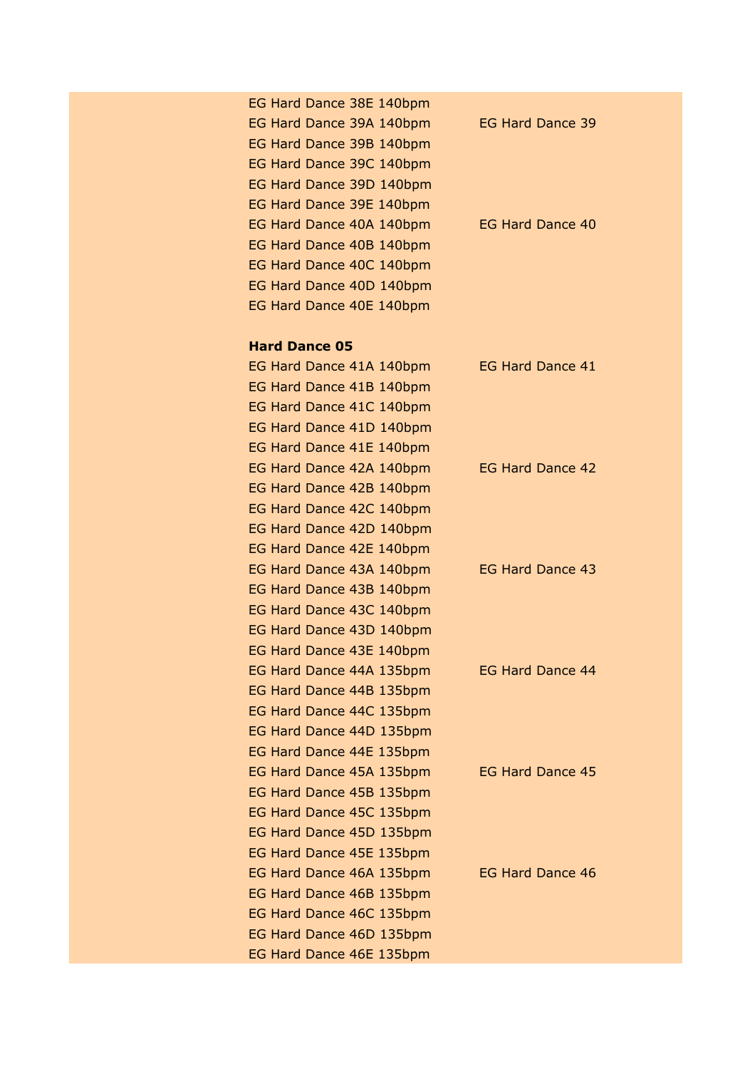| | |
|---|---|
| EG Hard Dance 38E 140bpm | |
| EG Hard Dance 39A 140bpm | EG Hard Dance 39 |
| EG Hard Dance 39B 140bpm | |
| EG Hard Dance 39C 140bpm | |
| EG Hard Dance 39D 140bpm | |
| EG Hard Dance 39E 140bpm | |
| EG Hard Dance 40A 140bpm | EG Hard Dance 40 |
| EG Hard Dance 40B 140bpm | |
| EG Hard Dance 40C 140bpm | |
| EG Hard Dance 40D 140bpm | |
| EG Hard Dance 40E 140bpm | |

**Hard Dance 05**

| | |
|---|---|
| EG Hard Dance 41A 140bpm | EG Hard Dance 41 |
| EG Hard Dance 41B 140bpm | |
| EG Hard Dance 41C 140bpm | |
| EG Hard Dance 41D 140bpm | |
| EG Hard Dance 41E 140bpm | |
| EG Hard Dance 42A 140bpm | EG Hard Dance 42 |
| EG Hard Dance 42B 140bpm | |
| EG Hard Dance 42C 140bpm | |
| EG Hard Dance 42D 140bpm | |
| EG Hard Dance 42E 140bpm | |
| EG Hard Dance 43A 140bpm | EG Hard Dance 43 |
| EG Hard Dance 43B 140bpm | |
| EG Hard Dance 43C 140bpm | |
| EG Hard Dance 43D 140bpm | |
| EG Hard Dance 43E 140bpm | |
| EG Hard Dance 44A 135bpm | EG Hard Dance 44 |
| EG Hard Dance 44B 135bpm | |
| EG Hard Dance 44C 135bpm | |
| EG Hard Dance 44D 135bpm | |
| EG Hard Dance 44E 135bpm | |
| EG Hard Dance 45A 135bpm | EG Hard Dance 45 |
| EG Hard Dance 45B 135bpm | |
| EG Hard Dance 45C 135bpm | |
| EG Hard Dance 45D 135bpm | |
| EG Hard Dance 45E 135bpm | |
| EG Hard Dance 46A 135bpm | EG Hard Dance 46 |
| EG Hard Dance 46B 135bpm | |
| EG Hard Dance 46C 135bpm | |
| EG Hard Dance 46D 135bpm | |
| EG Hard Dance 46E 135bpm | |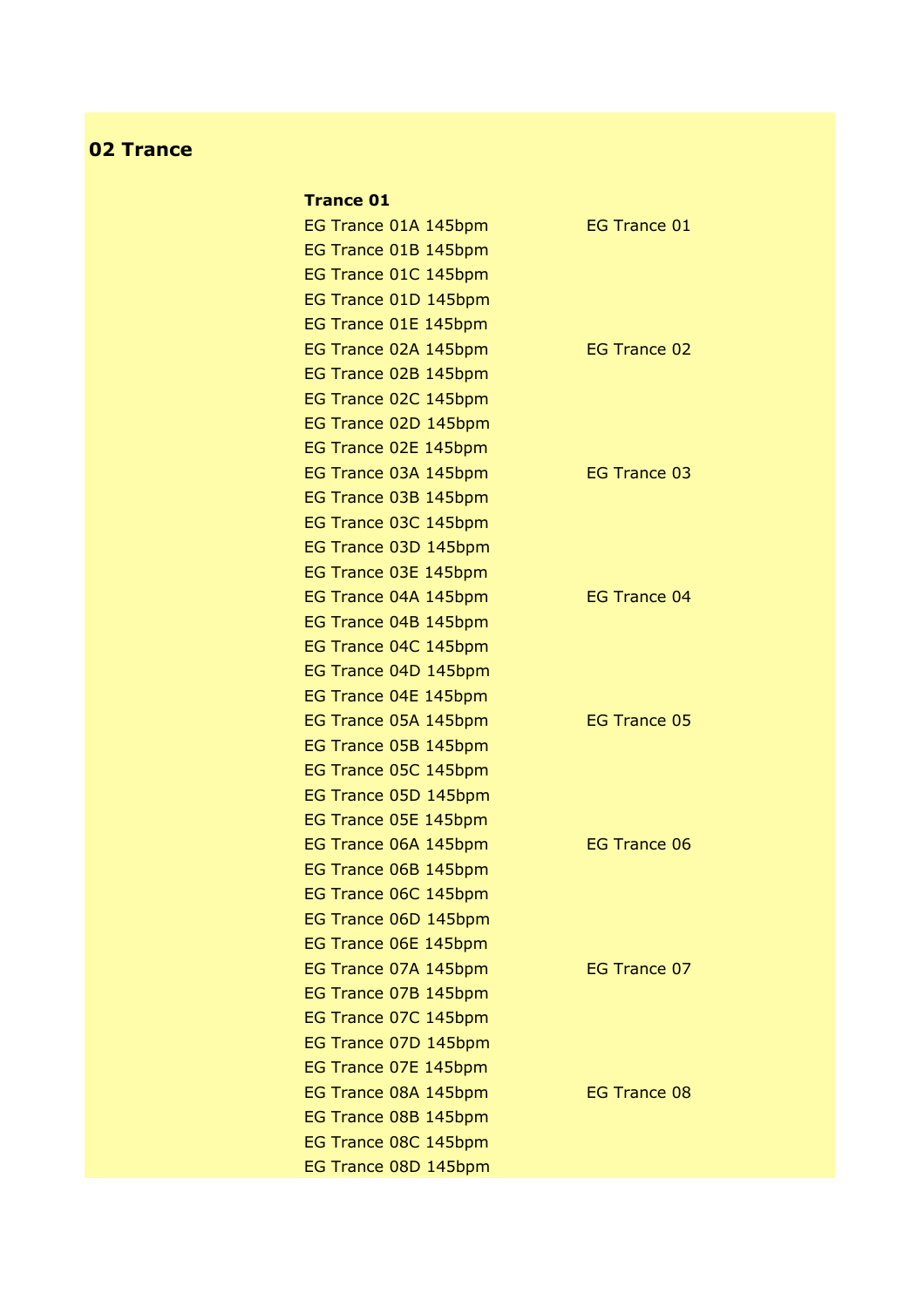## 02 Trance

| | |
|---|---|
| **Trance 01** | |
| EG Trance 01A 145bpm | EG Trance 01 |
| EG Trance 01B 145bpm | |
| EG Trance 01C 145bpm | |
| EG Trance 01D 145bpm | |
| EG Trance 01E 145bpm | |
| EG Trance 02A 145bpm | EG Trance 02 |
| EG Trance 02B 145bpm | |
| EG Trance 02C 145bpm | |
| EG Trance 02D 145bpm | |
| EG Trance 02E 145bpm | |
| EG Trance 03A 145bpm | EG Trance 03 |
| EG Trance 03B 145bpm | |
| EG Trance 03C 145bpm | |
| EG Trance 03D 145bpm | |
| EG Trance 03E 145bpm | |
| EG Trance 04A 145bpm | EG Trance 04 |
| EG Trance 04B 145bpm | |
| EG Trance 04C 145bpm | |
| EG Trance 04D 145bpm | |
| EG Trance 04E 145bpm | |
| EG Trance 05A 145bpm | EG Trance 05 |
| EG Trance 05B 145bpm | |
| EG Trance 05C 145bpm | |
| EG Trance 05D 145bpm | |
| EG Trance 05E 145bpm | |
| EG Trance 06A 145bpm | EG Trance 06 |
| EG Trance 06B 145bpm | |
| EG Trance 06C 145bpm | |
| EG Trance 06D 145bpm | |
| EG Trance 06E 145bpm | |
| EG Trance 07A 145bpm | EG Trance 07 |
| EG Trance 07B 145bpm | |
| EG Trance 07C 145bpm | |
| EG Trance 07D 145bpm | |
| EG Trance 07E 145bpm | |
| EG Trance 08A 145bpm | EG Trance 08 |
| EG Trance 08B 145bpm | |
| EG Trance 08C 145bpm | |
| EG Trance 08D 145bpm | |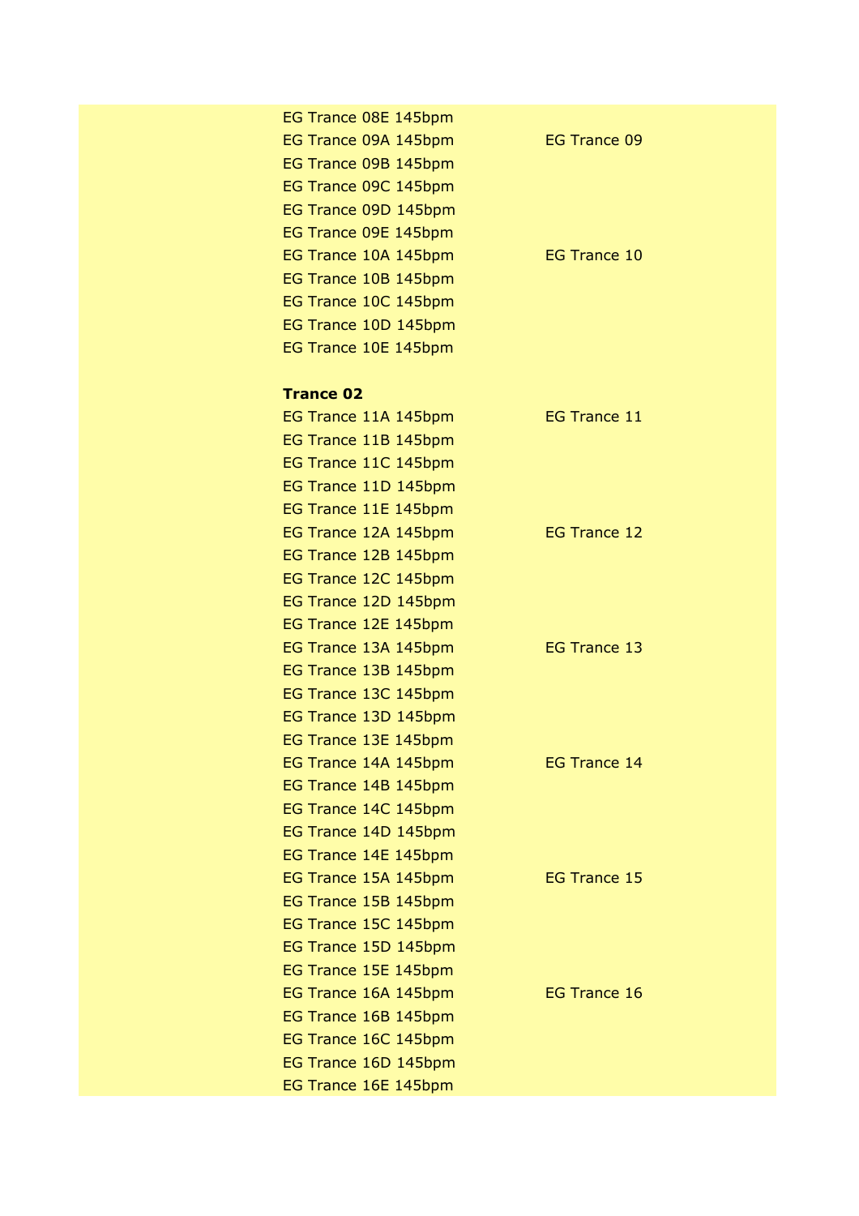| | |
|---|---|
| EG Trance 08E 145bpm | |
| EG Trance 09A 145bpm | EG Trance 09 |
| EG Trance 09B 145bpm | |
| EG Trance 09C 145bpm | |
| EG Trance 09D 145bpm | |
| EG Trance 09E 145bpm | |
| EG Trance 10A 145bpm | EG Trance 10 |
| EG Trance 10B 145bpm | |
| EG Trance 10C 145bpm | |
| EG Trance 10D 145bpm | |
| EG Trance 10E 145bpm | |
| | |
| **Trance 02** | |
| EG Trance 11A 145bpm | EG Trance 11 |
| EG Trance 11B 145bpm | |
| EG Trance 11C 145bpm | |
| EG Trance 11D 145bpm | |
| EG Trance 11E 145bpm | |
| EG Trance 12A 145bpm | EG Trance 12 |
| EG Trance 12B 145bpm | |
| EG Trance 12C 145bpm | |
| EG Trance 12D 145bpm | |
| EG Trance 12E 145bpm | |
| EG Trance 13A 145bpm | EG Trance 13 |
| EG Trance 13B 145bpm | |
| EG Trance 13C 145bpm | |
| EG Trance 13D 145bpm | |
| EG Trance 13E 145bpm | |
| EG Trance 14A 145bpm | EG Trance 14 |
| EG Trance 14B 145bpm | |
| EG Trance 14C 145bpm | |
| EG Trance 14D 145bpm | |
| EG Trance 14E 145bpm | |
| EG Trance 15A 145bpm | EG Trance 15 |
| EG Trance 15B 145bpm | |
| EG Trance 15C 145bpm | |
| EG Trance 15D 145bpm | |
| EG Trance 15E 145bpm | |
| EG Trance 16A 145bpm | EG Trance 16 |
| EG Trance 16B 145bpm | |
| EG Trance 16C 145bpm | |
| EG Trance 16D 145bpm | |
| EG Trance 16E 145bpm | |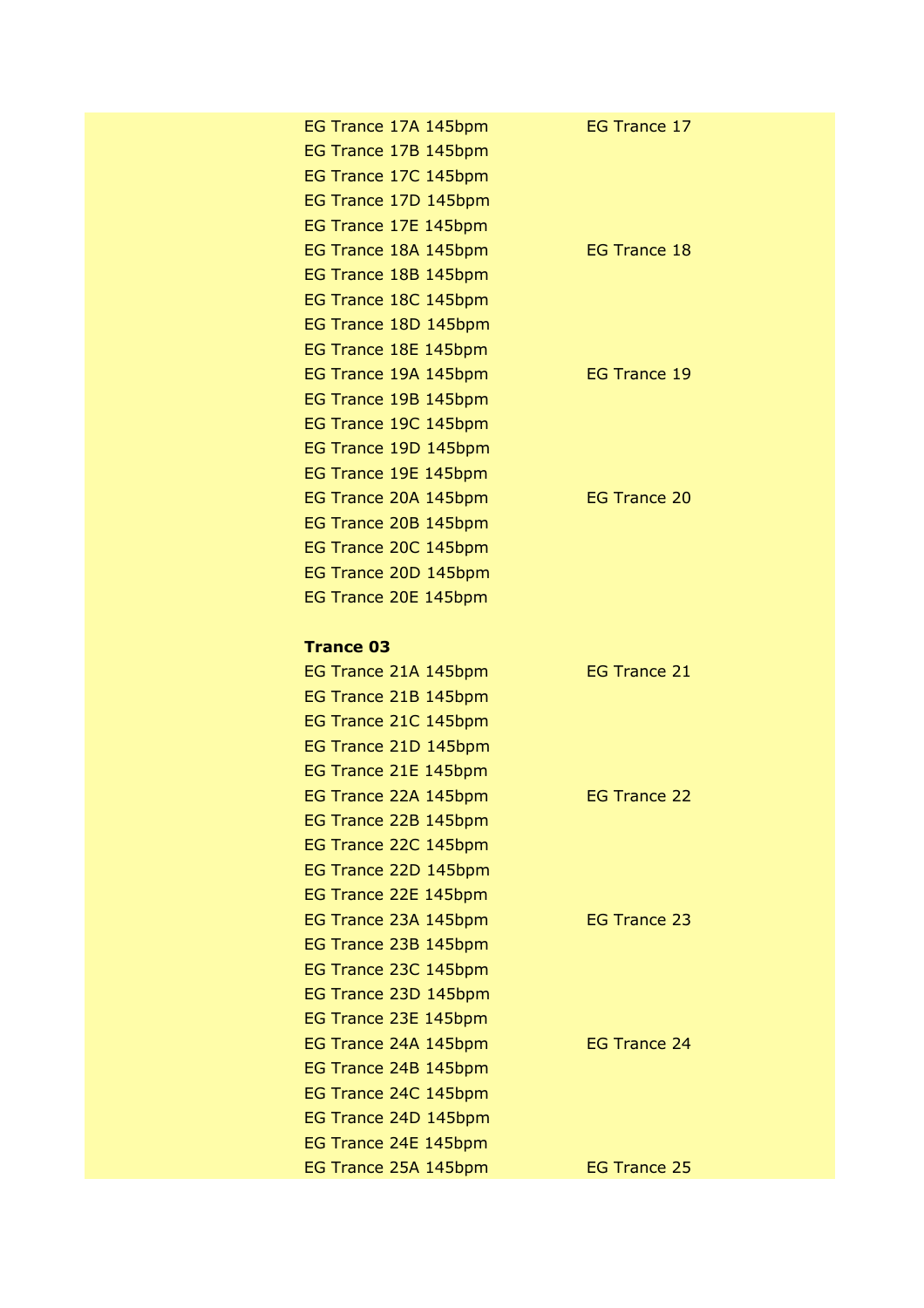| | |
|---|---|
| EG Trance 17A 145bpm | EG Trance 17 |
| EG Trance 17B 145bpm | |
| EG Trance 17C 145bpm | |
| EG Trance 17D 145bpm | |
| EG Trance 17E 145bpm | |
| EG Trance 18A 145bpm | EG Trance 18 |
| EG Trance 18B 145bpm | |
| EG Trance 18C 145bpm | |
| EG Trance 18D 145bpm | |
| EG Trance 18E 145bpm | |
| EG Trance 19A 145bpm | EG Trance 19 |
| EG Trance 19B 145bpm | |
| EG Trance 19C 145bpm | |
| EG Trance 19D 145bpm | |
| EG Trance 19E 145bpm | |
| EG Trance 20A 145bpm | EG Trance 20 |
| EG Trance 20B 145bpm | |
| EG Trance 20C 145bpm | |
| EG Trance 20D 145bpm | |
| EG Trance 20E 145bpm | |

**Trance 03**

| | |
|---|---|
| EG Trance 21A 145bpm | EG Trance 21 |
| EG Trance 21B 145bpm | |
| EG Trance 21C 145bpm | |
| EG Trance 21D 145bpm | |
| EG Trance 21E 145bpm | |
| EG Trance 22A 145bpm | EG Trance 22 |
| EG Trance 22B 145bpm | |
| EG Trance 22C 145bpm | |
| EG Trance 22D 145bpm | |
| EG Trance 22E 145bpm | |
| EG Trance 23A 145bpm | EG Trance 23 |
| EG Trance 23B 145bpm | |
| EG Trance 23C 145bpm | |
| EG Trance 23D 145bpm | |
| EG Trance 23E 145bpm | |
| EG Trance 24A 145bpm | EG Trance 24 |
| EG Trance 24B 145bpm | |
| EG Trance 24C 145bpm | |
| EG Trance 24D 145bpm | |
| EG Trance 24E 145bpm | |
| EG Trance 25A 145bpm | EG Trance 25 |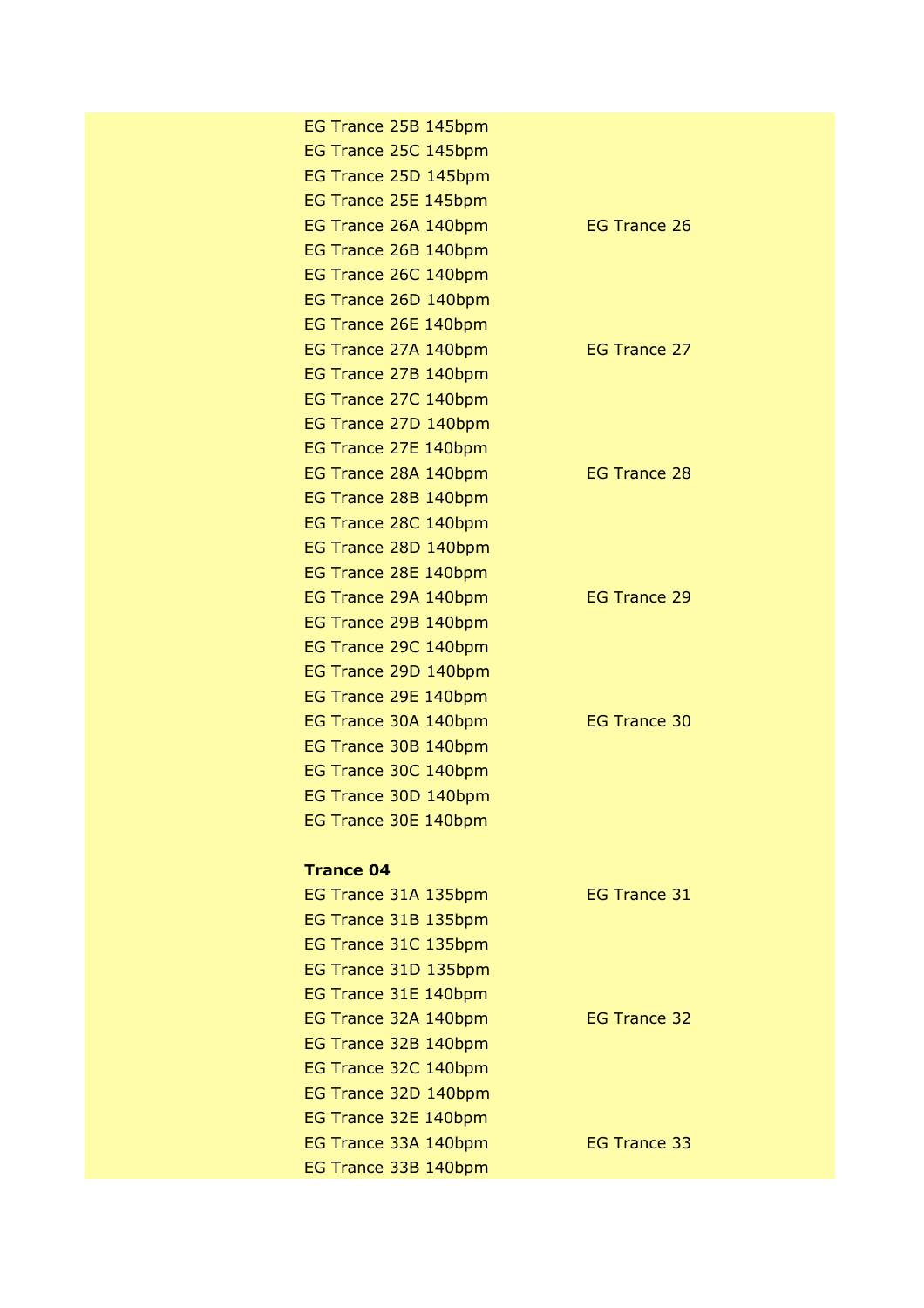| | |
|---|---|
| EG Trance 25B 145bpm | |
| EG Trance 25C 145bpm | |
| EG Trance 25D 145bpm | |
| EG Trance 25E 145bpm | |
| EG Trance 26A 140bpm | EG Trance 26 |
| EG Trance 26B 140bpm | |
| EG Trance 26C 140bpm | |
| EG Trance 26D 140bpm | |
| EG Trance 26E 140bpm | |
| EG Trance 27A 140bpm | EG Trance 27 |
| EG Trance 27B 140bpm | |
| EG Trance 27C 140bpm | |
| EG Trance 27D 140bpm | |
| EG Trance 27E 140bpm | |
| EG Trance 28A 140bpm | EG Trance 28 |
| EG Trance 28B 140bpm | |
| EG Trance 28C 140bpm | |
| EG Trance 28D 140bpm | |
| EG Trance 28E 140bpm | |
| EG Trance 29A 140bpm | EG Trance 29 |
| EG Trance 29B 140bpm | |
| EG Trance 29C 140bpm | |
| EG Trance 29D 140bpm | |
| EG Trance 29E 140bpm | |
| EG Trance 30A 140bpm | EG Trance 30 |
| EG Trance 30B 140bpm | |
| EG Trance 30C 140bpm | |
| EG Trance 30D 140bpm | |
| EG Trance 30E 140bpm | |
| | |
| **Trance 04** | |
| EG Trance 31A 135bpm | EG Trance 31 |
| EG Trance 31B 135bpm | |
| EG Trance 31C 135bpm | |
| EG Trance 31D 135bpm | |
| EG Trance 31E 140bpm | |
| EG Trance 32A 140bpm | EG Trance 32 |
| EG Trance 32B 140bpm | |
| EG Trance 32C 140bpm | |
| EG Trance 32D 140bpm | |
| EG Trance 32E 140bpm | |
| EG Trance 33A 140bpm | EG Trance 33 |
| EG Trance 33B 140bpm | |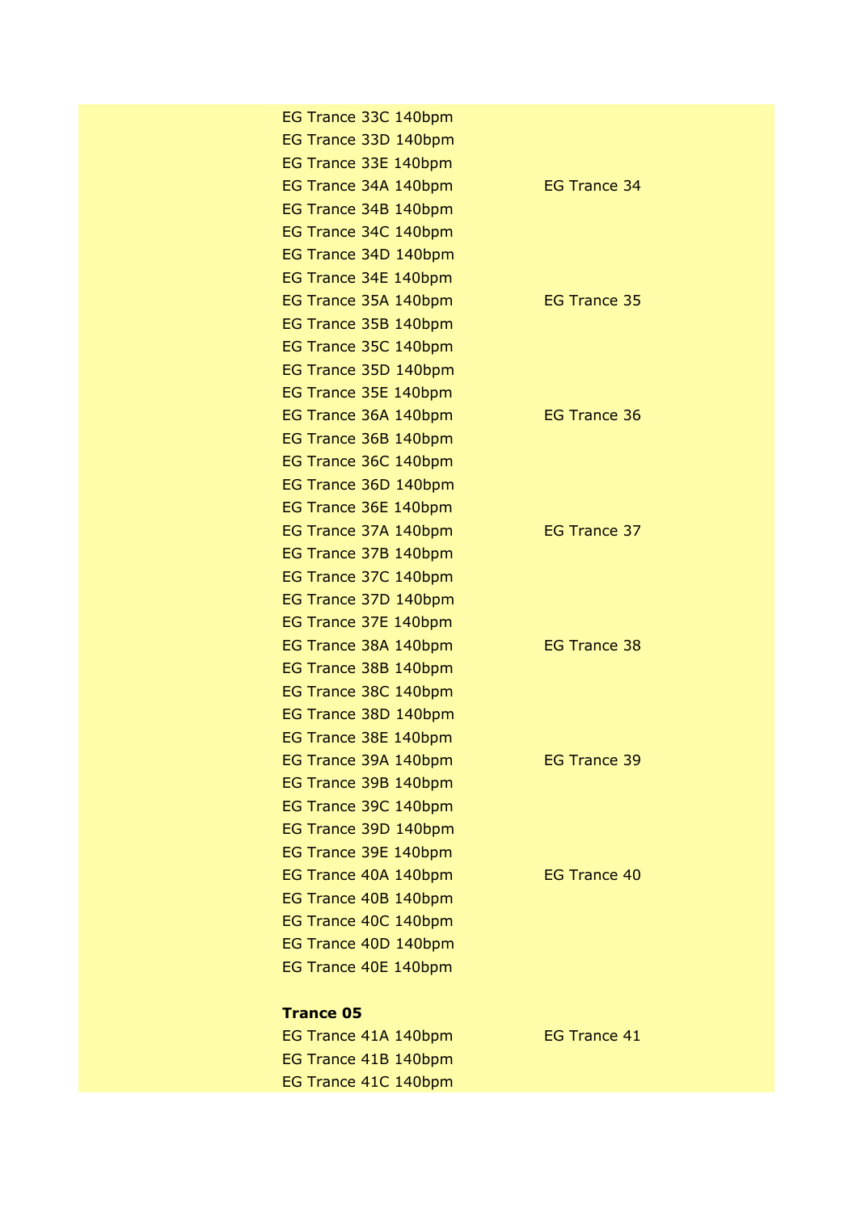| | |
|---|---|
| EG Trance 33C 140bpm | |
| EG Trance 33D 140bpm | |
| EG Trance 33E 140bpm | |
| EG Trance 34A 140bpm | EG Trance 34 |
| EG Trance 34B 140bpm | |
| EG Trance 34C 140bpm | |
| EG Trance 34D 140bpm | |
| EG Trance 34E 140bpm | |
| EG Trance 35A 140bpm | EG Trance 35 |
| EG Trance 35B 140bpm | |
| EG Trance 35C 140bpm | |
| EG Trance 35D 140bpm | |
| EG Trance 35E 140bpm | |
| EG Trance 36A 140bpm | EG Trance 36 |
| EG Trance 36B 140bpm | |
| EG Trance 36C 140bpm | |
| EG Trance 36D 140bpm | |
| EG Trance 36E 140bpm | |
| EG Trance 37A 140bpm | EG Trance 37 |
| EG Trance 37B 140bpm | |
| EG Trance 37C 140bpm | |
| EG Trance 37D 140bpm | |
| EG Trance 37E 140bpm | |
| EG Trance 38A 140bpm | EG Trance 38 |
| EG Trance 38B 140bpm | |
| EG Trance 38C 140bpm | |
| EG Trance 38D 140bpm | |
| EG Trance 38E 140bpm | |
| EG Trance 39A 140bpm | EG Trance 39 |
| EG Trance 39B 140bpm | |
| EG Trance 39C 140bpm | |
| EG Trance 39D 140bpm | |
| EG Trance 39E 140bpm | |
| EG Trance 40A 140bpm | EG Trance 40 |
| EG Trance 40B 140bpm | |
| EG Trance 40C 140bpm | |
| EG Trance 40D 140bpm | |
| EG Trance 40E 140bpm | |

**Trance 05**

| | |
|---|---|
| EG Trance 41A 140bpm | EG Trance 41 |
| EG Trance 41B 140bpm | |
| EG Trance 41C 140bpm | |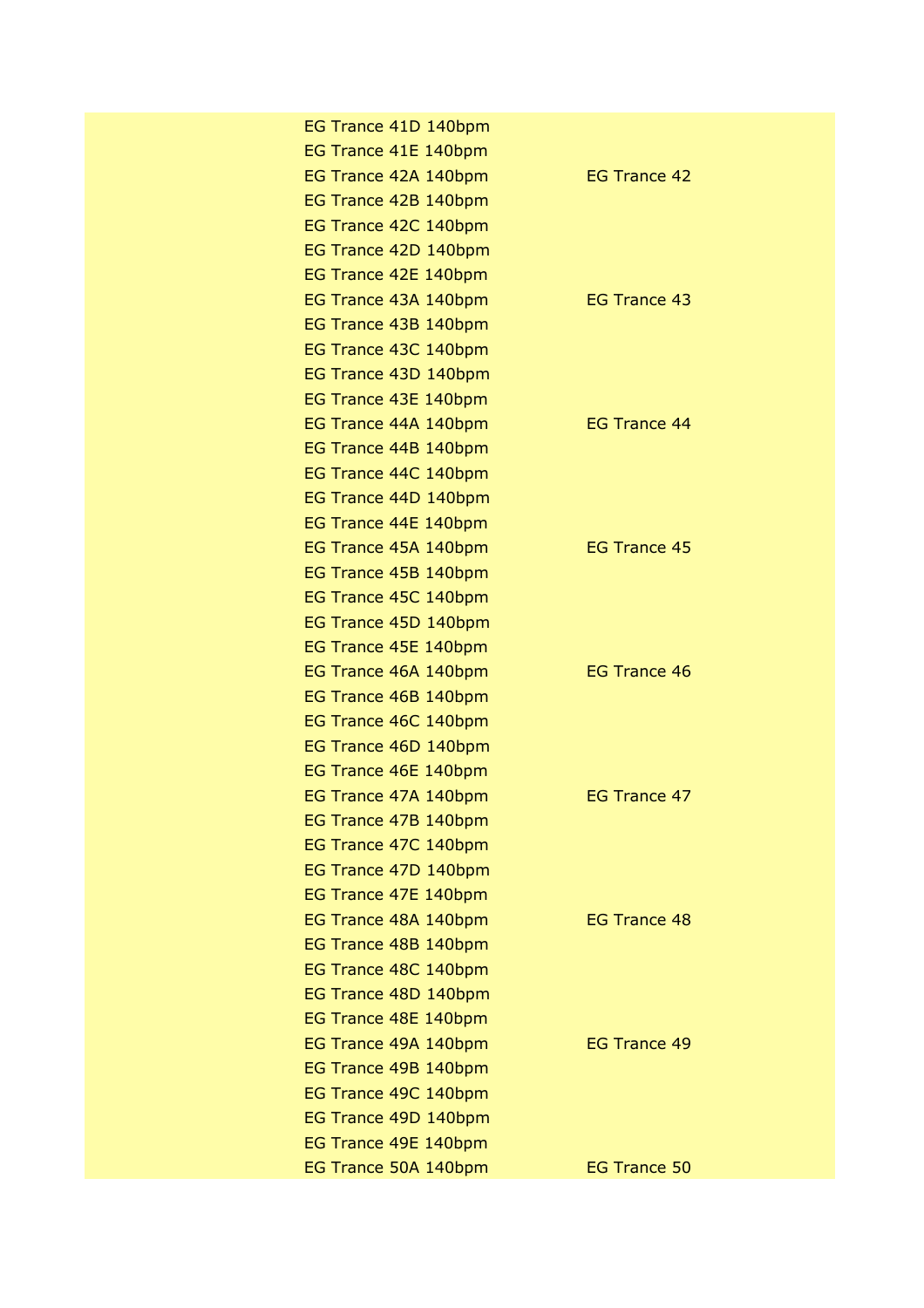| | | |
|---|---|---|
| | EG Trance 41D 140bpm | |
| | EG Trance 41E 140bpm | |
| | EG Trance 42A 140bpm | EG Trance 42 |
| | EG Trance 42B 140bpm | |
| | EG Trance 42C 140bpm | |
| | EG Trance 42D 140bpm | |
| | EG Trance 42E 140bpm | |
| | EG Trance 43A 140bpm | EG Trance 43 |
| | EG Trance 43B 140bpm | |
| | EG Trance 43C 140bpm | |
| | EG Trance 43D 140bpm | |
| | EG Trance 43E 140bpm | |
| | EG Trance 44A 140bpm | EG Trance 44 |
| | EG Trance 44B 140bpm | |
| | EG Trance 44C 140bpm | |
| | EG Trance 44D 140bpm | |
| | EG Trance 44E 140bpm | |
| | EG Trance 45A 140bpm | EG Trance 45 |
| | EG Trance 45B 140bpm | |
| | EG Trance 45C 140bpm | |
| | EG Trance 45D 140bpm | |
| | EG Trance 45E 140bpm | |
| | EG Trance 46A 140bpm | EG Trance 46 |
| | EG Trance 46B 140bpm | |
| | EG Trance 46C 140bpm | |
| | EG Trance 46D 140bpm | |
| | EG Trance 46E 140bpm | |
| | EG Trance 47A 140bpm | EG Trance 47 |
| | EG Trance 47B 140bpm | |
| | EG Trance 47C 140bpm | |
| | EG Trance 47D 140bpm | |
| | EG Trance 47E 140bpm | |
| | EG Trance 48A 140bpm | EG Trance 48 |
| | EG Trance 48B 140bpm | |
| | EG Trance 48C 140bpm | |
| | EG Trance 48D 140bpm | |
| | EG Trance 48E 140bpm | |
| | EG Trance 49A 140bpm | EG Trance 49 |
| | EG Trance 49B 140bpm | |
| | EG Trance 49C 140bpm | |
| | EG Trance 49D 140bpm | |
| | EG Trance 49E 140bpm | |
| | EG Trance 50A 140bpm | EG Trance 50 |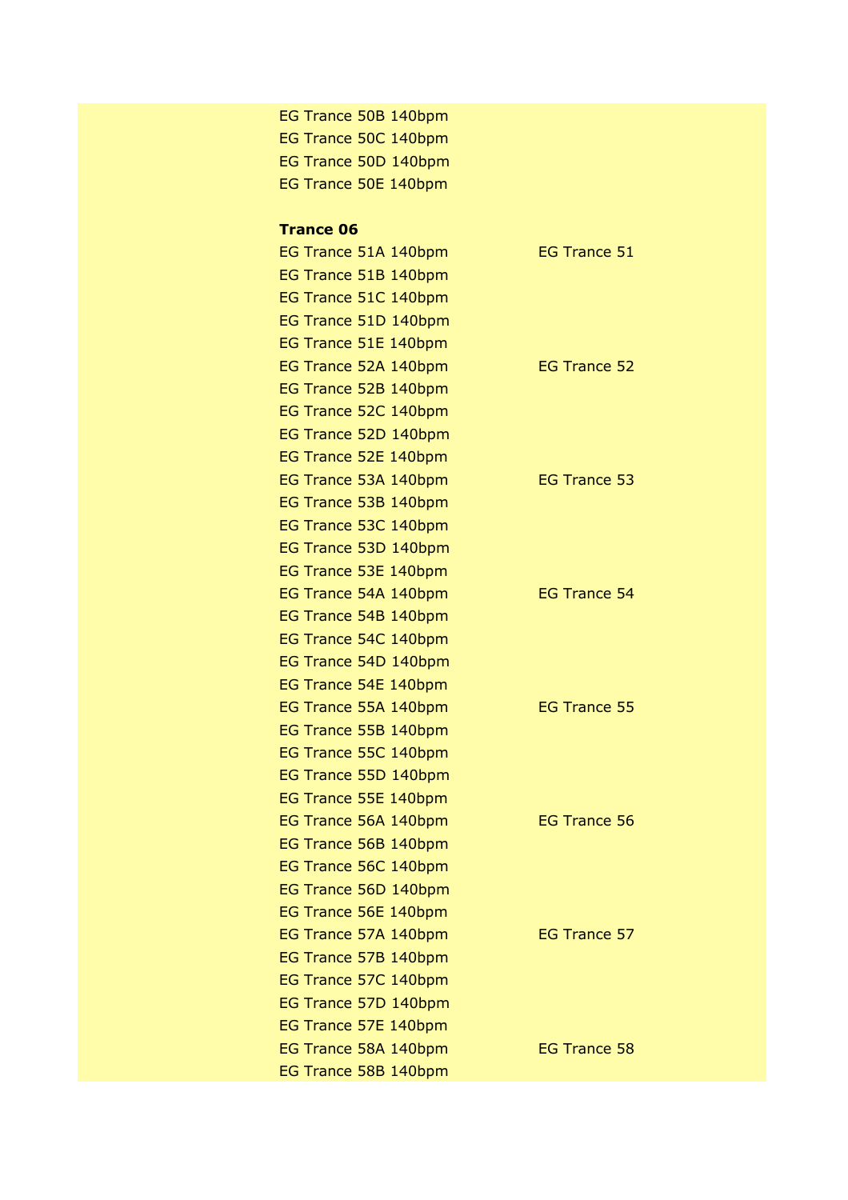| | |
| --- | --- |
| EG Trance 50B 140bpm | |
| EG Trance 50C 140bpm | |
| EG Trance 50D 140bpm | |
| EG Trance 50E 140bpm | |

**Trance 06**

| | |
| --- | --- |
| EG Trance 51A 140bpm | EG Trance 51 |
| EG Trance 51B 140bpm | |
| EG Trance 51C 140bpm | |
| EG Trance 51D 140bpm | |
| EG Trance 51E 140bpm | |
| EG Trance 52A 140bpm | EG Trance 52 |
| EG Trance 52B 140bpm | |
| EG Trance 52C 140bpm | |
| EG Trance 52D 140bpm | |
| EG Trance 52E 140bpm | |
| EG Trance 53A 140bpm | EG Trance 53 |
| EG Trance 53B 140bpm | |
| EG Trance 53C 140bpm | |
| EG Trance 53D 140bpm | |
| EG Trance 53E 140bpm | |
| EG Trance 54A 140bpm | EG Trance 54 |
| EG Trance 54B 140bpm | |
| EG Trance 54C 140bpm | |
| EG Trance 54D 140bpm | |
| EG Trance 54E 140bpm | |
| EG Trance 55A 140bpm | EG Trance 55 |
| EG Trance 55B 140bpm | |
| EG Trance 55C 140bpm | |
| EG Trance 55D 140bpm | |
| EG Trance 55E 140bpm | |
| EG Trance 56A 140bpm | EG Trance 56 |
| EG Trance 56B 140bpm | |
| EG Trance 56C 140bpm | |
| EG Trance 56D 140bpm | |
| EG Trance 56E 140bpm | |
| EG Trance 57A 140bpm | EG Trance 57 |
| EG Trance 57B 140bpm | |
| EG Trance 57C 140bpm | |
| EG Trance 57D 140bpm | |
| EG Trance 57E 140bpm | |
| EG Trance 58A 140bpm | EG Trance 58 |
| EG Trance 58B 140bpm | |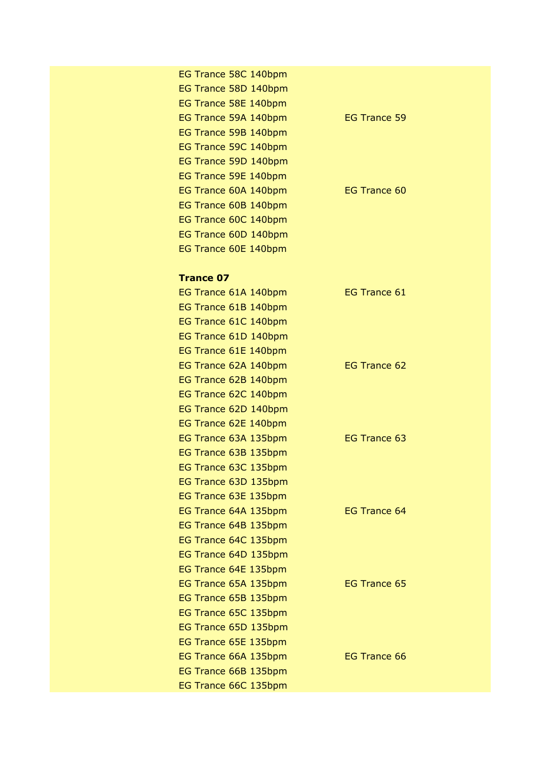| | |
|---|---|
| EG Trance 58C 140bpm | |
| EG Trance 58D 140bpm | |
| EG Trance 58E 140bpm | |
| EG Trance 59A 140bpm | EG Trance 59 |
| EG Trance 59B 140bpm | |
| EG Trance 59C 140bpm | |
| EG Trance 59D 140bpm | |
| EG Trance 59E 140bpm | |
| EG Trance 60A 140bpm | EG Trance 60 |
| EG Trance 60B 140bpm | |
| EG Trance 60C 140bpm | |
| EG Trance 60D 140bpm | |
| EG Trance 60E 140bpm | |

**Trance 07**

| | |
|---|---|
| EG Trance 61A 140bpm | EG Trance 61 |
| EG Trance 61B 140bpm | |
| EG Trance 61C 140bpm | |
| EG Trance 61D 140bpm | |
| EG Trance 61E 140bpm | |
| EG Trance 62A 140bpm | EG Trance 62 |
| EG Trance 62B 140bpm | |
| EG Trance 62C 140bpm | |
| EG Trance 62D 140bpm | |
| EG Trance 62E 140bpm | |
| EG Trance 63A 135bpm | EG Trance 63 |
| EG Trance 63B 135bpm | |
| EG Trance 63C 135bpm | |
| EG Trance 63D 135bpm | |
| EG Trance 63E 135bpm | |
| EG Trance 64A 135bpm | EG Trance 64 |
| EG Trance 64B 135bpm | |
| EG Trance 64C 135bpm | |
| EG Trance 64D 135bpm | |
| EG Trance 64E 135bpm | |
| EG Trance 65A 135bpm | EG Trance 65 |
| EG Trance 65B 135bpm | |
| EG Trance 65C 135bpm | |
| EG Trance 65D 135bpm | |
| EG Trance 65E 135bpm | |
| EG Trance 66A 135bpm | EG Trance 66 |
| EG Trance 66B 135bpm | |
| EG Trance 66C 135bpm | |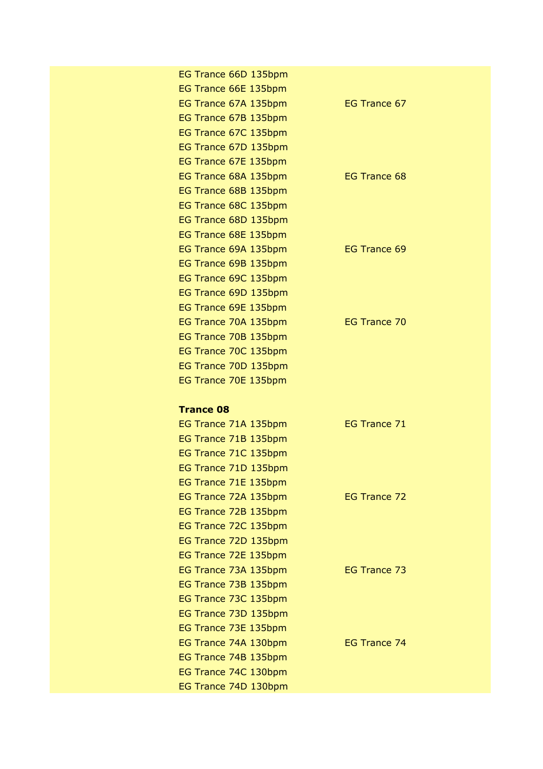| | |
|---|---|
| EG Trance 66D 135bpm | |
| EG Trance 66E 135bpm | |
| EG Trance 67A 135bpm | EG Trance 67 |
| EG Trance 67B 135bpm | |
| EG Trance 67C 135bpm | |
| EG Trance 67D 135bpm | |
| EG Trance 67E 135bpm | |
| EG Trance 68A 135bpm | EG Trance 68 |
| EG Trance 68B 135bpm | |
| EG Trance 68C 135bpm | |
| EG Trance 68D 135bpm | |
| EG Trance 68E 135bpm | |
| EG Trance 69A 135bpm | EG Trance 69 |
| EG Trance 69B 135bpm | |
| EG Trance 69C 135bpm | |
| EG Trance 69D 135bpm | |
| EG Trance 69E 135bpm | |
| EG Trance 70A 135bpm | EG Trance 70 |
| EG Trance 70B 135bpm | |
| EG Trance 70C 135bpm | |
| EG Trance 70D 135bpm | |
| EG Trance 70E 135bpm | |

**Trance 08**

| | |
|---|---|
| EG Trance 71A 135bpm | EG Trance 71 |
| EG Trance 71B 135bpm | |
| EG Trance 71C 135bpm | |
| EG Trance 71D 135bpm | |
| EG Trance 71E 135bpm | |
| EG Trance 72A 135bpm | EG Trance 72 |
| EG Trance 72B 135bpm | |
| EG Trance 72C 135bpm | |
| EG Trance 72D 135bpm | |
| EG Trance 72E 135bpm | |
| EG Trance 73A 135bpm | EG Trance 73 |
| EG Trance 73B 135bpm | |
| EG Trance 73C 135bpm | |
| EG Trance 73D 135bpm | |
| EG Trance 73E 135bpm | |
| EG Trance 74A 130bpm | EG Trance 74 |
| EG Trance 74B 135bpm | |
| EG Trance 74C 130bpm | |
| EG Trance 74D 130bpm | |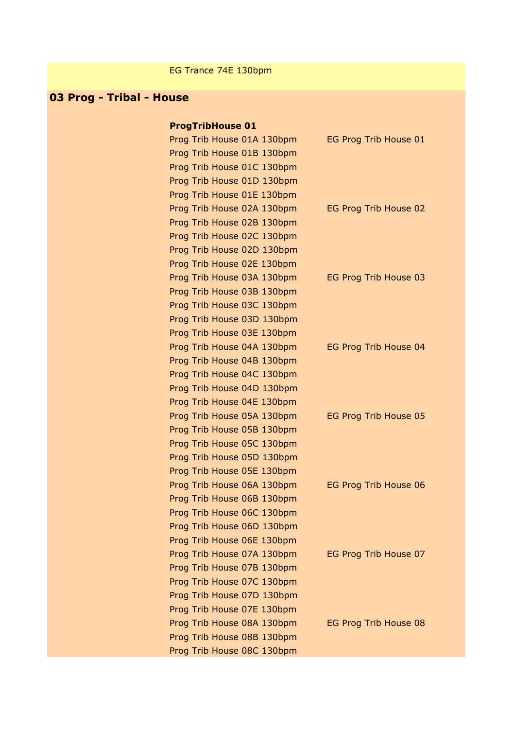EG Trance 74E 130bpm

## 03 Prog - Tribal - House

**ProgTribHouse 01**

| | |
|---|---|
| Prog Trib House 01A 130bpm | EG Prog Trib House 01 |
| Prog Trib House 01B 130bpm | |
| Prog Trib House 01C 130bpm | |
| Prog Trib House 01D 130bpm | |
| Prog Trib House 01E 130bpm | |
| Prog Trib House 02A 130bpm | EG Prog Trib House 02 |
| Prog Trib House 02B 130bpm | |
| Prog Trib House 02C 130bpm | |
| Prog Trib House 02D 130bpm | |
| Prog Trib House 02E 130bpm | |
| Prog Trib House 03A 130bpm | EG Prog Trib House 03 |
| Prog Trib House 03B 130bpm | |
| Prog Trib House 03C 130bpm | |
| Prog Trib House 03D 130bpm | |
| Prog Trib House 03E 130bpm | |
| Prog Trib House 04A 130bpm | EG Prog Trib House 04 |
| Prog Trib House 04B 130bpm | |
| Prog Trib House 04C 130bpm | |
| Prog Trib House 04D 130bpm | |
| Prog Trib House 04E 130bpm | |
| Prog Trib House 05A 130bpm | EG Prog Trib House 05 |
| Prog Trib House 05B 130bpm | |
| Prog Trib House 05C 130bpm | |
| Prog Trib House 05D 130bpm | |
| Prog Trib House 05E 130bpm | |
| Prog Trib House 06A 130bpm | EG Prog Trib House 06 |
| Prog Trib House 06B 130bpm | |
| Prog Trib House 06C 130bpm | |
| Prog Trib House 06D 130bpm | |
| Prog Trib House 06E 130bpm | |
| Prog Trib House 07A 130bpm | EG Prog Trib House 07 |
| Prog Trib House 07B 130bpm | |
| Prog Trib House 07C 130bpm | |
| Prog Trib House 07D 130bpm | |
| Prog Trib House 07E 130bpm | |
| Prog Trib House 08A 130bpm | EG Prog Trib House 08 |
| Prog Trib House 08B 130bpm | |
| Prog Trib House 08C 130bpm | |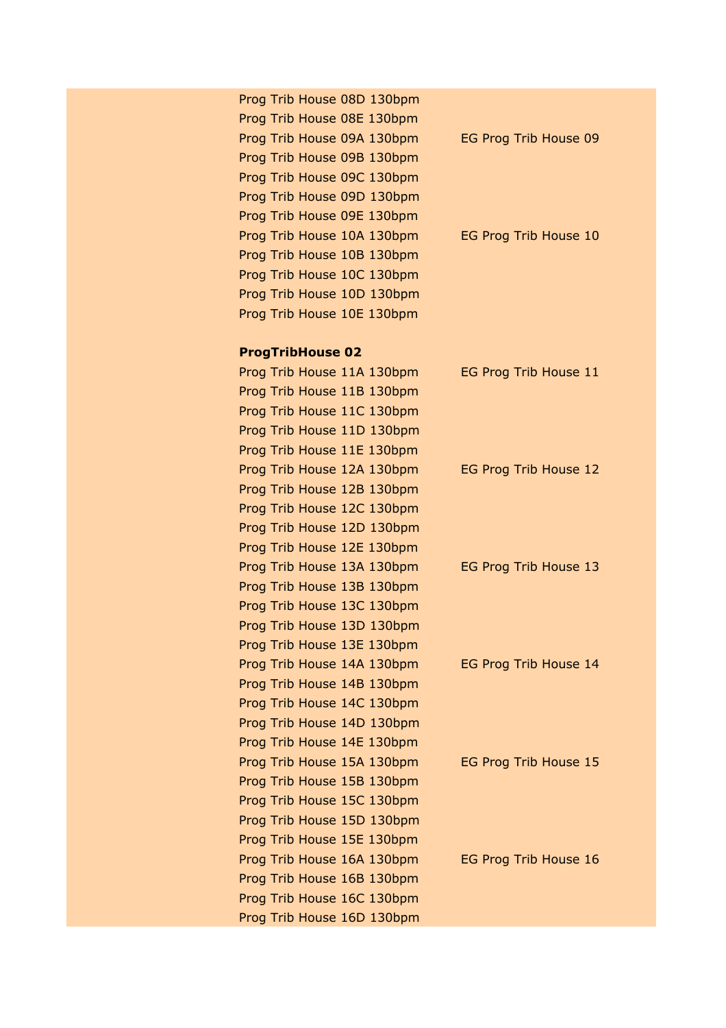| | |
|---|---|
| Prog Trib House 08D 130bpm | |
| Prog Trib House 08E 130bpm | |
| Prog Trib House 09A 130bpm | EG Prog Trib House 09 |
| Prog Trib House 09B 130bpm | |
| Prog Trib House 09C 130bpm | |
| Prog Trib House 09D 130bpm | |
| Prog Trib House 09E 130bpm | |
| Prog Trib House 10A 130bpm | EG Prog Trib House 10 |
| Prog Trib House 10B 130bpm | |
| Prog Trib House 10C 130bpm | |
| Prog Trib House 10D 130bpm | |
| Prog Trib House 10E 130bpm | |

**ProgTribHouse 02**

| | |
|---|---|
| Prog Trib House 11A 130bpm | EG Prog Trib House 11 |
| Prog Trib House 11B 130bpm | |
| Prog Trib House 11C 130bpm | |
| Prog Trib House 11D 130bpm | |
| Prog Trib House 11E 130bpm | |
| Prog Trib House 12A 130bpm | EG Prog Trib House 12 |
| Prog Trib House 12B 130bpm | |
| Prog Trib House 12C 130bpm | |
| Prog Trib House 12D 130bpm | |
| Prog Trib House 12E 130bpm | |
| Prog Trib House 13A 130bpm | EG Prog Trib House 13 |
| Prog Trib House 13B 130bpm | |
| Prog Trib House 13C 130bpm | |
| Prog Trib House 13D 130bpm | |
| Prog Trib House 13E 130bpm | |
| Prog Trib House 14A 130bpm | EG Prog Trib House 14 |
| Prog Trib House 14B 130bpm | |
| Prog Trib House 14C 130bpm | |
| Prog Trib House 14D 130bpm | |
| Prog Trib House 14E 130bpm | |
| Prog Trib House 15A 130bpm | EG Prog Trib House 15 |
| Prog Trib House 15B 130bpm | |
| Prog Trib House 15C 130bpm | |
| Prog Trib House 15D 130bpm | |
| Prog Trib House 15E 130bpm | |
| Prog Trib House 16A 130bpm | EG Prog Trib House 16 |
| Prog Trib House 16B 130bpm | |
| Prog Trib House 16C 130bpm | |
| Prog Trib House 16D 130bpm | |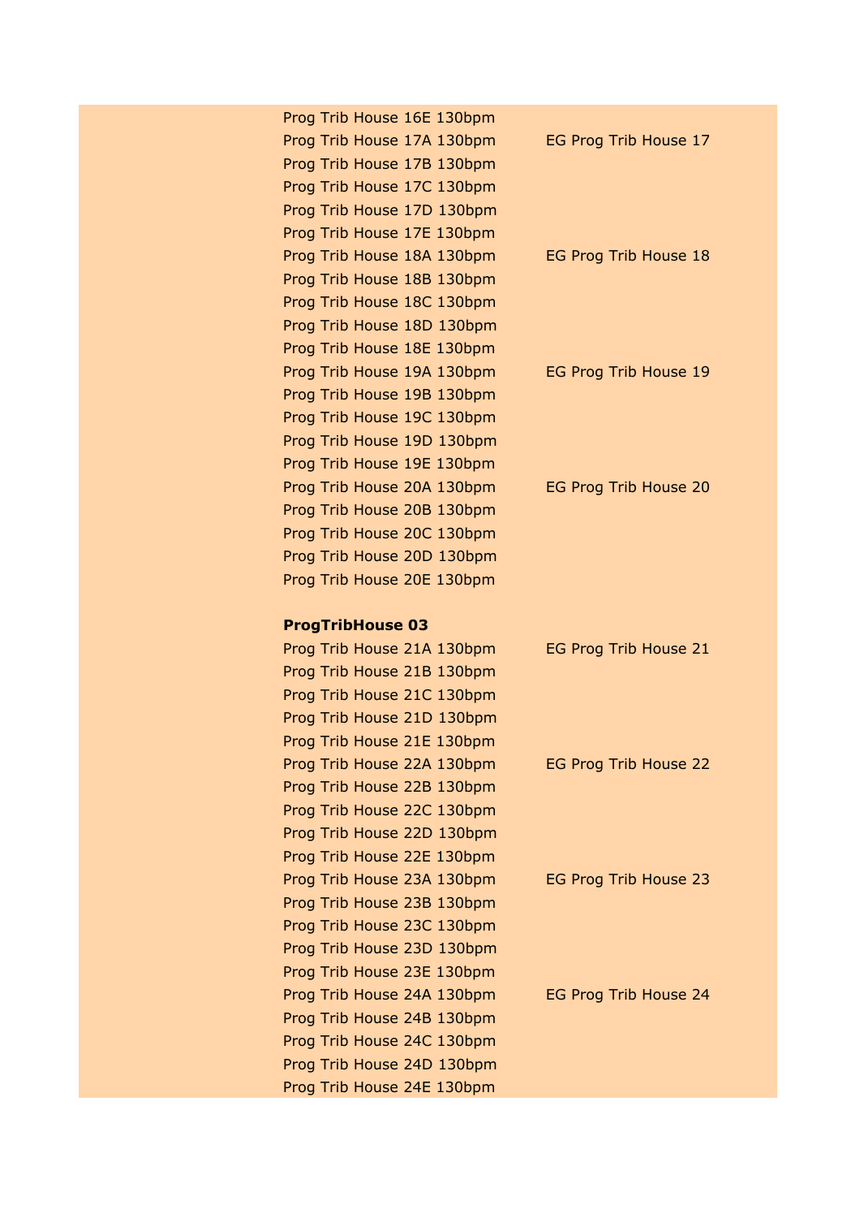| | |
|---|---|
| Prog Trib House 16E 130bpm | |
| Prog Trib House 17A 130bpm | EG Prog Trib House 17 |
| Prog Trib House 17B 130bpm | |
| Prog Trib House 17C 130bpm | |
| Prog Trib House 17D 130bpm | |
| Prog Trib House 17E 130bpm | |
| Prog Trib House 18A 130bpm | EG Prog Trib House 18 |
| Prog Trib House 18B 130bpm | |
| Prog Trib House 18C 130bpm | |
| Prog Trib House 18D 130bpm | |
| Prog Trib House 18E 130bpm | |
| Prog Trib House 19A 130bpm | EG Prog Trib House 19 |
| Prog Trib House 19B 130bpm | |
| Prog Trib House 19C 130bpm | |
| Prog Trib House 19D 130bpm | |
| Prog Trib House 19E 130bpm | |
| Prog Trib House 20A 130bpm | EG Prog Trib House 20 |
| Prog Trib House 20B 130bpm | |
| Prog Trib House 20C 130bpm | |
| Prog Trib House 20D 130bpm | |
| Prog Trib House 20E 130bpm | |

**ProgTribHouse 03**

| | |
|---|---|
| Prog Trib House 21A 130bpm | EG Prog Trib House 21 |
| Prog Trib House 21B 130bpm | |
| Prog Trib House 21C 130bpm | |
| Prog Trib House 21D 130bpm | |
| Prog Trib House 21E 130bpm | |
| Prog Trib House 22A 130bpm | EG Prog Trib House 22 |
| Prog Trib House 22B 130bpm | |
| Prog Trib House 22C 130bpm | |
| Prog Trib House 22D 130bpm | |
| Prog Trib House 22E 130bpm | |
| Prog Trib House 23A 130bpm | EG Prog Trib House 23 |
| Prog Trib House 23B 130bpm | |
| Prog Trib House 23C 130bpm | |
| Prog Trib House 23D 130bpm | |
| Prog Trib House 23E 130bpm | |
| Prog Trib House 24A 130bpm | EG Prog Trib House 24 |
| Prog Trib House 24B 130bpm | |
| Prog Trib House 24C 130bpm | |
| Prog Trib House 24D 130bpm | |
| Prog Trib House 24E 130bpm | |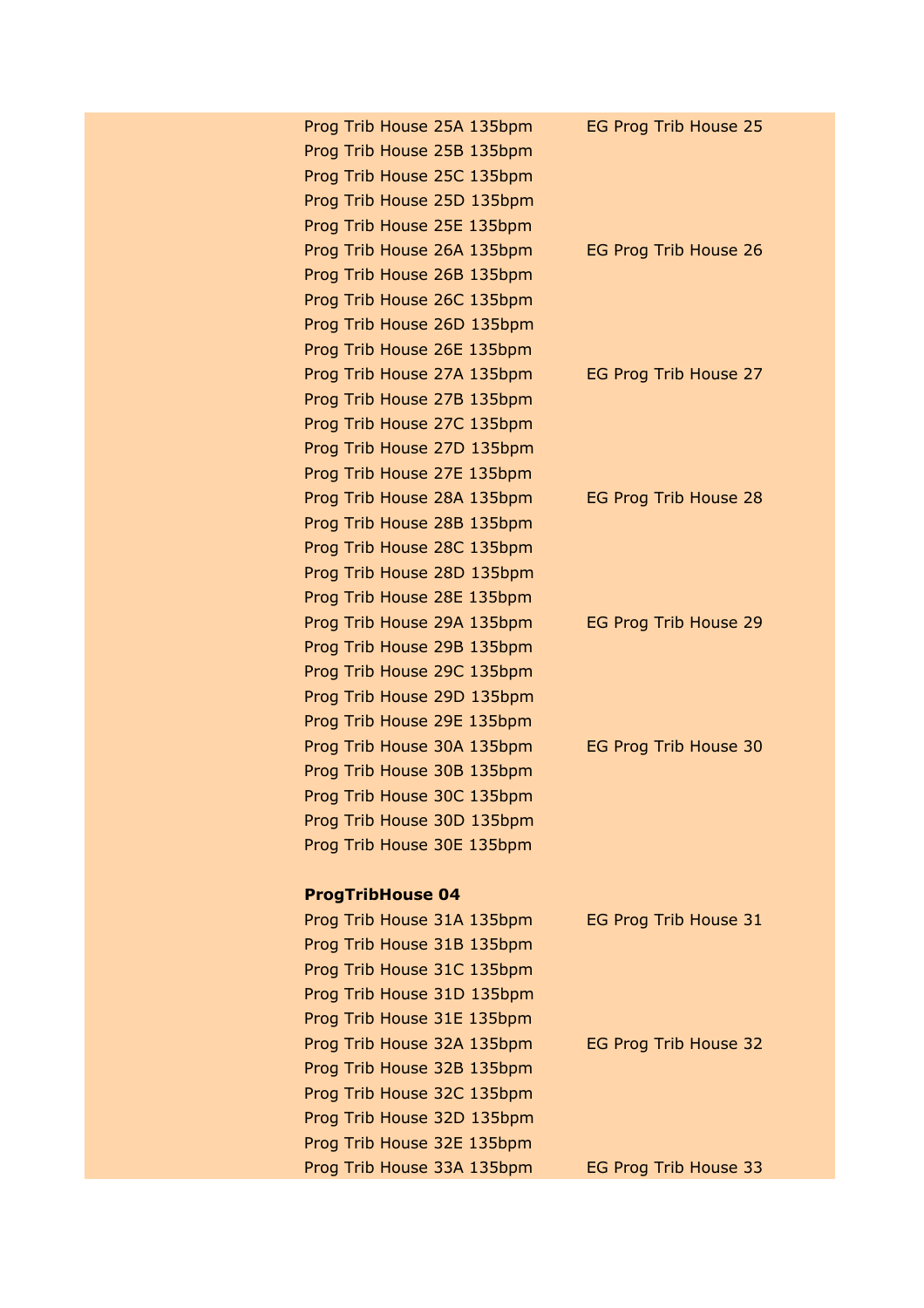| | |
|---|---|
| Prog Trib House 25A 135bpm | EG Prog Trib House 25 |
| Prog Trib House 25B 135bpm | |
| Prog Trib House 25C 135bpm | |
| Prog Trib House 25D 135bpm | |
| Prog Trib House 25E 135bpm | |
| Prog Trib House 26A 135bpm | EG Prog Trib House 26 |
| Prog Trib House 26B 135bpm | |
| Prog Trib House 26C 135bpm | |
| Prog Trib House 26D 135bpm | |
| Prog Trib House 26E 135bpm | |
| Prog Trib House 27A 135bpm | EG Prog Trib House 27 |
| Prog Trib House 27B 135bpm | |
| Prog Trib House 27C 135bpm | |
| Prog Trib House 27D 135bpm | |
| Prog Trib House 27E 135bpm | |
| Prog Trib House 28A 135bpm | EG Prog Trib House 28 |
| Prog Trib House 28B 135bpm | |
| Prog Trib House 28C 135bpm | |
| Prog Trib House 28D 135bpm | |
| Prog Trib House 28E 135bpm | |
| Prog Trib House 29A 135bpm | EG Prog Trib House 29 |
| Prog Trib House 29B 135bpm | |
| Prog Trib House 29C 135bpm | |
| Prog Trib House 29D 135bpm | |
| Prog Trib House 29E 135bpm | |
| Prog Trib House 30A 135bpm | EG Prog Trib House 30 |
| Prog Trib House 30B 135bpm | |
| Prog Trib House 30C 135bpm | |
| Prog Trib House 30D 135bpm | |
| Prog Trib House 30E 135bpm | |

**ProgTribHouse 04**

| | |
|---|---|
| Prog Trib House 31A 135bpm | EG Prog Trib House 31 |
| Prog Trib House 31B 135bpm | |
| Prog Trib House 31C 135bpm | |
| Prog Trib House 31D 135bpm | |
| Prog Trib House 31E 135bpm | |
| Prog Trib House 32A 135bpm | EG Prog Trib House 32 |
| Prog Trib House 32B 135bpm | |
| Prog Trib House 32C 135bpm | |
| Prog Trib House 32D 135bpm | |
| Prog Trib House 32E 135bpm | |
| Prog Trib House 33A 135bpm | EG Prog Trib House 33 |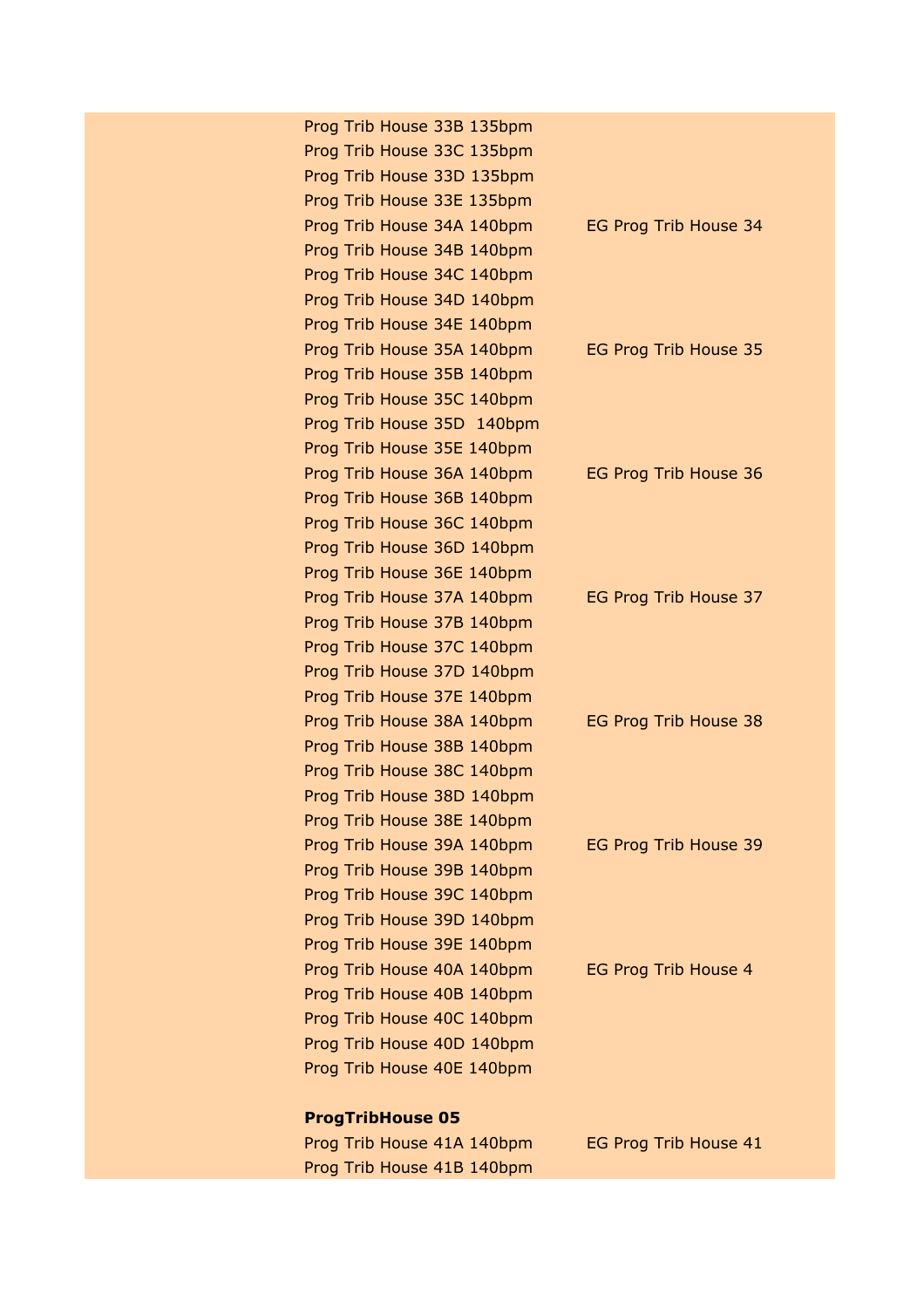| | |
|---|---|
| Prog Trib House 33B 135bpm | |
| Prog Trib House 33C 135bpm | |
| Prog Trib House 33D 135bpm | |
| Prog Trib House 33E 135bpm | |
| Prog Trib House 34A 140bpm | EG Prog Trib House 34 |
| Prog Trib House 34B 140bpm | |
| Prog Trib House 34C 140bpm | |
| Prog Trib House 34D 140bpm | |
| Prog Trib House 34E 140bpm | |
| Prog Trib House 35A 140bpm | EG Prog Trib House 35 |
| Prog Trib House 35B 140bpm | |
| Prog Trib House 35C 140bpm | |
| Prog Trib House 35D 140bpm | |
| Prog Trib House 35E 140bpm | |
| Prog Trib House 36A 140bpm | EG Prog Trib House 36 |
| Prog Trib House 36B 140bpm | |
| Prog Trib House 36C 140bpm | |
| Prog Trib House 36D 140bpm | |
| Prog Trib House 36E 140bpm | |
| Prog Trib House 37A 140bpm | EG Prog Trib House 37 |
| Prog Trib House 37B 140bpm | |
| Prog Trib House 37C 140bpm | |
| Prog Trib House 37D 140bpm | |
| Prog Trib House 37E 140bpm | |
| Prog Trib House 38A 140bpm | EG Prog Trib House 38 |
| Prog Trib House 38B 140bpm | |
| Prog Trib House 38C 140bpm | |
| Prog Trib House 38D 140bpm | |
| Prog Trib House 38E 140bpm | |
| Prog Trib House 39A 140bpm | EG Prog Trib House 39 |
| Prog Trib House 39B 140bpm | |
| Prog Trib House 39C 140bpm | |
| Prog Trib House 39D 140bpm | |
| Prog Trib House 39E 140bpm | |
| Prog Trib House 40A 140bpm | EG Prog Trib House 4 |
| Prog Trib House 40B 140bpm | |
| Prog Trib House 40C 140bpm | |
| Prog Trib House 40D 140bpm | |
| Prog Trib House 40E 140bpm | |

**ProgTribHouse 05**

| | |
|---|---|
| Prog Trib House 41A 140bpm | EG Prog Trib House 41 |
| Prog Trib House 41B 140bpm | |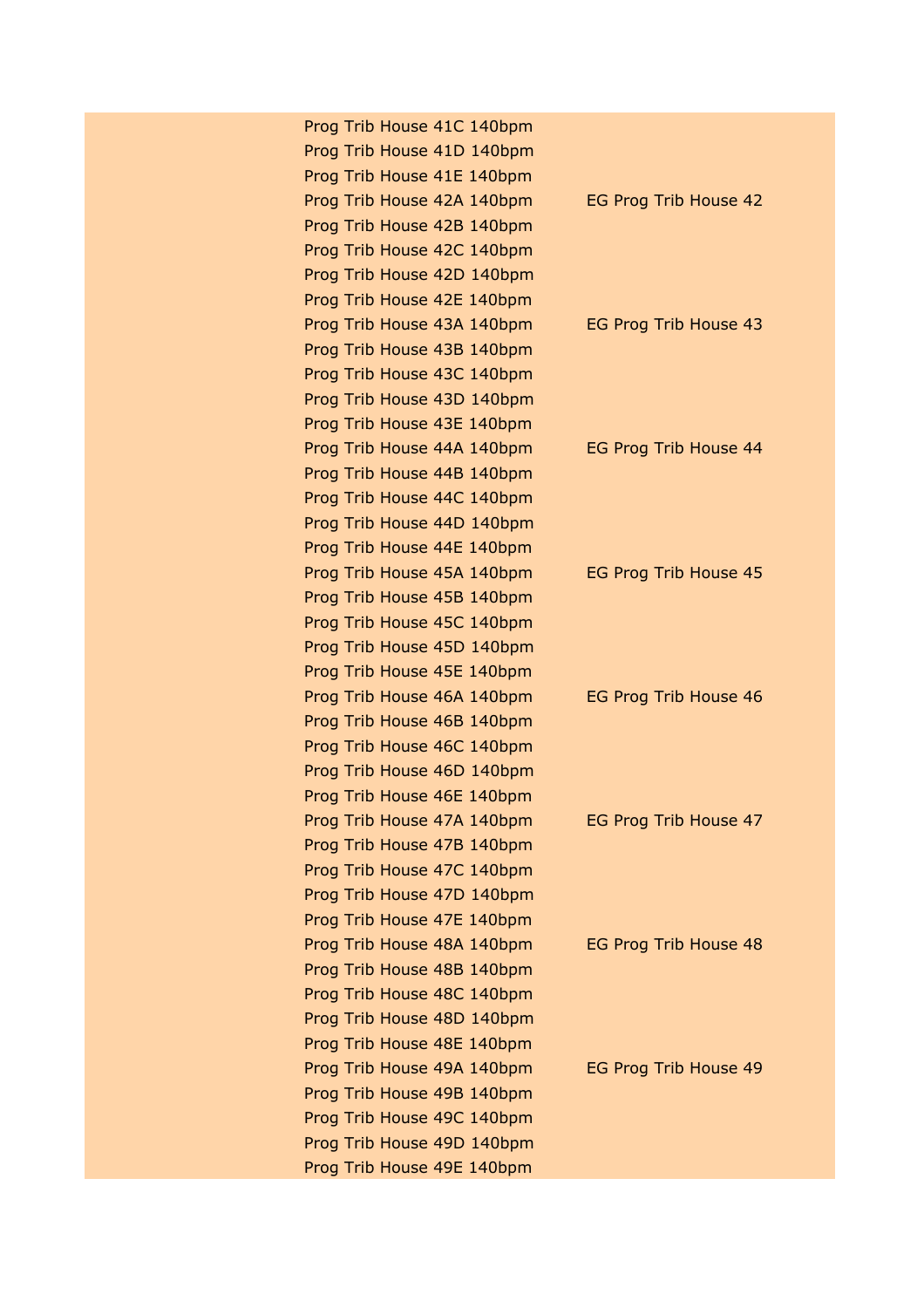| | |
|---|---|
| Prog Trib House 41C 140bpm | |
| Prog Trib House 41D 140bpm | |
| Prog Trib House 41E 140bpm | |
| Prog Trib House 42A 140bpm | EG Prog Trib House 42 |
| Prog Trib House 42B 140bpm | |
| Prog Trib House 42C 140bpm | |
| Prog Trib House 42D 140bpm | |
| Prog Trib House 42E 140bpm | |
| Prog Trib House 43A 140bpm | EG Prog Trib House 43 |
| Prog Trib House 43B 140bpm | |
| Prog Trib House 43C 140bpm | |
| Prog Trib House 43D 140bpm | |
| Prog Trib House 43E 140bpm | |
| Prog Trib House 44A 140bpm | EG Prog Trib House 44 |
| Prog Trib House 44B 140bpm | |
| Prog Trib House 44C 140bpm | |
| Prog Trib House 44D 140bpm | |
| Prog Trib House 44E 140bpm | |
| Prog Trib House 45A 140bpm | EG Prog Trib House 45 |
| Prog Trib House 45B 140bpm | |
| Prog Trib House 45C 140bpm | |
| Prog Trib House 45D 140bpm | |
| Prog Trib House 45E 140bpm | |
| Prog Trib House 46A 140bpm | EG Prog Trib House 46 |
| Prog Trib House 46B 140bpm | |
| Prog Trib House 46C 140bpm | |
| Prog Trib House 46D 140bpm | |
| Prog Trib House 46E 140bpm | |
| Prog Trib House 47A 140bpm | EG Prog Trib House 47 |
| Prog Trib House 47B 140bpm | |
| Prog Trib House 47C 140bpm | |
| Prog Trib House 47D 140bpm | |
| Prog Trib House 47E 140bpm | |
| Prog Trib House 48A 140bpm | EG Prog Trib House 48 |
| Prog Trib House 48B 140bpm | |
| Prog Trib House 48C 140bpm | |
| Prog Trib House 48D 140bpm | |
| Prog Trib House 48E 140bpm | |
| Prog Trib House 49A 140bpm | EG Prog Trib House 49 |
| Prog Trib House 49B 140bpm | |
| Prog Trib House 49C 140bpm | |
| Prog Trib House 49D 140bpm | |
| Prog Trib House 49E 140bpm | |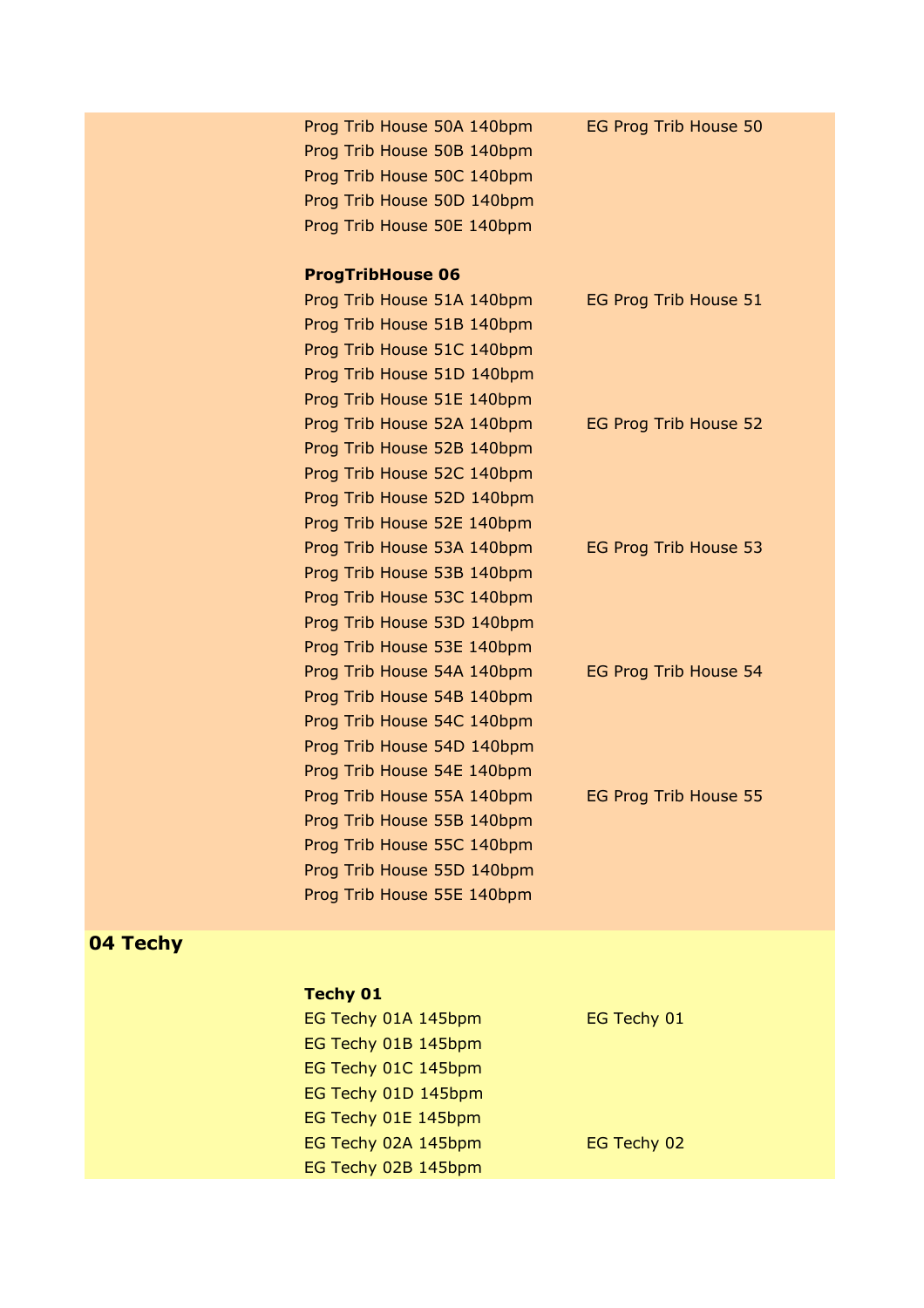| | | |
|---|---|---|
| | Prog Trib House 50A 140bpm | EG Prog Trib House 50 |
| | Prog Trib House 50B 140bpm | |
| | Prog Trib House 50C 140bpm | |
| | Prog Trib House 50D 140bpm | |
| | Prog Trib House 50E 140bpm | |
| | | |
| | **ProgTribHouse 06** | |
| | Prog Trib House 51A 140bpm | EG Prog Trib House 51 |
| | Prog Trib House 51B 140bpm | |
| | Prog Trib House 51C 140bpm | |
| | Prog Trib House 51D 140bpm | |
| | Prog Trib House 51E 140bpm | |
| | Prog Trib House 52A 140bpm | EG Prog Trib House 52 |
| | Prog Trib House 52B 140bpm | |
| | Prog Trib House 52C 140bpm | |
| | Prog Trib House 52D 140bpm | |
| | Prog Trib House 52E 140bpm | |
| | Prog Trib House 53A 140bpm | EG Prog Trib House 53 |
| | Prog Trib House 53B 140bpm | |
| | Prog Trib House 53C 140bpm | |
| | Prog Trib House 53D 140bpm | |
| | Prog Trib House 53E 140bpm | |
| | Prog Trib House 54A 140bpm | EG Prog Trib House 54 |
| | Prog Trib House 54B 140bpm | |
| | Prog Trib House 54C 140bpm | |
| | Prog Trib House 54D 140bpm | |
| | Prog Trib House 54E 140bpm | |
| | Prog Trib House 55A 140bpm | EG Prog Trib House 55 |
| | Prog Trib House 55B 140bpm | |
| | Prog Trib House 55C 140bpm | |
| | Prog Trib House 55D 140bpm | |
| | Prog Trib House 55E 140bpm | |
| **04 Techy** | | |
| | **Techy 01** | |
| | EG Techy 01A 145bpm | EG Techy 01 |
| | EG Techy 01B 145bpm | |
| | EG Techy 01C 145bpm | |
| | EG Techy 01D 145bpm | |
| | EG Techy 01E 145bpm | |
| | EG Techy 02A 145bpm | EG Techy 02 |
| | EG Techy 02B 145bpm | |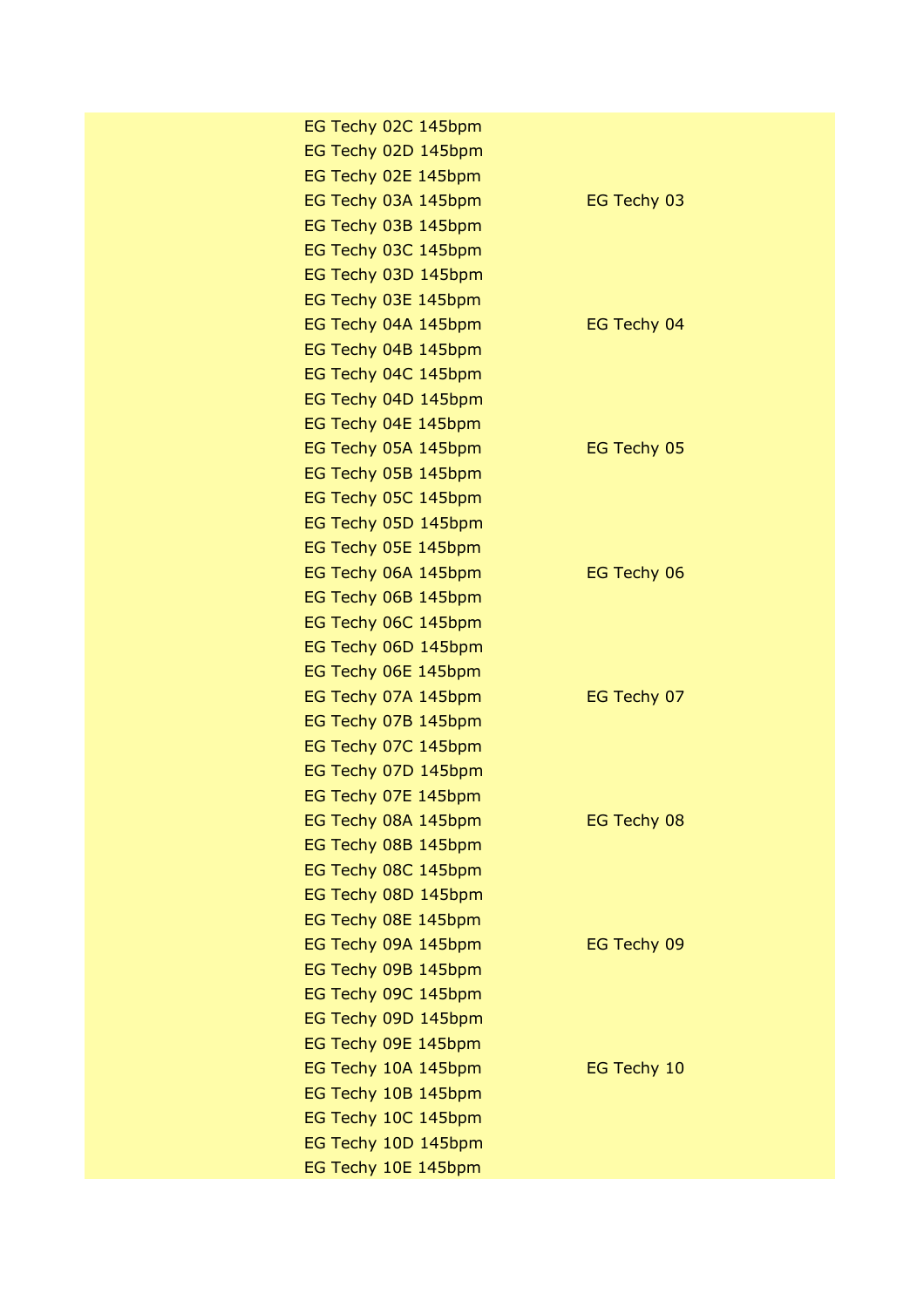| | |
|---|---|
| EG Techy 02C 145bpm | |
| EG Techy 02D 145bpm | |
| EG Techy 02E 145bpm | |
| EG Techy 03A 145bpm | EG Techy 03 |
| EG Techy 03B 145bpm | |
| EG Techy 03C 145bpm | |
| EG Techy 03D 145bpm | |
| EG Techy 03E 145bpm | |
| EG Techy 04A 145bpm | EG Techy 04 |
| EG Techy 04B 145bpm | |
| EG Techy 04C 145bpm | |
| EG Techy 04D 145bpm | |
| EG Techy 04E 145bpm | |
| EG Techy 05A 145bpm | EG Techy 05 |
| EG Techy 05B 145bpm | |
| EG Techy 05C 145bpm | |
| EG Techy 05D 145bpm | |
| EG Techy 05E 145bpm | |
| EG Techy 06A 145bpm | EG Techy 06 |
| EG Techy 06B 145bpm | |
| EG Techy 06C 145bpm | |
| EG Techy 06D 145bpm | |
| EG Techy 06E 145bpm | |
| EG Techy 07A 145bpm | EG Techy 07 |
| EG Techy 07B 145bpm | |
| EG Techy 07C 145bpm | |
| EG Techy 07D 145bpm | |
| EG Techy 07E 145bpm | |
| EG Techy 08A 145bpm | EG Techy 08 |
| EG Techy 08B 145bpm | |
| EG Techy 08C 145bpm | |
| EG Techy 08D 145bpm | |
| EG Techy 08E 145bpm | |
| EG Techy 09A 145bpm | EG Techy 09 |
| EG Techy 09B 145bpm | |
| EG Techy 09C 145bpm | |
| EG Techy 09D 145bpm | |
| EG Techy 09E 145bpm | |
| EG Techy 10A 145bpm | EG Techy 10 |
| EG Techy 10B 145bpm | |
| EG Techy 10C 145bpm | |
| EG Techy 10D 145bpm | |
| EG Techy 10E 145bpm | |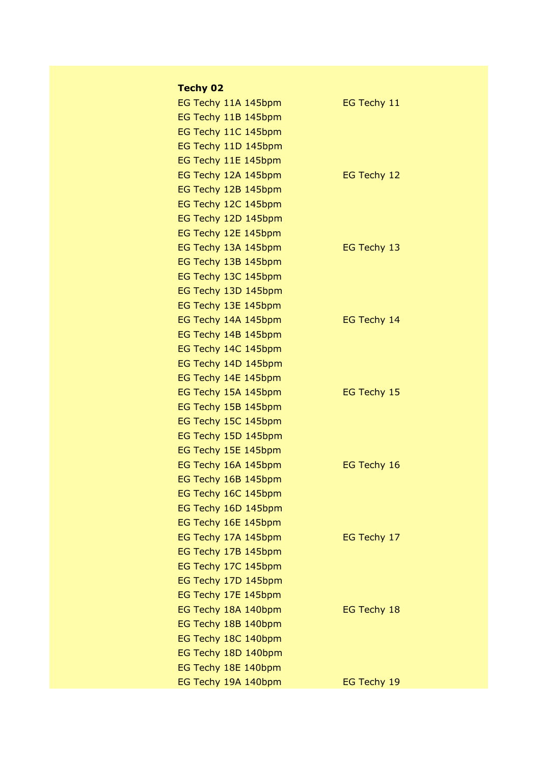**Techy 02**

| | |
|---|---|
| EG Techy 11A 145bpm | EG Techy 11 |
| EG Techy 11B 145bpm | |
| EG Techy 11C 145bpm | |
| EG Techy 11D 145bpm | |
| EG Techy 11E 145bpm | |
| EG Techy 12A 145bpm | EG Techy 12 |
| EG Techy 12B 145bpm | |
| EG Techy 12C 145bpm | |
| EG Techy 12D 145bpm | |
| EG Techy 12E 145bpm | |
| EG Techy 13A 145bpm | EG Techy 13 |
| EG Techy 13B 145bpm | |
| EG Techy 13C 145bpm | |
| EG Techy 13D 145bpm | |
| EG Techy 13E 145bpm | |
| EG Techy 14A 145bpm | EG Techy 14 |
| EG Techy 14B 145bpm | |
| EG Techy 14C 145bpm | |
| EG Techy 14D 145bpm | |
| EG Techy 14E 145bpm | |
| EG Techy 15A 145bpm | EG Techy 15 |
| EG Techy 15B 145bpm | |
| EG Techy 15C 145bpm | |
| EG Techy 15D 145bpm | |
| EG Techy 15E 145bpm | |
| EG Techy 16A 145bpm | EG Techy 16 |
| EG Techy 16B 145bpm | |
| EG Techy 16C 145bpm | |
| EG Techy 16D 145bpm | |
| EG Techy 16E 145bpm | |
| EG Techy 17A 145bpm | EG Techy 17 |
| EG Techy 17B 145bpm | |
| EG Techy 17C 145bpm | |
| EG Techy 17D 145bpm | |
| EG Techy 17E 145bpm | |
| EG Techy 18A 140bpm | EG Techy 18 |
| EG Techy 18B 140bpm | |
| EG Techy 18C 140bpm | |
| EG Techy 18D 140bpm | |
| EG Techy 18E 140bpm | |
| EG Techy 19A 140bpm | EG Techy 19 |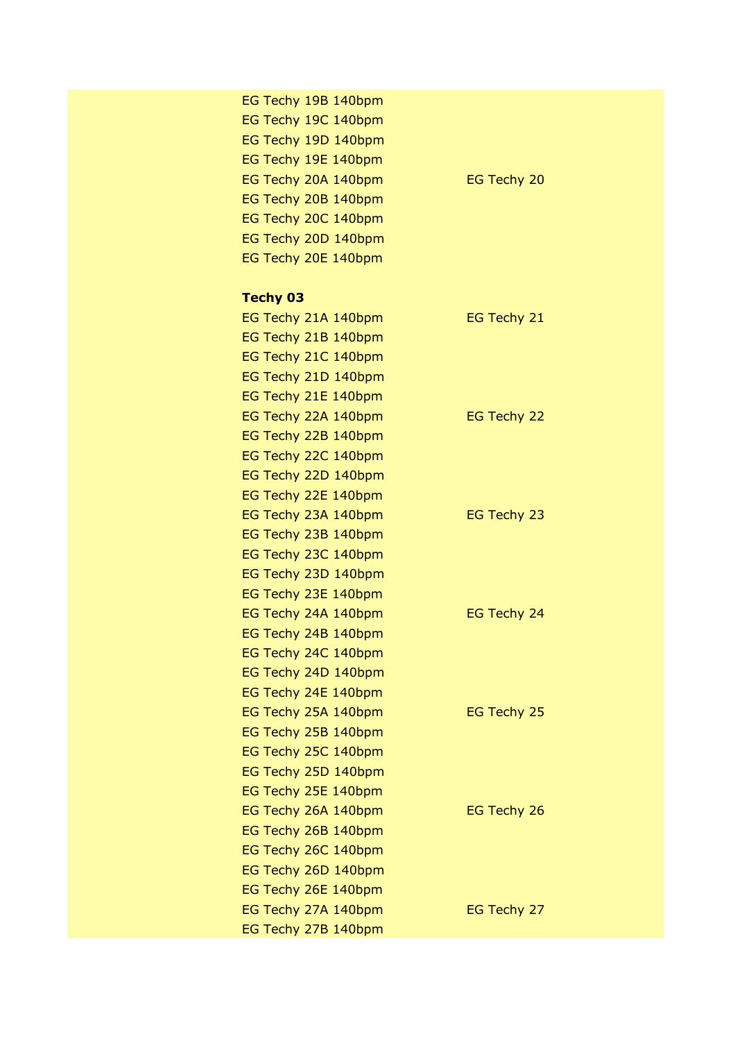| | |
|---|---|
| EG Techy 19B 140bpm | |
| EG Techy 19C 140bpm | |
| EG Techy 19D 140bpm | |
| EG Techy 19E 140bpm | |
| EG Techy 20A 140bpm | EG Techy 20 |
| EG Techy 20B 140bpm | |
| EG Techy 20C 140bpm | |
| EG Techy 20D 140bpm | |
| EG Techy 20E 140bpm | |

**Techy 03**

| | |
|---|---|
| EG Techy 21A 140bpm | EG Techy 21 |
| EG Techy 21B 140bpm | |
| EG Techy 21C 140bpm | |
| EG Techy 21D 140bpm | |
| EG Techy 21E 140bpm | |
| EG Techy 22A 140bpm | EG Techy 22 |
| EG Techy 22B 140bpm | |
| EG Techy 22C 140bpm | |
| EG Techy 22D 140bpm | |
| EG Techy 22E 140bpm | |
| EG Techy 23A 140bpm | EG Techy 23 |
| EG Techy 23B 140bpm | |
| EG Techy 23C 140bpm | |
| EG Techy 23D 140bpm | |
| EG Techy 23E 140bpm | |
| EG Techy 24A 140bpm | EG Techy 24 |
| EG Techy 24B 140bpm | |
| EG Techy 24C 140bpm | |
| EG Techy 24D 140bpm | |
| EG Techy 24E 140bpm | |
| EG Techy 25A 140bpm | EG Techy 25 |
| EG Techy 25B 140bpm | |
| EG Techy 25C 140bpm | |
| EG Techy 25D 140bpm | |
| EG Techy 25E 140bpm | |
| EG Techy 26A 140bpm | EG Techy 26 |
| EG Techy 26B 140bpm | |
| EG Techy 26C 140bpm | |
| EG Techy 26D 140bpm | |
| EG Techy 26E 140bpm | |
| EG Techy 27A 140bpm | EG Techy 27 |
| EG Techy 27B 140bpm | |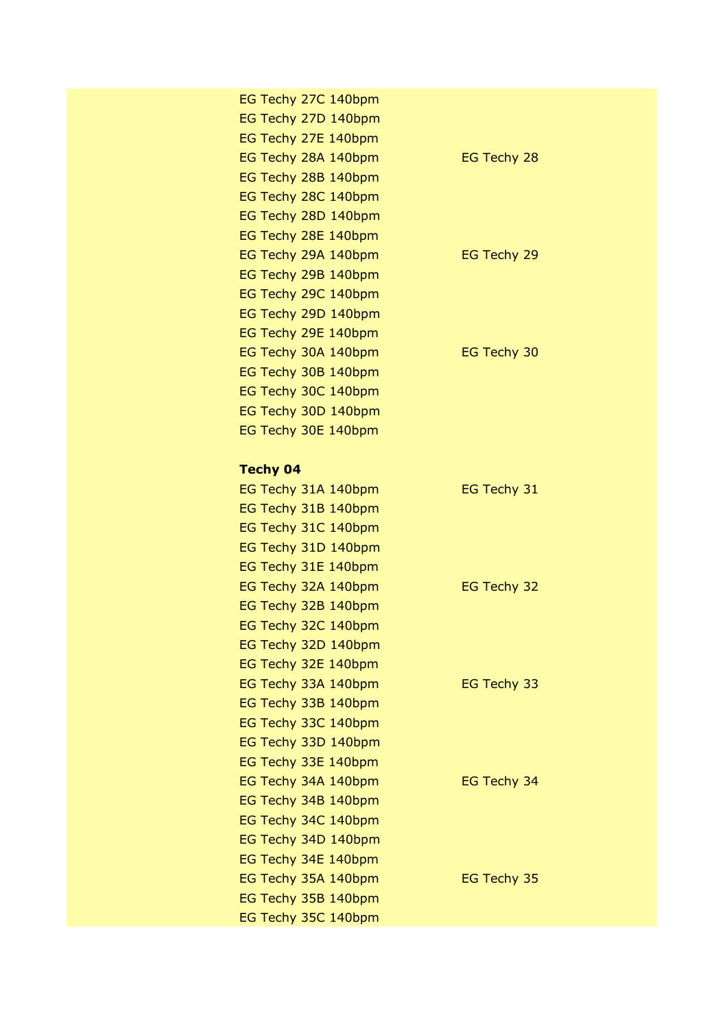| | |
|---|---|
| EG Techy 27C 140bpm | |
| EG Techy 27D 140bpm | |
| EG Techy 27E 140bpm | |
| EG Techy 28A 140bpm | EG Techy 28 |
| EG Techy 28B 140bpm | |
| EG Techy 28C 140bpm | |
| EG Techy 28D 140bpm | |
| EG Techy 28E 140bpm | |
| EG Techy 29A 140bpm | EG Techy 29 |
| EG Techy 29B 140bpm | |
| EG Techy 29C 140bpm | |
| EG Techy 29D 140bpm | |
| EG Techy 29E 140bpm | |
| EG Techy 30A 140bpm | EG Techy 30 |
| EG Techy 30B 140bpm | |
| EG Techy 30C 140bpm | |
| EG Techy 30D 140bpm | |
| EG Techy 30E 140bpm | |

**Techy 04**

| | |
|---|---|
| EG Techy 31A 140bpm | EG Techy 31 |
| EG Techy 31B 140bpm | |
| EG Techy 31C 140bpm | |
| EG Techy 31D 140bpm | |
| EG Techy 31E 140bpm | |
| EG Techy 32A 140bpm | EG Techy 32 |
| EG Techy 32B 140bpm | |
| EG Techy 32C 140bpm | |
| EG Techy 32D 140bpm | |
| EG Techy 32E 140bpm | |
| EG Techy 33A 140bpm | EG Techy 33 |
| EG Techy 33B 140bpm | |
| EG Techy 33C 140bpm | |
| EG Techy 33D 140bpm | |
| EG Techy 33E 140bpm | |
| EG Techy 34A 140bpm | EG Techy 34 |
| EG Techy 34B 140bpm | |
| EG Techy 34C 140bpm | |
| EG Techy 34D 140bpm | |
| EG Techy 34E 140bpm | |
| EG Techy 35A 140bpm | EG Techy 35 |
| EG Techy 35B 140bpm | |
| EG Techy 35C 140bpm | |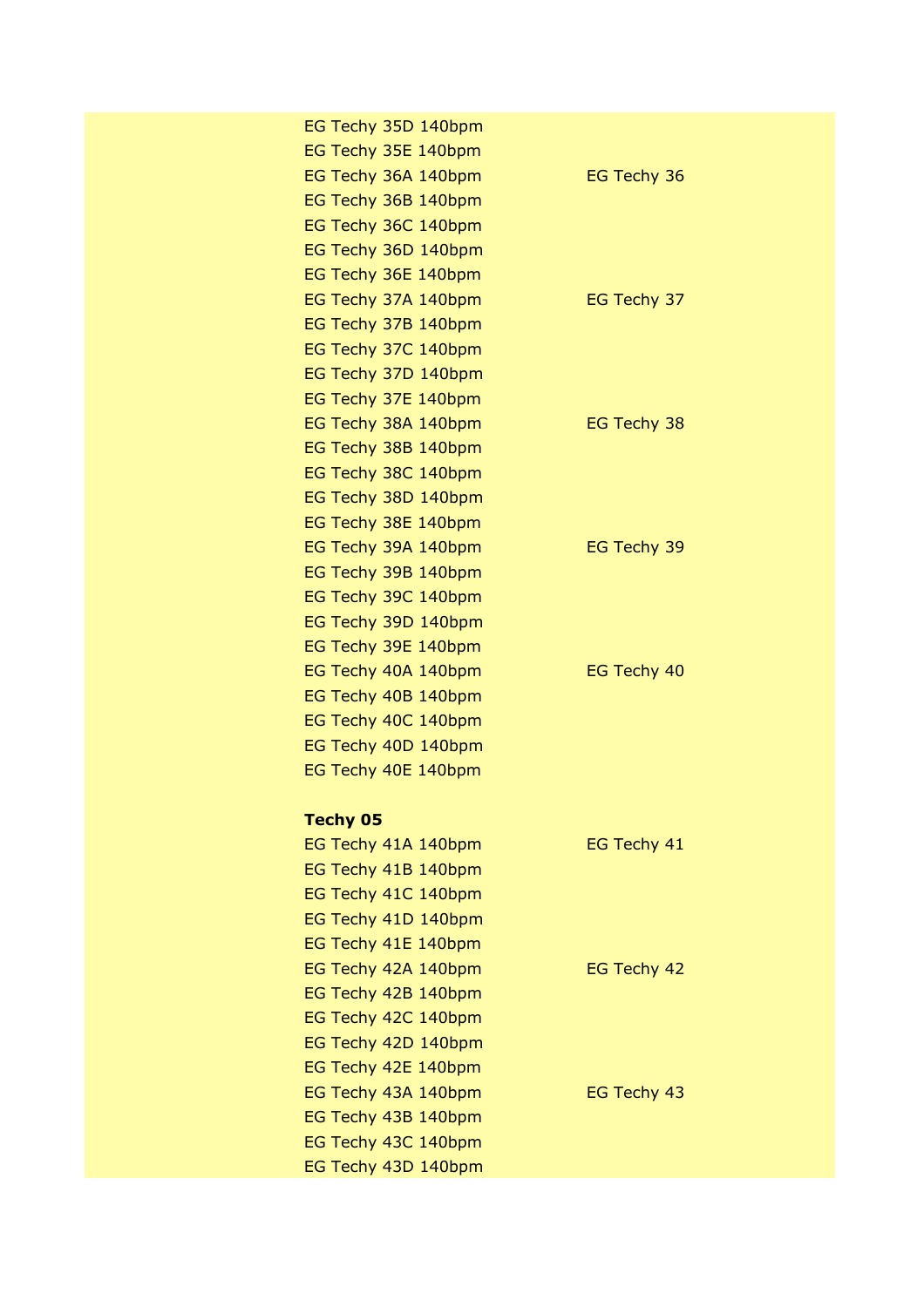| | |
|---|---|
| EG Techy 35D 140bpm | |
| EG Techy 35E 140bpm | |
| EG Techy 36A 140bpm | EG Techy 36 |
| EG Techy 36B 140bpm | |
| EG Techy 36C 140bpm | |
| EG Techy 36D 140bpm | |
| EG Techy 36E 140bpm | |
| EG Techy 37A 140bpm | EG Techy 37 |
| EG Techy 37B 140bpm | |
| EG Techy 37C 140bpm | |
| EG Techy 37D 140bpm | |
| EG Techy 37E 140bpm | |
| EG Techy 38A 140bpm | EG Techy 38 |
| EG Techy 38B 140bpm | |
| EG Techy 38C 140bpm | |
| EG Techy 38D 140bpm | |
| EG Techy 38E 140bpm | |
| EG Techy 39A 140bpm | EG Techy 39 |
| EG Techy 39B 140bpm | |
| EG Techy 39C 140bpm | |
| EG Techy 39D 140bpm | |
| EG Techy 39E 140bpm | |
| EG Techy 40A 140bpm | EG Techy 40 |
| EG Techy 40B 140bpm | |
| EG Techy 40C 140bpm | |
| EG Techy 40D 140bpm | |
| EG Techy 40E 140bpm | |
| | |
| **Techy 05** | |
| EG Techy 41A 140bpm | EG Techy 41 |
| EG Techy 41B 140bpm | |
| EG Techy 41C 140bpm | |
| EG Techy 41D 140bpm | |
| EG Techy 41E 140bpm | |
| EG Techy 42A 140bpm | EG Techy 42 |
| EG Techy 42B 140bpm | |
| EG Techy 42C 140bpm | |
| EG Techy 42D 140bpm | |
| EG Techy 42E 140bpm | |
| EG Techy 43A 140bpm | EG Techy 43 |
| EG Techy 43B 140bpm | |
| EG Techy 43C 140bpm | |
| EG Techy 43D 140bpm | |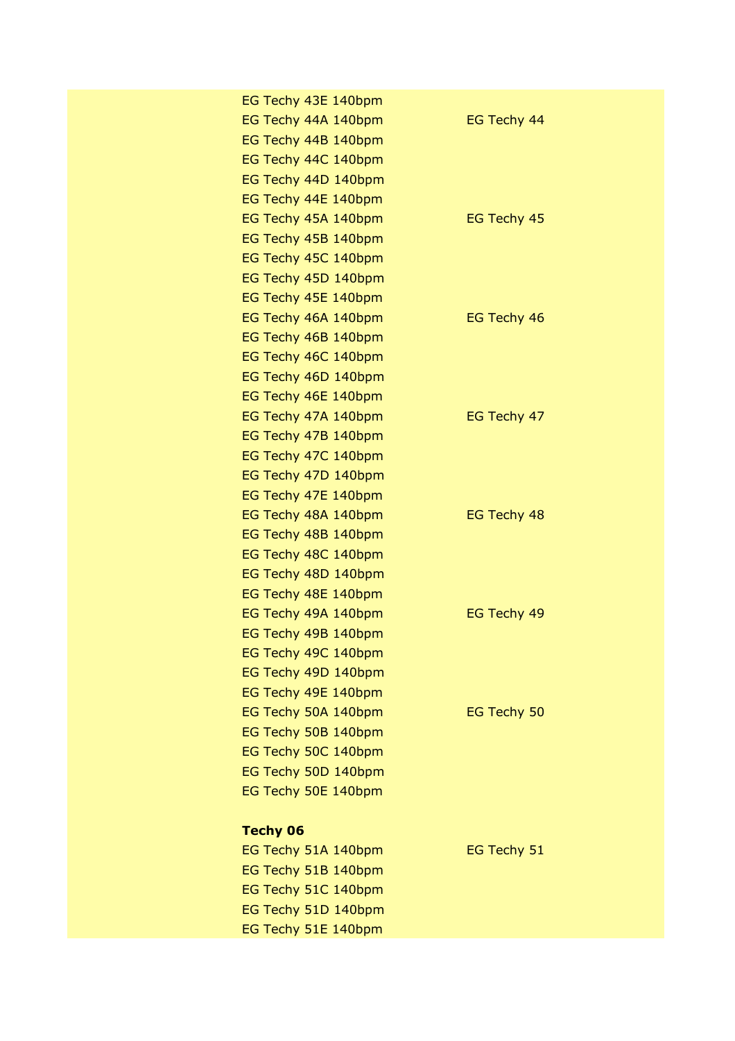| | |
|---|---|
| EG Techy 43E 140bpm | |
| EG Techy 44A 140bpm | EG Techy 44 |
| EG Techy 44B 140bpm | |
| EG Techy 44C 140bpm | |
| EG Techy 44D 140bpm | |
| EG Techy 44E 140bpm | |
| EG Techy 45A 140bpm | EG Techy 45 |
| EG Techy 45B 140bpm | |
| EG Techy 45C 140bpm | |
| EG Techy 45D 140bpm | |
| EG Techy 45E 140bpm | |
| EG Techy 46A 140bpm | EG Techy 46 |
| EG Techy 46B 140bpm | |
| EG Techy 46C 140bpm | |
| EG Techy 46D 140bpm | |
| EG Techy 46E 140bpm | |
| EG Techy 47A 140bpm | EG Techy 47 |
| EG Techy 47B 140bpm | |
| EG Techy 47C 140bpm | |
| EG Techy 47D 140bpm | |
| EG Techy 47E 140bpm | |
| EG Techy 48A 140bpm | EG Techy 48 |
| EG Techy 48B 140bpm | |
| EG Techy 48C 140bpm | |
| EG Techy 48D 140bpm | |
| EG Techy 48E 140bpm | |
| EG Techy 49A 140bpm | EG Techy 49 |
| EG Techy 49B 140bpm | |
| EG Techy 49C 140bpm | |
| EG Techy 49D 140bpm | |
| EG Techy 49E 140bpm | |
| EG Techy 50A 140bpm | EG Techy 50 |
| EG Techy 50B 140bpm | |
| EG Techy 50C 140bpm | |
| EG Techy 50D 140bpm | |
| EG Techy 50E 140bpm | |
| | |
| **Techy 06** | |
| EG Techy 51A 140bpm | EG Techy 51 |
| EG Techy 51B 140bpm | |
| EG Techy 51C 140bpm | |
| EG Techy 51D 140bpm | |
| EG Techy 51E 140bpm | |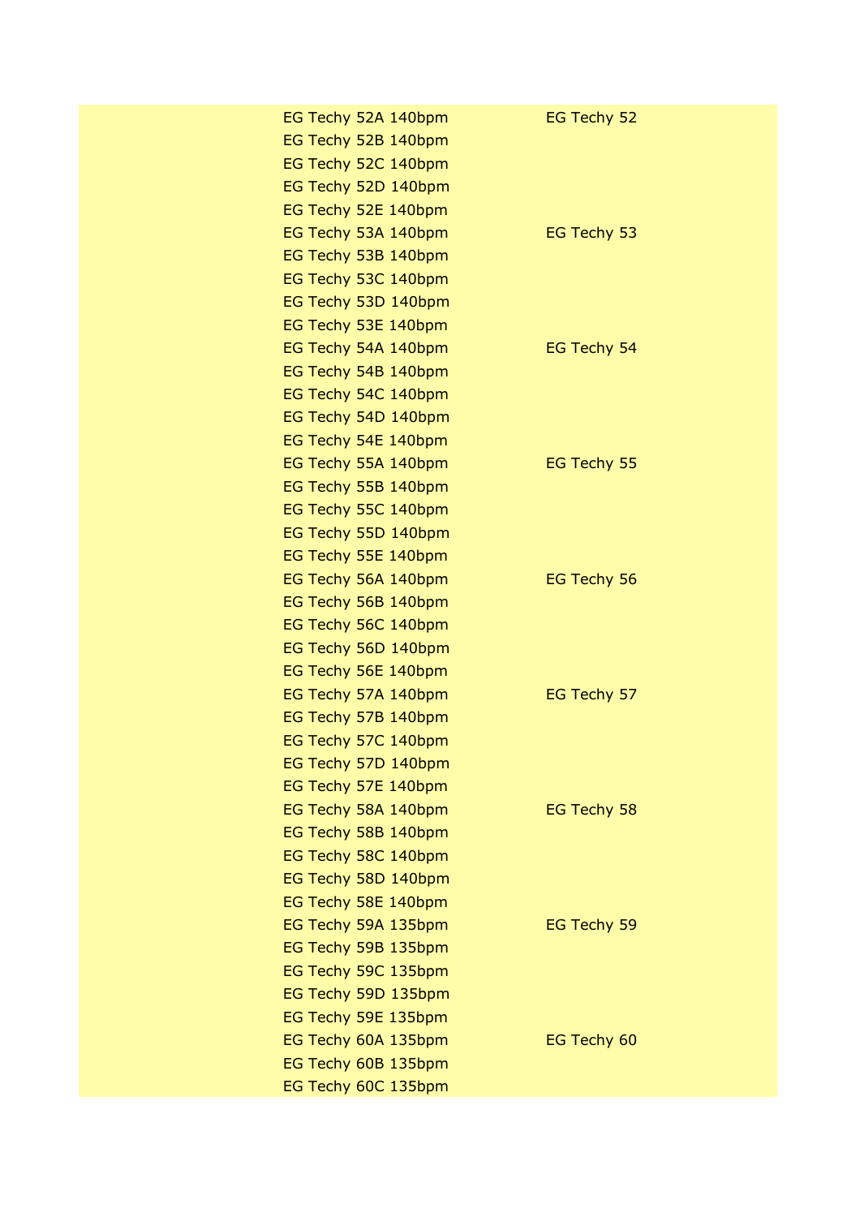| | | |
|---|---|---|
| | EG Techy 52A 140bpm | EG Techy 52 |
| | EG Techy 52B 140bpm | |
| | EG Techy 52C 140bpm | |
| | EG Techy 52D 140bpm | |
| | EG Techy 52E 140bpm | |
| | EG Techy 53A 140bpm | EG Techy 53 |
| | EG Techy 53B 140bpm | |
| | EG Techy 53C 140bpm | |
| | EG Techy 53D 140bpm | |
| | EG Techy 53E 140bpm | |
| | EG Techy 54A 140bpm | EG Techy 54 |
| | EG Techy 54B 140bpm | |
| | EG Techy 54C 140bpm | |
| | EG Techy 54D 140bpm | |
| | EG Techy 54E 140bpm | |
| | EG Techy 55A 140bpm | EG Techy 55 |
| | EG Techy 55B 140bpm | |
| | EG Techy 55C 140bpm | |
| | EG Techy 55D 140bpm | |
| | EG Techy 55E 140bpm | |
| | EG Techy 56A 140bpm | EG Techy 56 |
| | EG Techy 56B 140bpm | |
| | EG Techy 56C 140bpm | |
| | EG Techy 56D 140bpm | |
| | EG Techy 56E 140bpm | |
| | EG Techy 57A 140bpm | EG Techy 57 |
| | EG Techy 57B 140bpm | |
| | EG Techy 57C 140bpm | |
| | EG Techy 57D 140bpm | |
| | EG Techy 57E 140bpm | |
| | EG Techy 58A 140bpm | EG Techy 58 |
| | EG Techy 58B 140bpm | |
| | EG Techy 58C 140bpm | |
| | EG Techy 58D 140bpm | |
| | EG Techy 58E 140bpm | |
| | EG Techy 59A 135bpm | EG Techy 59 |
| | EG Techy 59B 135bpm | |
| | EG Techy 59C 135bpm | |
| | EG Techy 59D 135bpm | |
| | EG Techy 59E 135bpm | |
| | EG Techy 60A 135bpm | EG Techy 60 |
| | EG Techy 60B 135bpm | |
| | EG Techy 60C 135bpm | |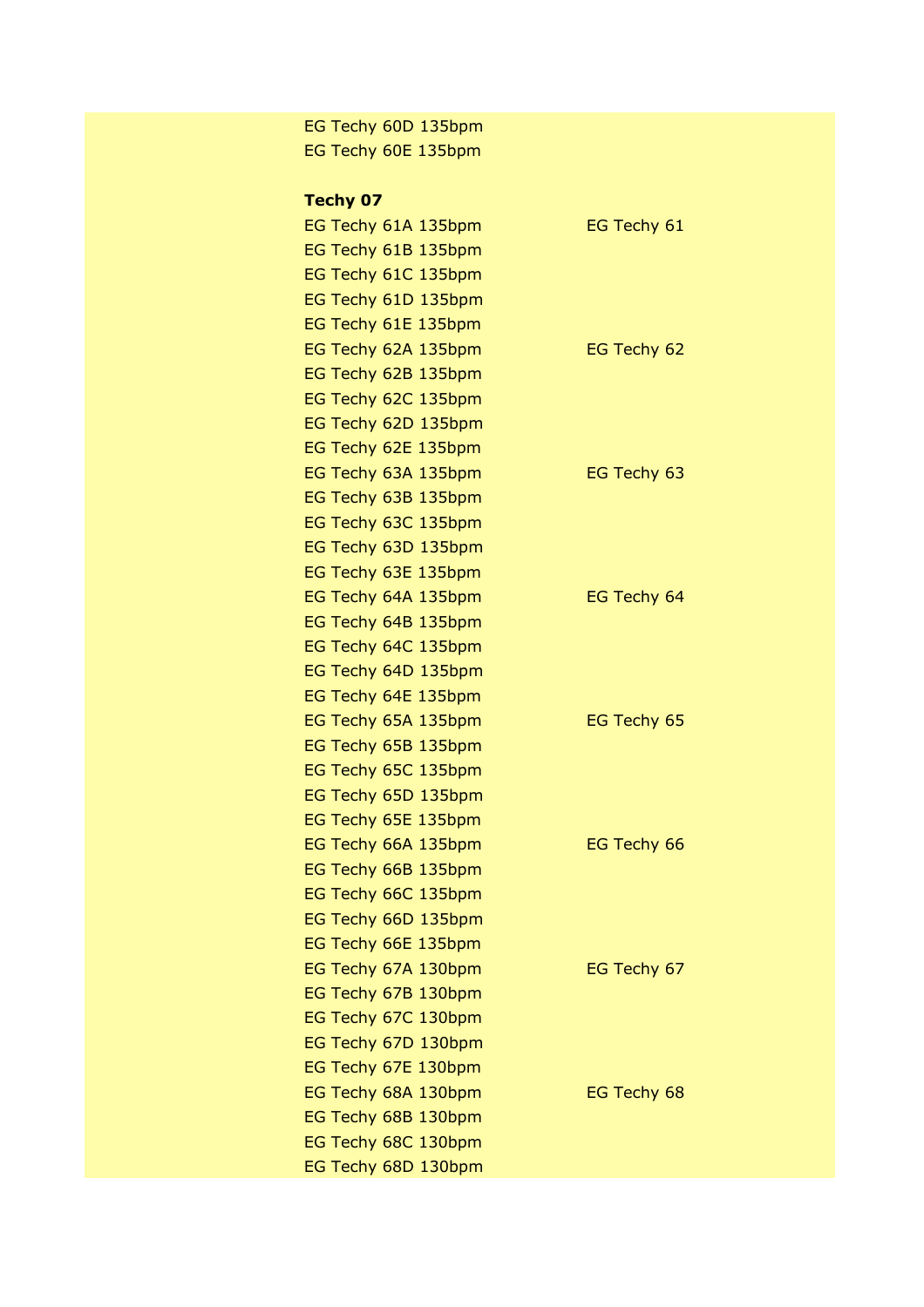| | |
|---|---|
| EG Techy 60D 135bpm | |
| EG Techy 60E 135bpm | |

**Techy 07**

| | |
|---|---|
| EG Techy 61A 135bpm | EG Techy 61 |
| EG Techy 61B 135bpm | |
| EG Techy 61C 135bpm | |
| EG Techy 61D 135bpm | |
| EG Techy 61E 135bpm | |
| EG Techy 62A 135bpm | EG Techy 62 |
| EG Techy 62B 135bpm | |
| EG Techy 62C 135bpm | |
| EG Techy 62D 135bpm | |
| EG Techy 62E 135bpm | |
| EG Techy 63A 135bpm | EG Techy 63 |
| EG Techy 63B 135bpm | |
| EG Techy 63C 135bpm | |
| EG Techy 63D 135bpm | |
| EG Techy 63E 135bpm | |
| EG Techy 64A 135bpm | EG Techy 64 |
| EG Techy 64B 135bpm | |
| EG Techy 64C 135bpm | |
| EG Techy 64D 135bpm | |
| EG Techy 64E 135bpm | |
| EG Techy 65A 135bpm | EG Techy 65 |
| EG Techy 65B 135bpm | |
| EG Techy 65C 135bpm | |
| EG Techy 65D 135bpm | |
| EG Techy 65E 135bpm | |
| EG Techy 66A 135bpm | EG Techy 66 |
| EG Techy 66B 135bpm | |
| EG Techy 66C 135bpm | |
| EG Techy 66D 135bpm | |
| EG Techy 66E 135bpm | |
| EG Techy 67A 130bpm | EG Techy 67 |
| EG Techy 67B 130bpm | |
| EG Techy 67C 130bpm | |
| EG Techy 67D 130bpm | |
| EG Techy 67E 130bpm | |
| EG Techy 68A 130bpm | EG Techy 68 |
| EG Techy 68B 130bpm | |
| EG Techy 68C 130bpm | |
| EG Techy 68D 130bpm | |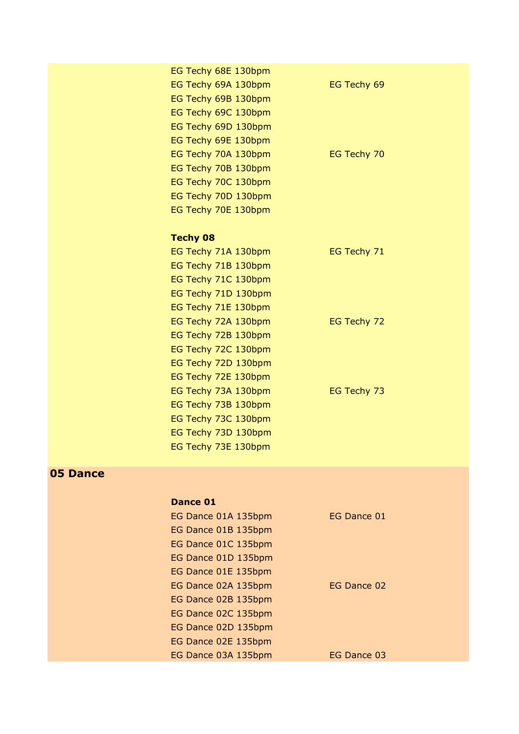| | | |
|---|---|---|
| | EG Techy 68E 130bpm | |
| | EG Techy 69A 130bpm | EG Techy 69 |
| | EG Techy 69B 130bpm | |
| | EG Techy 69C 130bpm | |
| | EG Techy 69D 130bpm | |
| | EG Techy 69E 130bpm | |
| | EG Techy 70A 130bpm | EG Techy 70 |
| | EG Techy 70B 130bpm | |
| | EG Techy 70C 130bpm | |
| | EG Techy 70D 130bpm | |
| | EG Techy 70E 130bpm | |
| | | |
| | **Techy 08** | |
| | EG Techy 71A 130bpm | EG Techy 71 |
| | EG Techy 71B 130bpm | |
| | EG Techy 71C 130bpm | |
| | EG Techy 71D 130bpm | |
| | EG Techy 71E 130bpm | |
| | EG Techy 72A 130bpm | EG Techy 72 |
| | EG Techy 72B 130bpm | |
| | EG Techy 72C 130bpm | |
| | EG Techy 72D 130bpm | |
| | EG Techy 72E 130bpm | |
| | EG Techy 73A 130bpm | EG Techy 73 |
| | EG Techy 73B 130bpm | |
| | EG Techy 73C 130bpm | |
| | EG Techy 73D 130bpm | |
| | EG Techy 73E 130bpm | |
| **05 Dance** | | |
| | **Dance 01** | |
| | EG Dance 01A 135bpm | EG Dance 01 |
| | EG Dance 01B 135bpm | |
| | EG Dance 01C 135bpm | |
| | EG Dance 01D 135bpm | |
| | EG Dance 01E 135bpm | |
| | EG Dance 02A 135bpm | EG Dance 02 |
| | EG Dance 02B 135bpm | |
| | EG Dance 02C 135bpm | |
| | EG Dance 02D 135bpm | |
| | EG Dance 02E 135bpm | |
| | EG Dance 03A 135bpm | EG Dance 03 |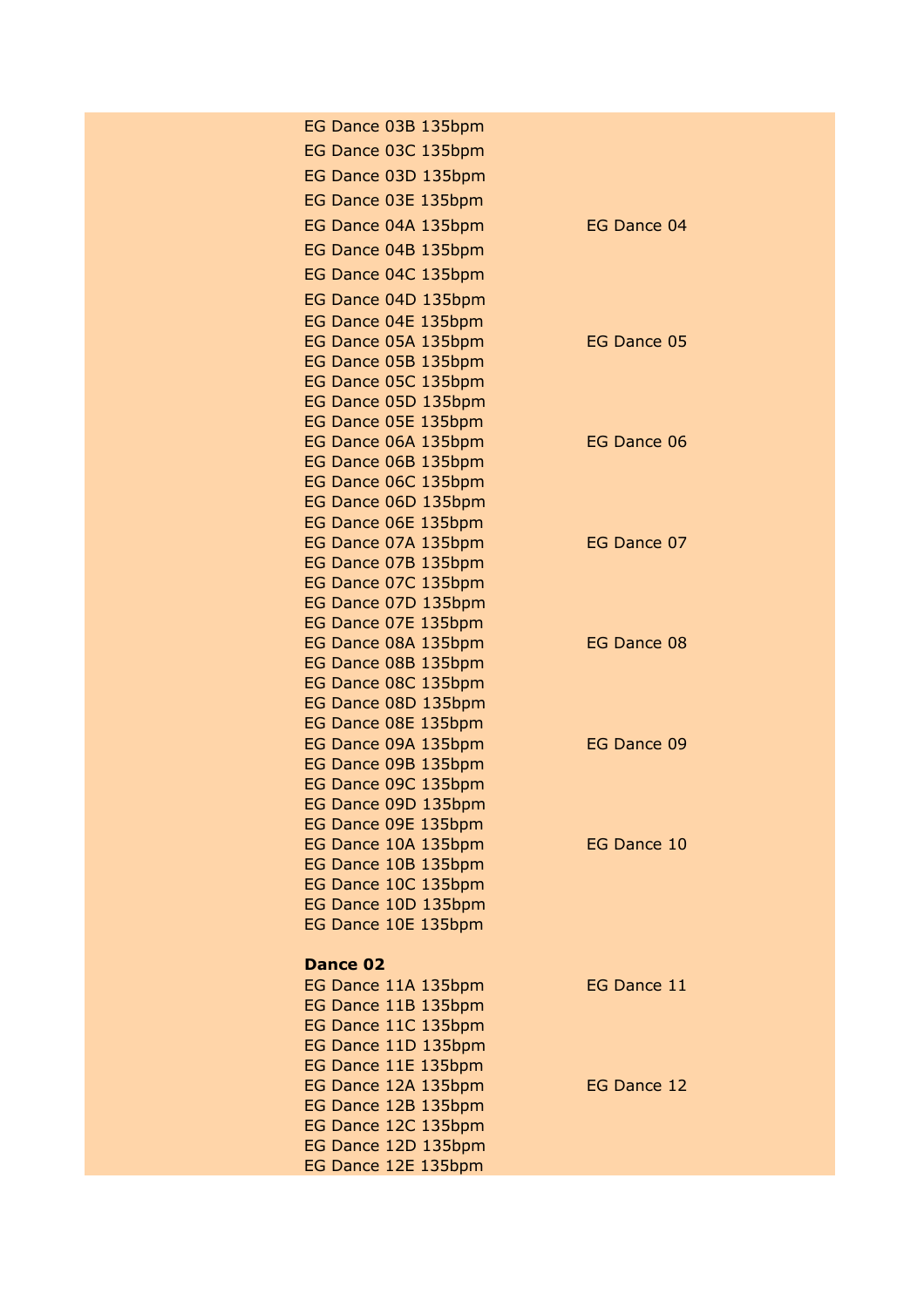| | |
|---|---|
| EG Dance 03B 135bpm | |
| EG Dance 03C 135bpm | |
| EG Dance 03D 135bpm | |
| EG Dance 03E 135bpm | |
| EG Dance 04A 135bpm | EG Dance 04 |
| EG Dance 04B 135bpm | |
| EG Dance 04C 135bpm | |
| EG Dance 04D 135bpm | |
| EG Dance 04E 135bpm | |
| EG Dance 05A 135bpm | EG Dance 05 |
| EG Dance 05B 135bpm | |
| EG Dance 05C 135bpm | |
| EG Dance 05D 135bpm | |
| EG Dance 05E 135bpm | |
| EG Dance 06A 135bpm | EG Dance 06 |
| EG Dance 06B 135bpm | |
| EG Dance 06C 135bpm | |
| EG Dance 06D 135bpm | |
| EG Dance 06E 135bpm | |
| EG Dance 07A 135bpm | EG Dance 07 |
| EG Dance 07B 135bpm | |
| EG Dance 07C 135bpm | |
| EG Dance 07D 135bpm | |
| EG Dance 07E 135bpm | |
| EG Dance 08A 135bpm | EG Dance 08 |
| EG Dance 08B 135bpm | |
| EG Dance 08C 135bpm | |
| EG Dance 08D 135bpm | |
| EG Dance 08E 135bpm | |
| EG Dance 09A 135bpm | EG Dance 09 |
| EG Dance 09B 135bpm | |
| EG Dance 09C 135bpm | |
| EG Dance 09D 135bpm | |
| EG Dance 09E 135bpm | |
| EG Dance 10A 135bpm | EG Dance 10 |
| EG Dance 10B 135bpm | |
| EG Dance 10C 135bpm | |
| EG Dance 10D 135bpm | |
| EG Dance 10E 135bpm | |
| | |
| **Dance 02** | |
| EG Dance 11A 135bpm | EG Dance 11 |
| EG Dance 11B 135bpm | |
| EG Dance 11C 135bpm | |
| EG Dance 11D 135bpm | |
| EG Dance 11E 135bpm | |
| EG Dance 12A 135bpm | EG Dance 12 |
| EG Dance 12B 135bpm | |
| EG Dance 12C 135bpm | |
| EG Dance 12D 135bpm | |
| EG Dance 12E 135bpm | |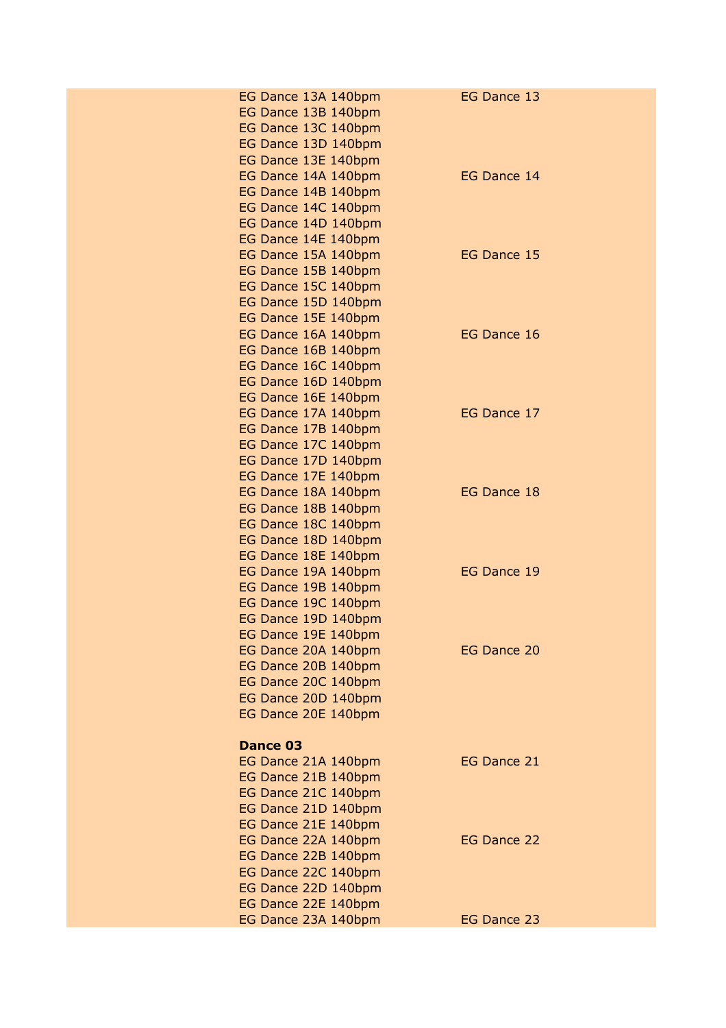| | |
|---|---|
| EG Dance 13A 140bpm | EG Dance 13 |
| EG Dance 13B 140bpm | |
| EG Dance 13C 140bpm | |
| EG Dance 13D 140bpm | |
| EG Dance 13E 140bpm | |
| EG Dance 14A 140bpm | EG Dance 14 |
| EG Dance 14B 140bpm | |
| EG Dance 14C 140bpm | |
| EG Dance 14D 140bpm | |
| EG Dance 14E 140bpm | |
| EG Dance 15A 140bpm | EG Dance 15 |
| EG Dance 15B 140bpm | |
| EG Dance 15C 140bpm | |
| EG Dance 15D 140bpm | |
| EG Dance 15E 140bpm | |
| EG Dance 16A 140bpm | EG Dance 16 |
| EG Dance 16B 140bpm | |
| EG Dance 16C 140bpm | |
| EG Dance 16D 140bpm | |
| EG Dance 16E 140bpm | |
| EG Dance 17A 140bpm | EG Dance 17 |
| EG Dance 17B 140bpm | |
| EG Dance 17C 140bpm | |
| EG Dance 17D 140bpm | |
| EG Dance 17E 140bpm | |
| EG Dance 18A 140bpm | EG Dance 18 |
| EG Dance 18B 140bpm | |
| EG Dance 18C 140bpm | |
| EG Dance 18D 140bpm | |
| EG Dance 18E 140bpm | |
| EG Dance 19A 140bpm | EG Dance 19 |
| EG Dance 19B 140bpm | |
| EG Dance 19C 140bpm | |
| EG Dance 19D 140bpm | |
| EG Dance 19E 140bpm | |
| EG Dance 20A 140bpm | EG Dance 20 |
| EG Dance 20B 140bpm | |
| EG Dance 20C 140bpm | |
| EG Dance 20D 140bpm | |
| EG Dance 20E 140bpm | |
| | |
| **Dance 03** | |
| EG Dance 21A 140bpm | EG Dance 21 |
| EG Dance 21B 140bpm | |
| EG Dance 21C 140bpm | |
| EG Dance 21D 140bpm | |
| EG Dance 21E 140bpm | |
| EG Dance 22A 140bpm | EG Dance 22 |
| EG Dance 22B 140bpm | |
| EG Dance 22C 140bpm | |
| EG Dance 22D 140bpm | |
| EG Dance 22E 140bpm | |
| EG Dance 23A 140bpm | EG Dance 23 |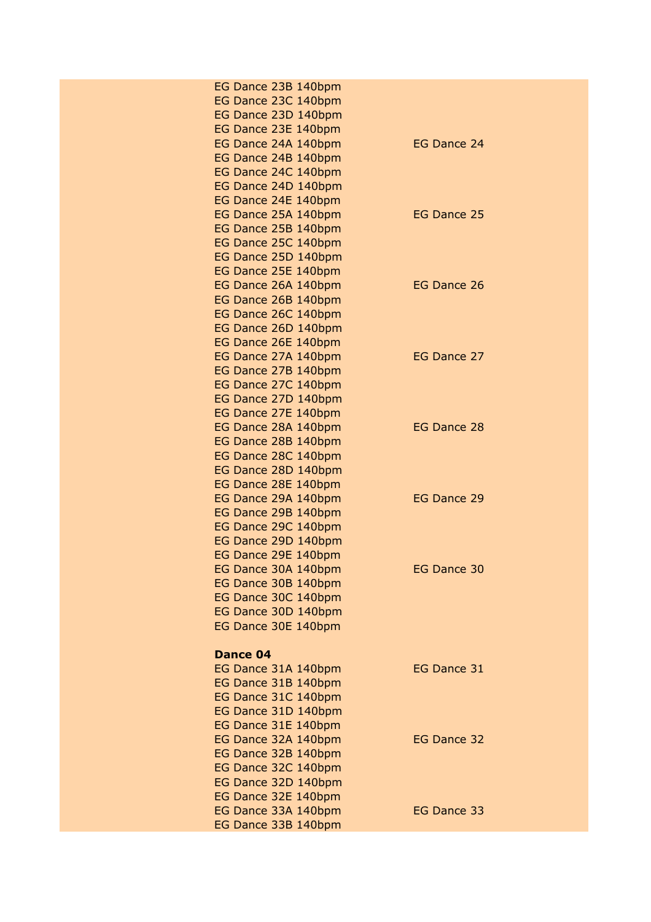| | |
|---|---|
| EG Dance 23B 140bpm | |
| EG Dance 23C 140bpm | |
| EG Dance 23D 140bpm | |
| EG Dance 23E 140bpm | |
| EG Dance 24A 140bpm | EG Dance 24 |
| EG Dance 24B 140bpm | |
| EG Dance 24C 140bpm | |
| EG Dance 24D 140bpm | |
| EG Dance 24E 140bpm | |
| EG Dance 25A 140bpm | EG Dance 25 |
| EG Dance 25B 140bpm | |
| EG Dance 25C 140bpm | |
| EG Dance 25D 140bpm | |
| EG Dance 25E 140bpm | |
| EG Dance 26A 140bpm | EG Dance 26 |
| EG Dance 26B 140bpm | |
| EG Dance 26C 140bpm | |
| EG Dance 26D 140bpm | |
| EG Dance 26E 140bpm | |
| EG Dance 27A 140bpm | EG Dance 27 |
| EG Dance 27B 140bpm | |
| EG Dance 27C 140bpm | |
| EG Dance 27D 140bpm | |
| EG Dance 27E 140bpm | |
| EG Dance 28A 140bpm | EG Dance 28 |
| EG Dance 28B 140bpm | |
| EG Dance 28C 140bpm | |
| EG Dance 28D 140bpm | |
| EG Dance 28E 140bpm | |
| EG Dance 29A 140bpm | EG Dance 29 |
| EG Dance 29B 140bpm | |
| EG Dance 29C 140bpm | |
| EG Dance 29D 140bpm | |
| EG Dance 29E 140bpm | |
| EG Dance 30A 140bpm | EG Dance 30 |
| EG Dance 30B 140bpm | |
| EG Dance 30C 140bpm | |
| EG Dance 30D 140bpm | |
| EG Dance 30E 140bpm | |
| | |
| **Dance 04** | |
| EG Dance 31A 140bpm | EG Dance 31 |
| EG Dance 31B 140bpm | |
| EG Dance 31C 140bpm | |
| EG Dance 31D 140bpm | |
| EG Dance 31E 140bpm | |
| EG Dance 32A 140bpm | EG Dance 32 |
| EG Dance 32B 140bpm | |
| EG Dance 32C 140bpm | |
| EG Dance 32D 140bpm | |
| EG Dance 32E 140bpm | |
| EG Dance 33A 140bpm | EG Dance 33 |
| EG Dance 33B 140bpm | |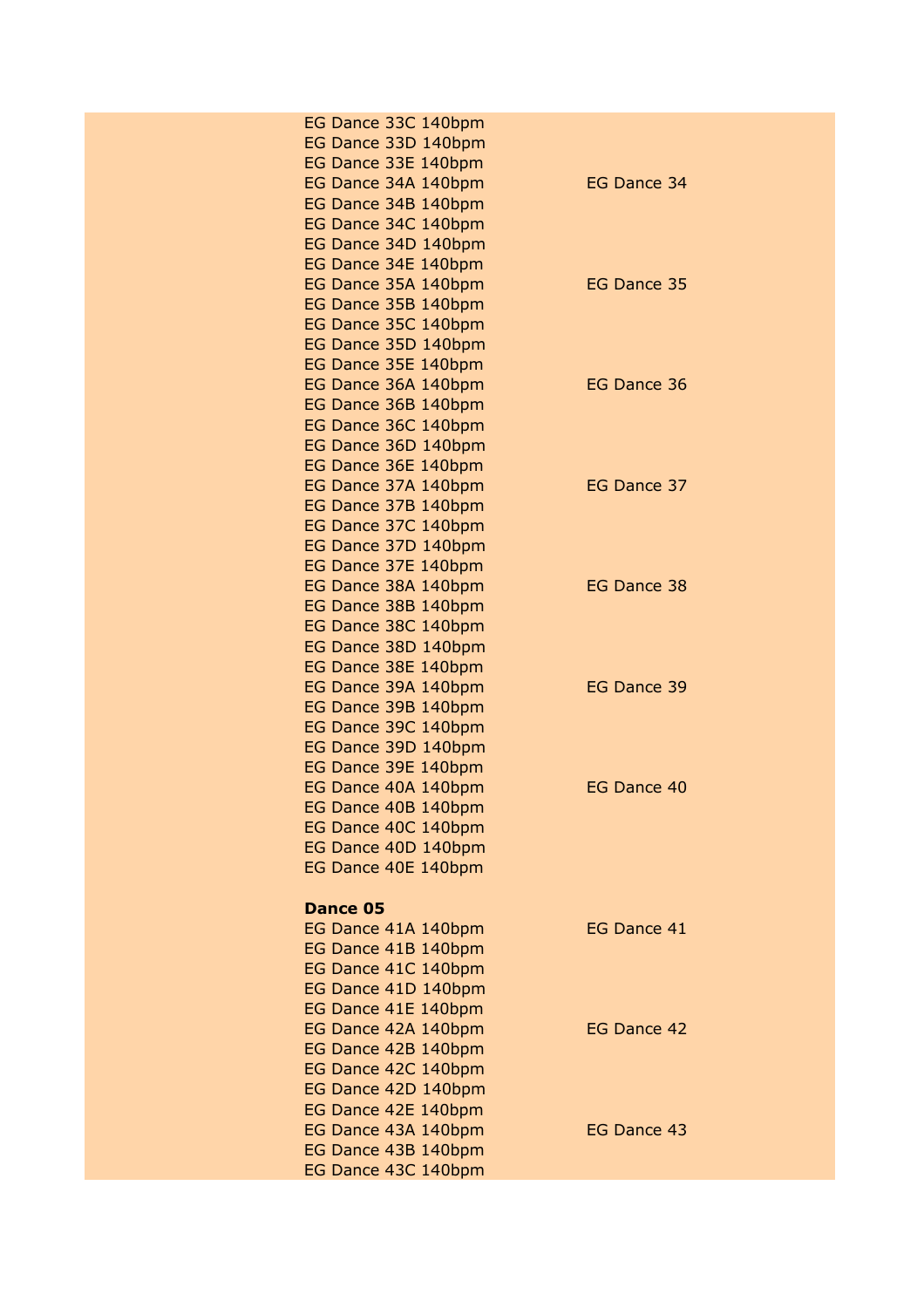| | |
|---|---|
| EG Dance 33C 140bpm | |
| EG Dance 33D 140bpm | |
| EG Dance 33E 140bpm | |
| EG Dance 34A 140bpm | EG Dance 34 |
| EG Dance 34B 140bpm | |
| EG Dance 34C 140bpm | |
| EG Dance 34D 140bpm | |
| EG Dance 34E 140bpm | |
| EG Dance 35A 140bpm | EG Dance 35 |
| EG Dance 35B 140bpm | |
| EG Dance 35C 140bpm | |
| EG Dance 35D 140bpm | |
| EG Dance 35E 140bpm | |
| EG Dance 36A 140bpm | EG Dance 36 |
| EG Dance 36B 140bpm | |
| EG Dance 36C 140bpm | |
| EG Dance 36D 140bpm | |
| EG Dance 36E 140bpm | |
| EG Dance 37A 140bpm | EG Dance 37 |
| EG Dance 37B 140bpm | |
| EG Dance 37C 140bpm | |
| EG Dance 37D 140bpm | |
| EG Dance 37E 140bpm | |
| EG Dance 38A 140bpm | EG Dance 38 |
| EG Dance 38B 140bpm | |
| EG Dance 38C 140bpm | |
| EG Dance 38D 140bpm | |
| EG Dance 38E 140bpm | |
| EG Dance 39A 140bpm | EG Dance 39 |
| EG Dance 39B 140bpm | |
| EG Dance 39C 140bpm | |
| EG Dance 39D 140bpm | |
| EG Dance 39E 140bpm | |
| EG Dance 40A 140bpm | EG Dance 40 |
| EG Dance 40B 140bpm | |
| EG Dance 40C 140bpm | |
| EG Dance 40D 140bpm | |
| EG Dance 40E 140bpm | |
| | |
| **Dance 05** | |
| EG Dance 41A 140bpm | EG Dance 41 |
| EG Dance 41B 140bpm | |
| EG Dance 41C 140bpm | |
| EG Dance 41D 140bpm | |
| EG Dance 41E 140bpm | |
| EG Dance 42A 140bpm | EG Dance 42 |
| EG Dance 42B 140bpm | |
| EG Dance 42C 140bpm | |
| EG Dance 42D 140bpm | |
| EG Dance 42E 140bpm | |
| EG Dance 43A 140bpm | EG Dance 43 |
| EG Dance 43B 140bpm | |
| EG Dance 43C 140bpm | |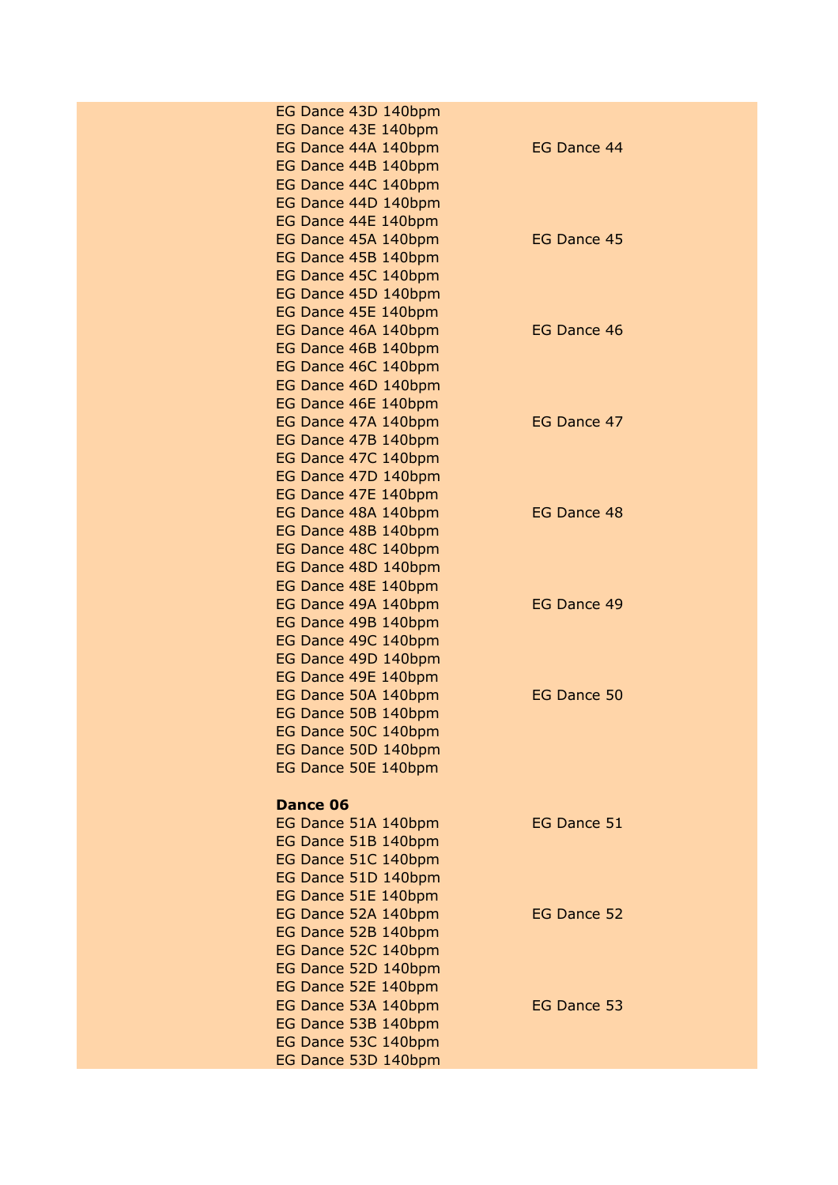| | |
|---|---|
| EG Dance 43D 140bpm | |
| EG Dance 43E 140bpm | |
| EG Dance 44A 140bpm | EG Dance 44 |
| EG Dance 44B 140bpm | |
| EG Dance 44C 140bpm | |
| EG Dance 44D 140bpm | |
| EG Dance 44E 140bpm | |
| EG Dance 45A 140bpm | EG Dance 45 |
| EG Dance 45B 140bpm | |
| EG Dance 45C 140bpm | |
| EG Dance 45D 140bpm | |
| EG Dance 45E 140bpm | |
| EG Dance 46A 140bpm | EG Dance 46 |
| EG Dance 46B 140bpm | |
| EG Dance 46C 140bpm | |
| EG Dance 46D 140bpm | |
| EG Dance 46E 140bpm | |
| EG Dance 47A 140bpm | EG Dance 47 |
| EG Dance 47B 140bpm | |
| EG Dance 47C 140bpm | |
| EG Dance 47D 140bpm | |
| EG Dance 47E 140bpm | |
| EG Dance 48A 140bpm | EG Dance 48 |
| EG Dance 48B 140bpm | |
| EG Dance 48C 140bpm | |
| EG Dance 48D 140bpm | |
| EG Dance 48E 140bpm | |
| EG Dance 49A 140bpm | EG Dance 49 |
| EG Dance 49B 140bpm | |
| EG Dance 49C 140bpm | |
| EG Dance 49D 140bpm | |
| EG Dance 49E 140bpm | |
| EG Dance 50A 140bpm | EG Dance 50 |
| EG Dance 50B 140bpm | |
| EG Dance 50C 140bpm | |
| EG Dance 50D 140bpm | |
| EG Dance 50E 140bpm | |
| | |
| **Dance 06** | |
| EG Dance 51A 140bpm | EG Dance 51 |
| EG Dance 51B 140bpm | |
| EG Dance 51C 140bpm | |
| EG Dance 51D 140bpm | |
| EG Dance 51E 140bpm | |
| EG Dance 52A 140bpm | EG Dance 52 |
| EG Dance 52B 140bpm | |
| EG Dance 52C 140bpm | |
| EG Dance 52D 140bpm | |
| EG Dance 52E 140bpm | |
| EG Dance 53A 140bpm | EG Dance 53 |
| EG Dance 53B 140bpm | |
| EG Dance 53C 140bpm | |
| EG Dance 53D 140bpm | |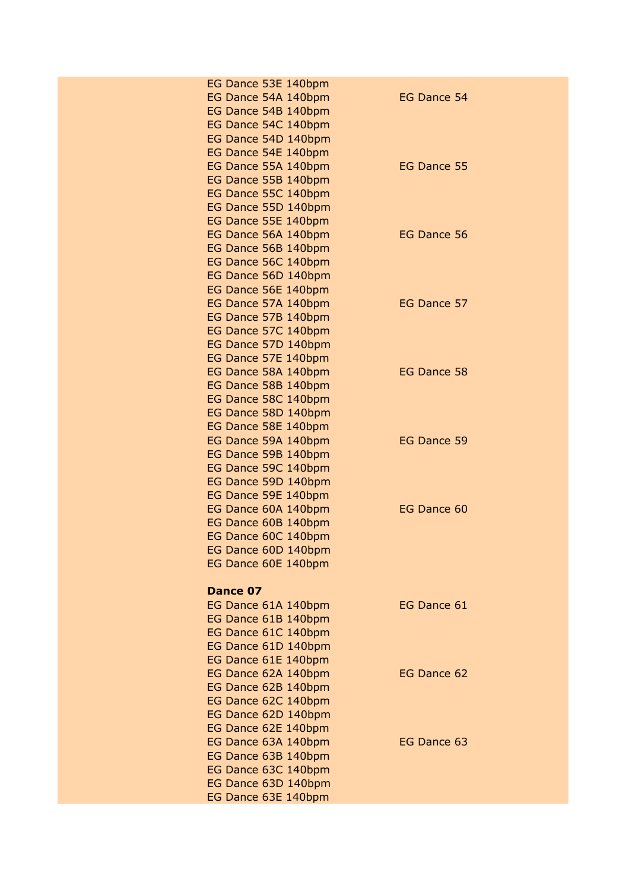| | |
|---|---|
| EG Dance 53E 140bpm | |
| EG Dance 54A 140bpm | EG Dance 54 |
| EG Dance 54B 140bpm | |
| EG Dance 54C 140bpm | |
| EG Dance 54D 140bpm | |
| EG Dance 54E 140bpm | |
| EG Dance 55A 140bpm | EG Dance 55 |
| EG Dance 55B 140bpm | |
| EG Dance 55C 140bpm | |
| EG Dance 55D 140bpm | |
| EG Dance 55E 140bpm | |
| EG Dance 56A 140bpm | EG Dance 56 |
| EG Dance 56B 140bpm | |
| EG Dance 56C 140bpm | |
| EG Dance 56D 140bpm | |
| EG Dance 56E 140bpm | |
| EG Dance 57A 140bpm | EG Dance 57 |
| EG Dance 57B 140bpm | |
| EG Dance 57C 140bpm | |
| EG Dance 57D 140bpm | |
| EG Dance 57E 140bpm | |
| EG Dance 58A 140bpm | EG Dance 58 |
| EG Dance 58B 140bpm | |
| EG Dance 58C 140bpm | |
| EG Dance 58D 140bpm | |
| EG Dance 58E 140bpm | |
| EG Dance 59A 140bpm | EG Dance 59 |
| EG Dance 59B 140bpm | |
| EG Dance 59C 140bpm | |
| EG Dance 59D 140bpm | |
| EG Dance 59E 140bpm | |
| EG Dance 60A 140bpm | EG Dance 60 |
| EG Dance 60B 140bpm | |
| EG Dance 60C 140bpm | |
| EG Dance 60D 140bpm | |
| EG Dance 60E 140bpm | |

**Dance 07**

| | |
|---|---|
| EG Dance 61A 140bpm | EG Dance 61 |
| EG Dance 61B 140bpm | |
| EG Dance 61C 140bpm | |
| EG Dance 61D 140bpm | |
| EG Dance 61E 140bpm | |
| EG Dance 62A 140bpm | EG Dance 62 |
| EG Dance 62B 140bpm | |
| EG Dance 62C 140bpm | |
| EG Dance 62D 140bpm | |
| EG Dance 62E 140bpm | |
| EG Dance 63A 140bpm | EG Dance 63 |
| EG Dance 63B 140bpm | |
| EG Dance 63C 140bpm | |
| EG Dance 63D 140bpm | |
| EG Dance 63E 140bpm | |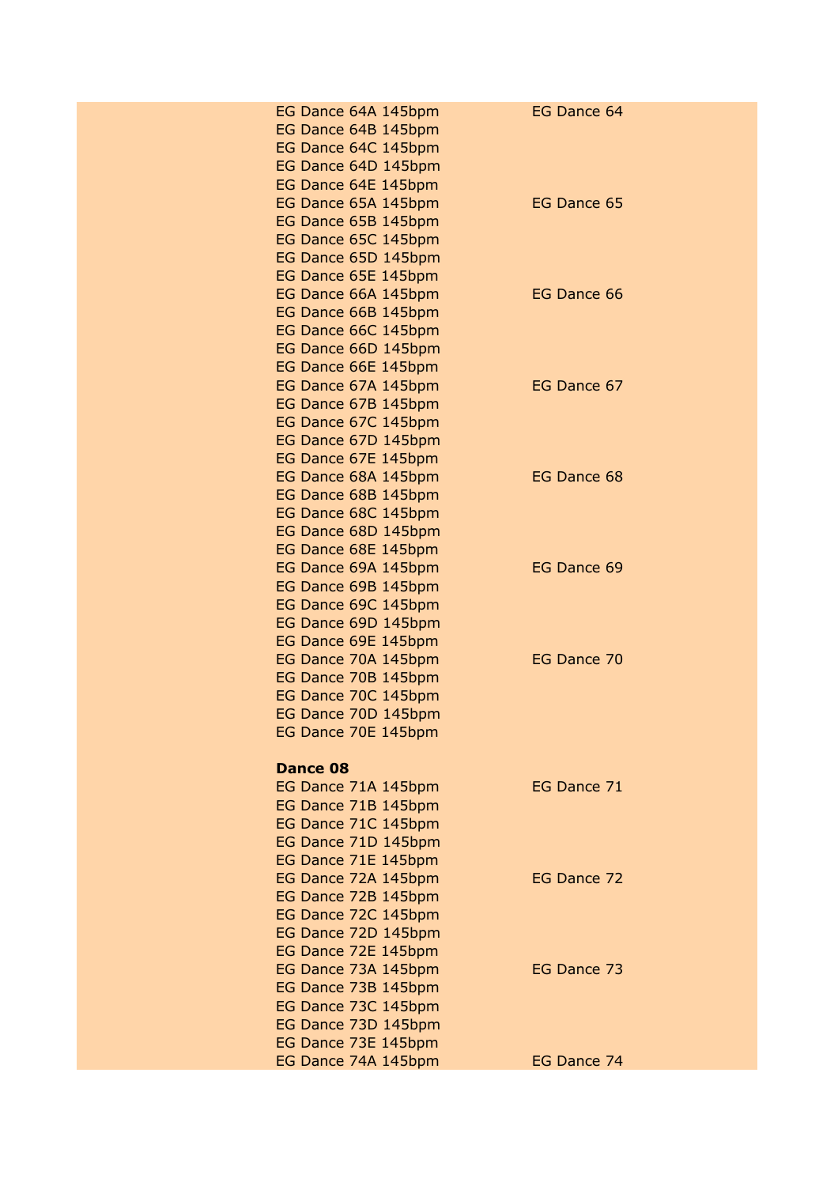| | |
|---|---|
| EG Dance 64A 145bpm | EG Dance 64 |
| EG Dance 64B 145bpm | |
| EG Dance 64C 145bpm | |
| EG Dance 64D 145bpm | |
| EG Dance 64E 145bpm | |
| EG Dance 65A 145bpm | EG Dance 65 |
| EG Dance 65B 145bpm | |
| EG Dance 65C 145bpm | |
| EG Dance 65D 145bpm | |
| EG Dance 65E 145bpm | |
| EG Dance 66A 145bpm | EG Dance 66 |
| EG Dance 66B 145bpm | |
| EG Dance 66C 145bpm | |
| EG Dance 66D 145bpm | |
| EG Dance 66E 145bpm | |
| EG Dance 67A 145bpm | EG Dance 67 |
| EG Dance 67B 145bpm | |
| EG Dance 67C 145bpm | |
| EG Dance 67D 145bpm | |
| EG Dance 67E 145bpm | |
| EG Dance 68A 145bpm | EG Dance 68 |
| EG Dance 68B 145bpm | |
| EG Dance 68C 145bpm | |
| EG Dance 68D 145bpm | |
| EG Dance 68E 145bpm | |
| EG Dance 69A 145bpm | EG Dance 69 |
| EG Dance 69B 145bpm | |
| EG Dance 69C 145bpm | |
| EG Dance 69D 145bpm | |
| EG Dance 69E 145bpm | |
| EG Dance 70A 145bpm | EG Dance 70 |
| EG Dance 70B 145bpm | |
| EG Dance 70C 145bpm | |
| EG Dance 70D 145bpm | |
| EG Dance 70E 145bpm | |
| | |
| **Dance 08** | |
| EG Dance 71A 145bpm | EG Dance 71 |
| EG Dance 71B 145bpm | |
| EG Dance 71C 145bpm | |
| EG Dance 71D 145bpm | |
| EG Dance 71E 145bpm | |
| EG Dance 72A 145bpm | EG Dance 72 |
| EG Dance 72B 145bpm | |
| EG Dance 72C 145bpm | |
| EG Dance 72D 145bpm | |
| EG Dance 72E 145bpm | |
| EG Dance 73A 145bpm | EG Dance 73 |
| EG Dance 73B 145bpm | |
| EG Dance 73C 145bpm | |
| EG Dance 73D 145bpm | |
| EG Dance 73E 145bpm | |
| EG Dance 74A 145bpm | EG Dance 74 |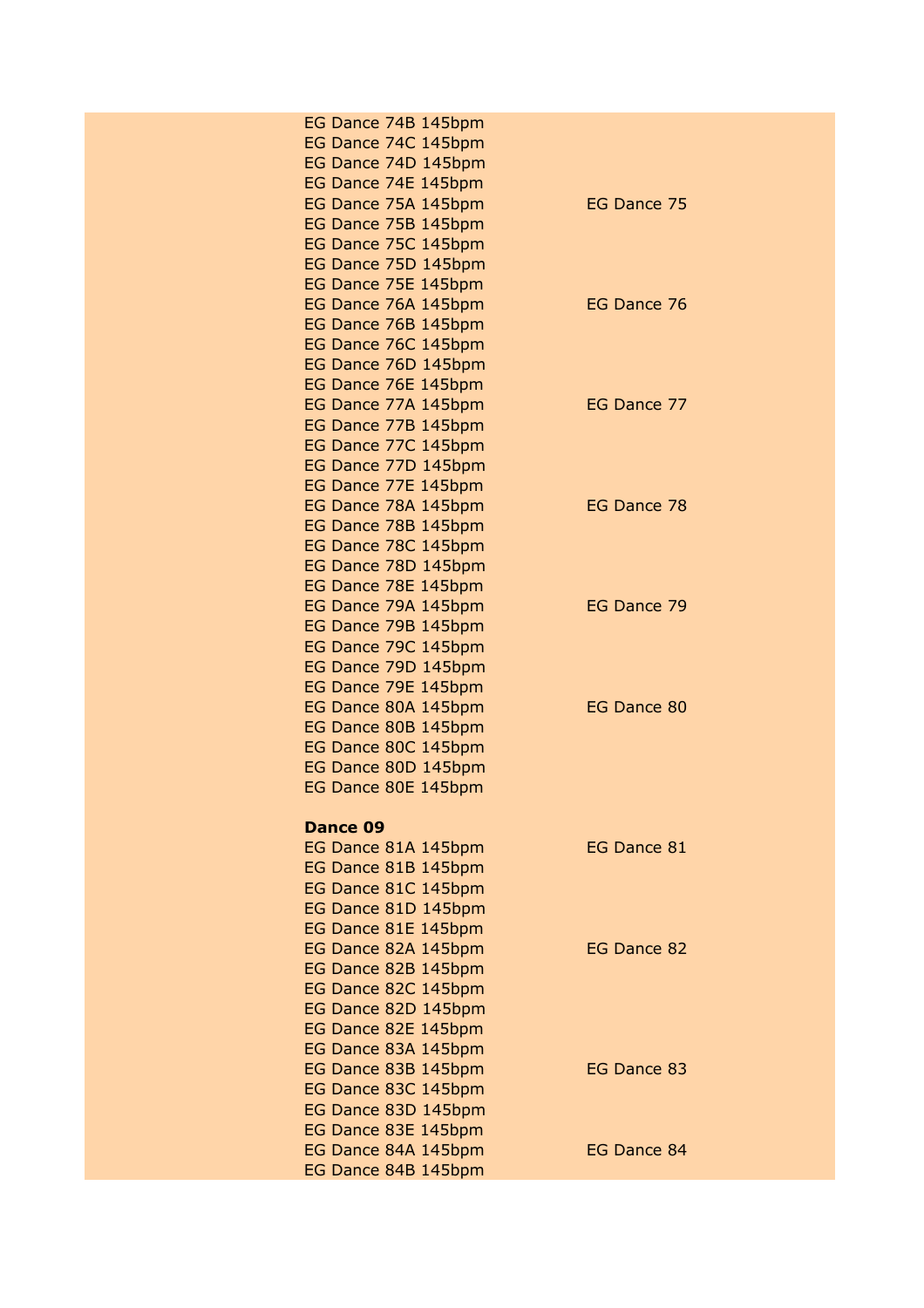| | |
|---|---|
| EG Dance 74B 145bpm | |
| EG Dance 74C 145bpm | |
| EG Dance 74D 145bpm | |
| EG Dance 74E 145bpm | |
| EG Dance 75A 145bpm | EG Dance 75 |
| EG Dance 75B 145bpm | |
| EG Dance 75C 145bpm | |
| EG Dance 75D 145bpm | |
| EG Dance 75E 145bpm | |
| EG Dance 76A 145bpm | EG Dance 76 |
| EG Dance 76B 145bpm | |
| EG Dance 76C 145bpm | |
| EG Dance 76D 145bpm | |
| EG Dance 76E 145bpm | |
| EG Dance 77A 145bpm | EG Dance 77 |
| EG Dance 77B 145bpm | |
| EG Dance 77C 145bpm | |
| EG Dance 77D 145bpm | |
| EG Dance 77E 145bpm | |
| EG Dance 78A 145bpm | EG Dance 78 |
| EG Dance 78B 145bpm | |
| EG Dance 78C 145bpm | |
| EG Dance 78D 145bpm | |
| EG Dance 78E 145bpm | |
| EG Dance 79A 145bpm | EG Dance 79 |
| EG Dance 79B 145bpm | |
| EG Dance 79C 145bpm | |
| EG Dance 79D 145bpm | |
| EG Dance 79E 145bpm | |
| EG Dance 80A 145bpm | EG Dance 80 |
| EG Dance 80B 145bpm | |
| EG Dance 80C 145bpm | |
| EG Dance 80D 145bpm | |
| EG Dance 80E 145bpm | |
| | |
| **Dance 09** | |
| EG Dance 81A 145bpm | EG Dance 81 |
| EG Dance 81B 145bpm | |
| EG Dance 81C 145bpm | |
| EG Dance 81D 145bpm | |
| EG Dance 81E 145bpm | |
| EG Dance 82A 145bpm | EG Dance 82 |
| EG Dance 82B 145bpm | |
| EG Dance 82C 145bpm | |
| EG Dance 82D 145bpm | |
| EG Dance 82E 145bpm | |
| EG Dance 83A 145bpm | |
| EG Dance 83B 145bpm | EG Dance 83 |
| EG Dance 83C 145bpm | |
| EG Dance 83D 145bpm | |
| EG Dance 83E 145bpm | |
| EG Dance 84A 145bpm | EG Dance 84 |
| EG Dance 84B 145bpm | |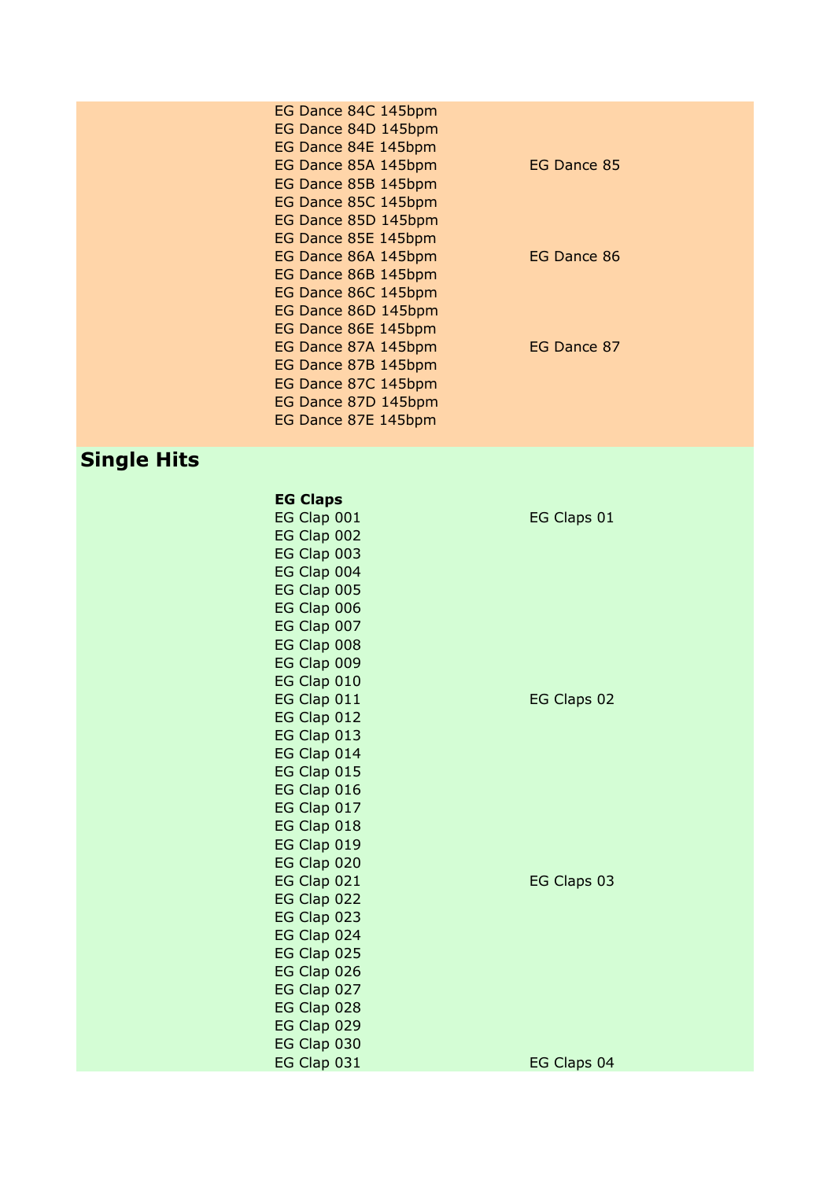| | | |
|---|---|---|
| | EG Dance 84C 145bpm | |
| | EG Dance 84D 145bpm | |
| | EG Dance 84E 145bpm | |
| | EG Dance 85A 145bpm | EG Dance 85 |
| | EG Dance 85B 145bpm | |
| | EG Dance 85C 145bpm | |
| | EG Dance 85D 145bpm | |
| | EG Dance 85E 145bpm | |
| | EG Dance 86A 145bpm | EG Dance 86 |
| | EG Dance 86B 145bpm | |
| | EG Dance 86C 145bpm | |
| | EG Dance 86D 145bpm | |
| | EG Dance 86E 145bpm | |
| | EG Dance 87A 145bpm | EG Dance 87 |
| | EG Dance 87B 145bpm | |
| | EG Dance 87C 145bpm | |
| | EG Dance 87D 145bpm | |
| | EG Dance 87E 145bpm | |

## Single Hits

| | | |
|---|---|---|
| | **EG Claps** | |
| | EG Clap 001 | EG Claps 01 |
| | EG Clap 002 | |
| | EG Clap 003 | |
| | EG Clap 004 | |
| | EG Clap 005 | |
| | EG Clap 006 | |
| | EG Clap 007 | |
| | EG Clap 008 | |
| | EG Clap 009 | |
| | EG Clap 010 | |
| | EG Clap 011 | EG Claps 02 |
| | EG Clap 012 | |
| | EG Clap 013 | |
| | EG Clap 014 | |
| | EG Clap 015 | |
| | EG Clap 016 | |
| | EG Clap 017 | |
| | EG Clap 018 | |
| | EG Clap 019 | |
| | EG Clap 020 | |
| | EG Clap 021 | EG Claps 03 |
| | EG Clap 022 | |
| | EG Clap 023 | |
| | EG Clap 024 | |
| | EG Clap 025 | |
| | EG Clap 026 | |
| | EG Clap 027 | |
| | EG Clap 028 | |
| | EG Clap 029 | |
| | EG Clap 030 | |
| | EG Clap 031 | EG Claps 04 |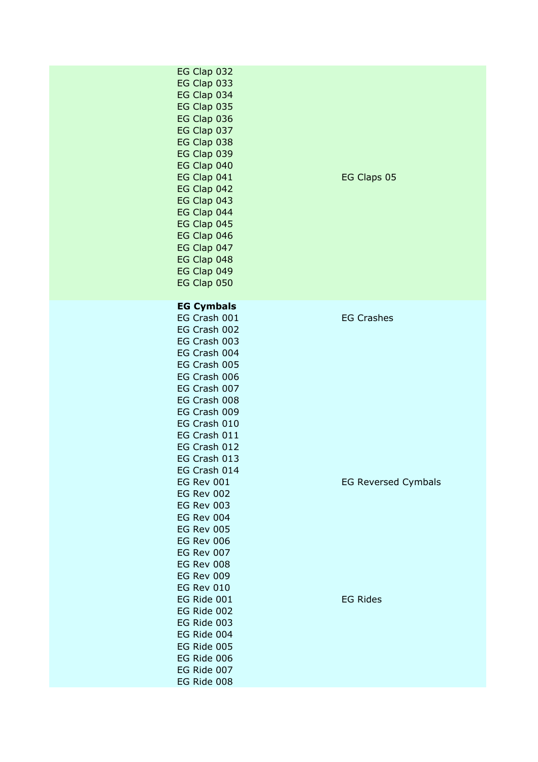| | | |
|---|---|---|
| | EG Clap 032 | |
| | EG Clap 033 | |
| | EG Clap 034 | |
| | EG Clap 035 | |
| | EG Clap 036 | |
| | EG Clap 037 | |
| | EG Clap 038 | |
| | EG Clap 039 | |
| | EG Clap 040 | |
| | EG Clap 041 | EG Claps 05 |
| | EG Clap 042 | |
| | EG Clap 043 | |
| | EG Clap 044 | |
| | EG Clap 045 | |
| | EG Clap 046 | |
| | EG Clap 047 | |
| | EG Clap 048 | |
| | EG Clap 049 | |
| | EG Clap 050 | |
| | | |
| | **EG Cymbals** | |
| | EG Crash 001 | EG Crashes |
| | EG Crash 002 | |
| | EG Crash 003 | |
| | EG Crash 004 | |
| | EG Crash 005 | |
| | EG Crash 006 | |
| | EG Crash 007 | |
| | EG Crash 008 | |
| | EG Crash 009 | |
| | EG Crash 010 | |
| | EG Crash 011 | |
| | EG Crash 012 | |
| | EG Crash 013 | |
| | EG Crash 014 | |
| | EG Rev 001 | EG Reversed Cymbals |
| | EG Rev 002 | |
| | EG Rev 003 | |
| | EG Rev 004 | |
| | EG Rev 005 | |
| | EG Rev 006 | |
| | EG Rev 007 | |
| | EG Rev 008 | |
| | EG Rev 009 | |
| | EG Rev 010 | |
| | EG Ride 001 | EG Rides |
| | EG Ride 002 | |
| | EG Ride 003 | |
| | EG Ride 004 | |
| | EG Ride 005 | |
| | EG Ride 006 | |
| | EG Ride 007 | |
| | EG Ride 008 | |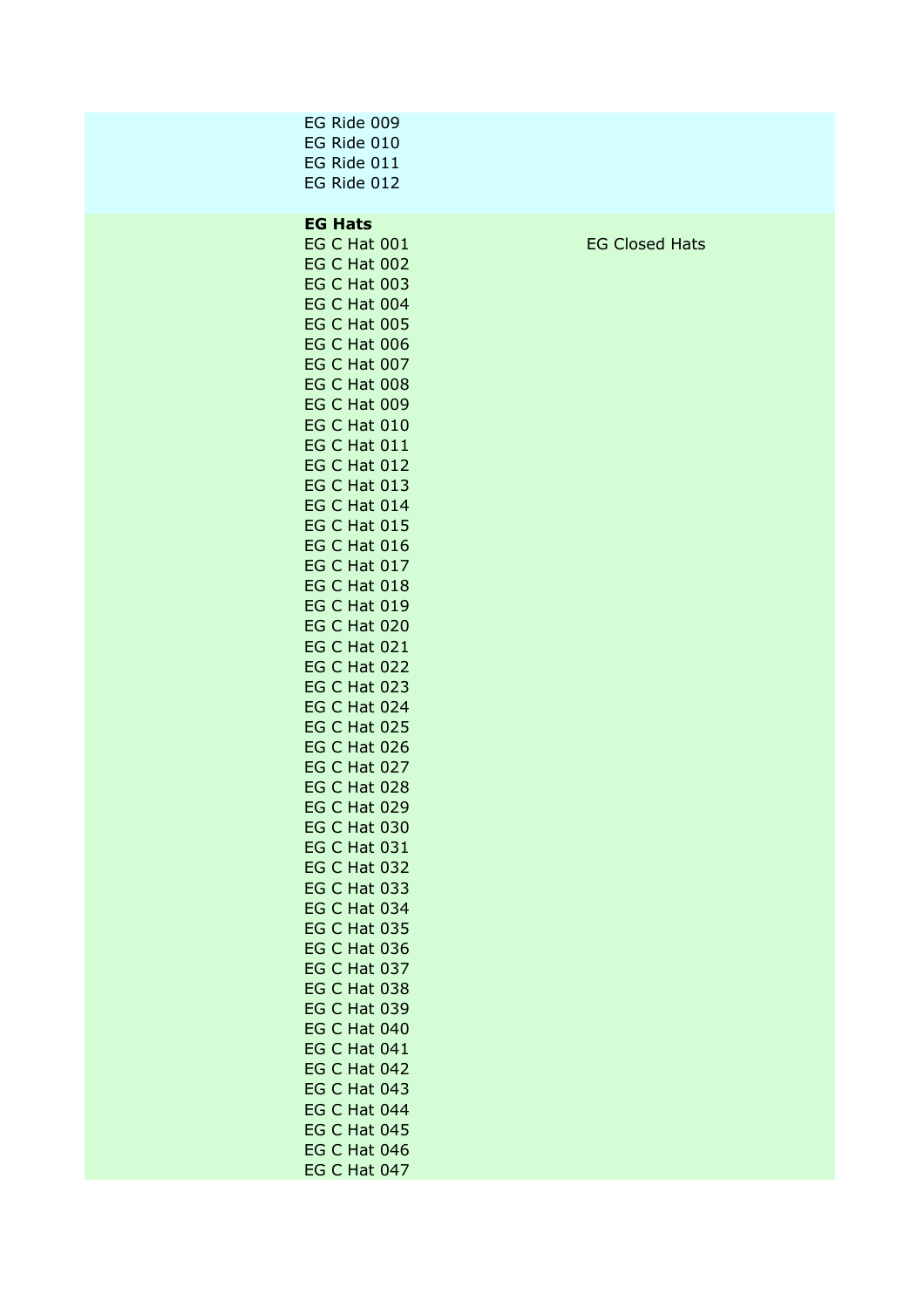| | |
|---|---|
| EG Ride 009 | |
| EG Ride 010 | |
| EG Ride 011 | |
| EG Ride 012 | |
| | |
| **EG Hats** | |
| EG C Hat 001 | EG Closed Hats |
| EG C Hat 002 | |
| EG C Hat 003 | |
| EG C Hat 004 | |
| EG C Hat 005 | |
| EG C Hat 006 | |
| EG C Hat 007 | |
| EG C Hat 008 | |
| EG C Hat 009 | |
| EG C Hat 010 | |
| EG C Hat 011 | |
| EG C Hat 012 | |
| EG C Hat 013 | |
| EG C Hat 014 | |
| EG C Hat 015 | |
| EG C Hat 016 | |
| EG C Hat 017 | |
| EG C Hat 018 | |
| EG C Hat 019 | |
| EG C Hat 020 | |
| EG C Hat 021 | |
| EG C Hat 022 | |
| EG C Hat 023 | |
| EG C Hat 024 | |
| EG C Hat 025 | |
| EG C Hat 026 | |
| EG C Hat 027 | |
| EG C Hat 028 | |
| EG C Hat 029 | |
| EG C Hat 030 | |
| EG C Hat 031 | |
| EG C Hat 032 | |
| EG C Hat 033 | |
| EG C Hat 034 | |
| EG C Hat 035 | |
| EG C Hat 036 | |
| EG C Hat 037 | |
| EG C Hat 038 | |
| EG C Hat 039 | |
| EG C Hat 040 | |
| EG C Hat 041 | |
| EG C Hat 042 | |
| EG C Hat 043 | |
| EG C Hat 044 | |
| EG C Hat 045 | |
| EG C Hat 046 | |
| EG C Hat 047 | |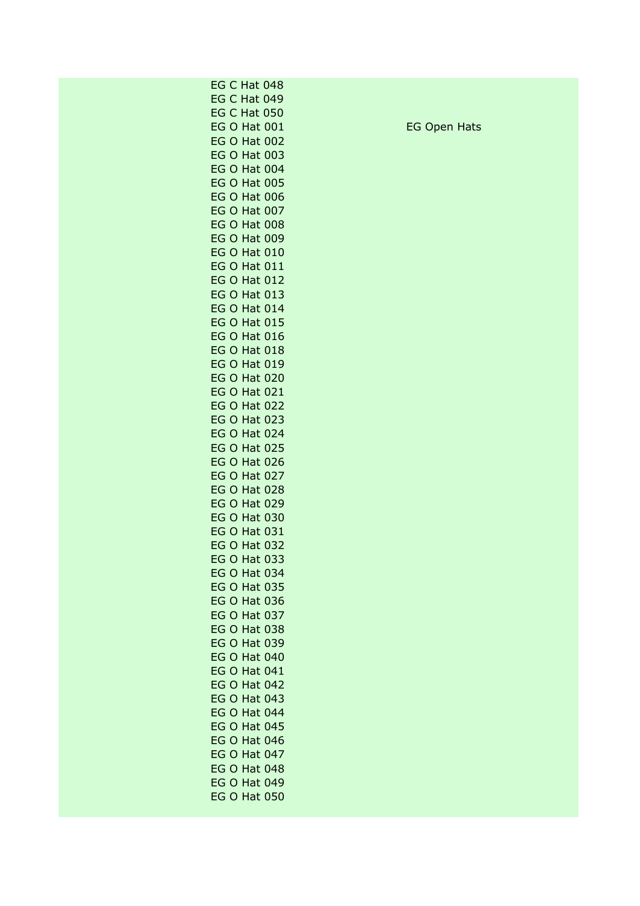| | |
|---|---|
| EG C Hat 048 | |
| EG C Hat 049 | |
| EG C Hat 050 | |
| EG O Hat 001 | EG Open Hats |
| EG O Hat 002 | |
| EG O Hat 003 | |
| EG O Hat 004 | |
| EG O Hat 005 | |
| EG O Hat 006 | |
| EG O Hat 007 | |
| EG O Hat 008 | |
| EG O Hat 009 | |
| EG O Hat 010 | |
| EG O Hat 011 | |
| EG O Hat 012 | |
| EG O Hat 013 | |
| EG O Hat 014 | |
| EG O Hat 015 | |
| EG O Hat 016 | |
| EG O Hat 018 | |
| EG O Hat 019 | |
| EG O Hat 020 | |
| EG O Hat 021 | |
| EG O Hat 022 | |
| EG O Hat 023 | |
| EG O Hat 024 | |
| EG O Hat 025 | |
| EG O Hat 026 | |
| EG O Hat 027 | |
| EG O Hat 028 | |
| EG O Hat 029 | |
| EG O Hat 030 | |
| EG O Hat 031 | |
| EG O Hat 032 | |
| EG O Hat 033 | |
| EG O Hat 034 | |
| EG O Hat 035 | |
| EG O Hat 036 | |
| EG O Hat 037 | |
| EG O Hat 038 | |
| EG O Hat 039 | |
| EG O Hat 040 | |
| EG O Hat 041 | |
| EG O Hat 042 | |
| EG O Hat 043 | |
| EG O Hat 044 | |
| EG O Hat 045 | |
| EG O Hat 046 | |
| EG O Hat 047 | |
| EG O Hat 048 | |
| EG O Hat 049 | |
| EG O Hat 050 | |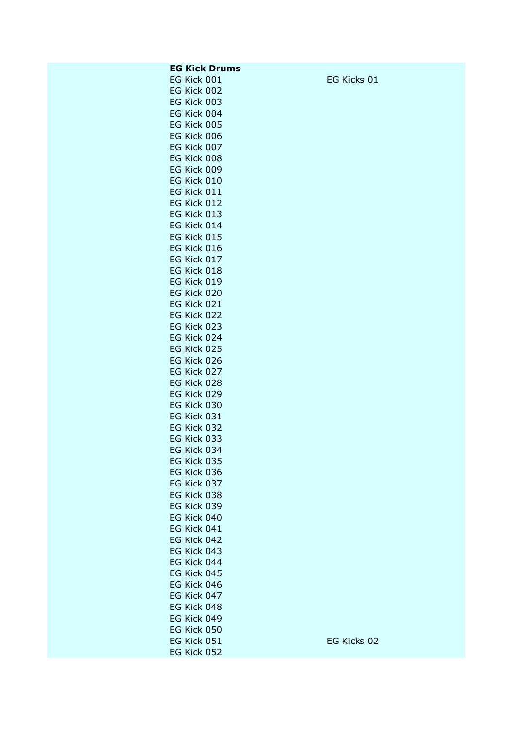| | |
|---|---|
| **EG Kick Drums** | |
| EG Kick 001 | EG Kicks 01 |
| EG Kick 002 | |
| EG Kick 003 | |
| EG Kick 004 | |
| EG Kick 005 | |
| EG Kick 006 | |
| EG Kick 007 | |
| EG Kick 008 | |
| EG Kick 009 | |
| EG Kick 010 | |
| EG Kick 011 | |
| EG Kick 012 | |
| EG Kick 013 | |
| EG Kick 014 | |
| EG Kick 015 | |
| EG Kick 016 | |
| EG Kick 017 | |
| EG Kick 018 | |
| EG Kick 019 | |
| EG Kick 020 | |
| EG Kick 021 | |
| EG Kick 022 | |
| EG Kick 023 | |
| EG Kick 024 | |
| EG Kick 025 | |
| EG Kick 026 | |
| EG Kick 027 | |
| EG Kick 028 | |
| EG Kick 029 | |
| EG Kick 030 | |
| EG Kick 031 | |
| EG Kick 032 | |
| EG Kick 033 | |
| EG Kick 034 | |
| EG Kick 035 | |
| EG Kick 036 | |
| EG Kick 037 | |
| EG Kick 038 | |
| EG Kick 039 | |
| EG Kick 040 | |
| EG Kick 041 | |
| EG Kick 042 | |
| EG Kick 043 | |
| EG Kick 044 | |
| EG Kick 045 | |
| EG Kick 046 | |
| EG Kick 047 | |
| EG Kick 048 | |
| EG Kick 049 | |
| EG Kick 050 | |
| EG Kick 051 | EG Kicks 02 |
| EG Kick 052 | |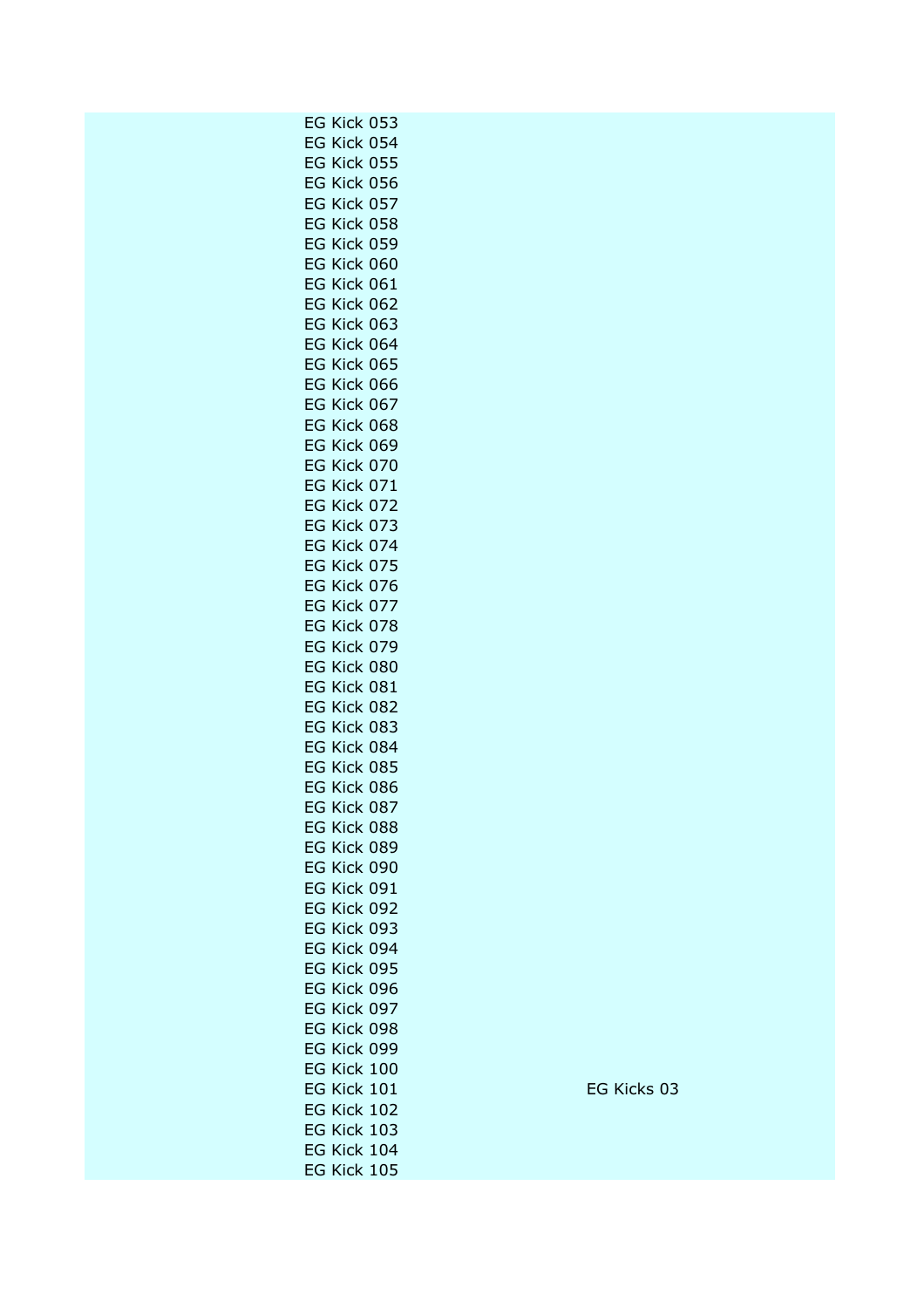| | |
|---|---|
| EG Kick 053 | |
| EG Kick 054 | |
| EG Kick 055 | |
| EG Kick 056 | |
| EG Kick 057 | |
| EG Kick 058 | |
| EG Kick 059 | |
| EG Kick 060 | |
| EG Kick 061 | |
| EG Kick 062 | |
| EG Kick 063 | |
| EG Kick 064 | |
| EG Kick 065 | |
| EG Kick 066 | |
| EG Kick 067 | |
| EG Kick 068 | |
| EG Kick 069 | |
| EG Kick 070 | |
| EG Kick 071 | |
| EG Kick 072 | |
| EG Kick 073 | |
| EG Kick 074 | |
| EG Kick 075 | |
| EG Kick 076 | |
| EG Kick 077 | |
| EG Kick 078 | |
| EG Kick 079 | |
| EG Kick 080 | |
| EG Kick 081 | |
| EG Kick 082 | |
| EG Kick 083 | |
| EG Kick 084 | |
| EG Kick 085 | |
| EG Kick 086 | |
| EG Kick 087 | |
| EG Kick 088 | |
| EG Kick 089 | |
| EG Kick 090 | |
| EG Kick 091 | |
| EG Kick 092 | |
| EG Kick 093 | |
| EG Kick 094 | |
| EG Kick 095 | |
| EG Kick 096 | |
| EG Kick 097 | |
| EG Kick 098 | |
| EG Kick 099 | |
| EG Kick 100 | |
| EG Kick 101 | EG Kicks 03 |
| EG Kick 102 | |
| EG Kick 103 | |
| EG Kick 104 | |
| EG Kick 105 | |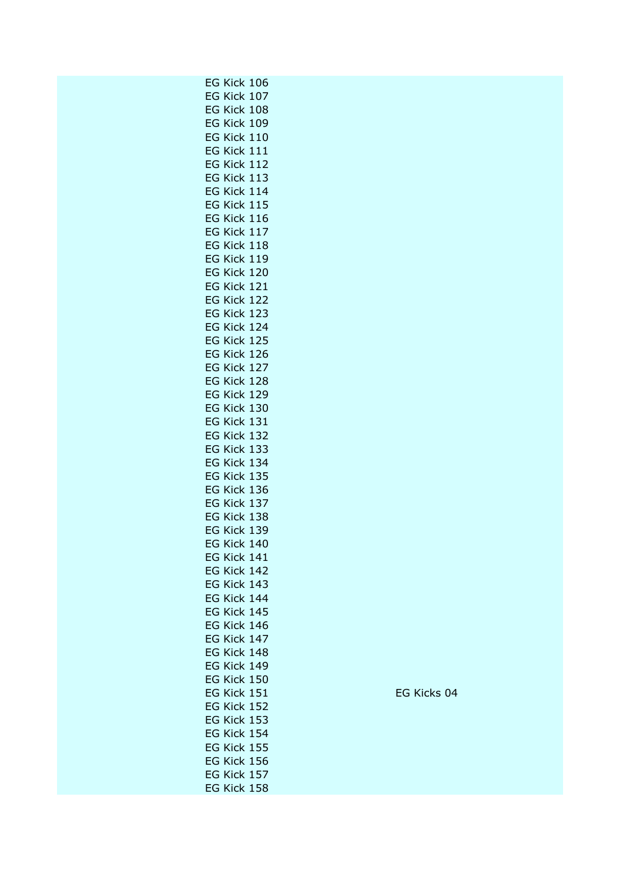| | | |
|---|---|---|
| | EG Kick 106 | |
| | EG Kick 107 | |
| | EG Kick 108 | |
| | EG Kick 109 | |
| | EG Kick 110 | |
| | EG Kick 111 | |
| | EG Kick 112 | |
| | EG Kick 113 | |
| | EG Kick 114 | |
| | EG Kick 115 | |
| | EG Kick 116 | |
| | EG Kick 117 | |
| | EG Kick 118 | |
| | EG Kick 119 | |
| | EG Kick 120 | |
| | EG Kick 121 | |
| | EG Kick 122 | |
| | EG Kick 123 | |
| | EG Kick 124 | |
| | EG Kick 125 | |
| | EG Kick 126 | |
| | EG Kick 127 | |
| | EG Kick 128 | |
| | EG Kick 129 | |
| | EG Kick 130 | |
| | EG Kick 131 | |
| | EG Kick 132 | |
| | EG Kick 133 | |
| | EG Kick 134 | |
| | EG Kick 135 | |
| | EG Kick 136 | |
| | EG Kick 137 | |
| | EG Kick 138 | |
| | EG Kick 139 | |
| | EG Kick 140 | |
| | EG Kick 141 | |
| | EG Kick 142 | |
| | EG Kick 143 | |
| | EG Kick 144 | |
| | EG Kick 145 | |
| | EG Kick 146 | |
| | EG Kick 147 | |
| | EG Kick 148 | |
| | EG Kick 149 | |
| | EG Kick 150 | |
| | EG Kick 151 | EG Kicks 04 |
| | EG Kick 152 | |
| | EG Kick 153 | |
| | EG Kick 154 | |
| | EG Kick 155 | |
| | EG Kick 156 | |
| | EG Kick 157 | |
| | EG Kick 158 | |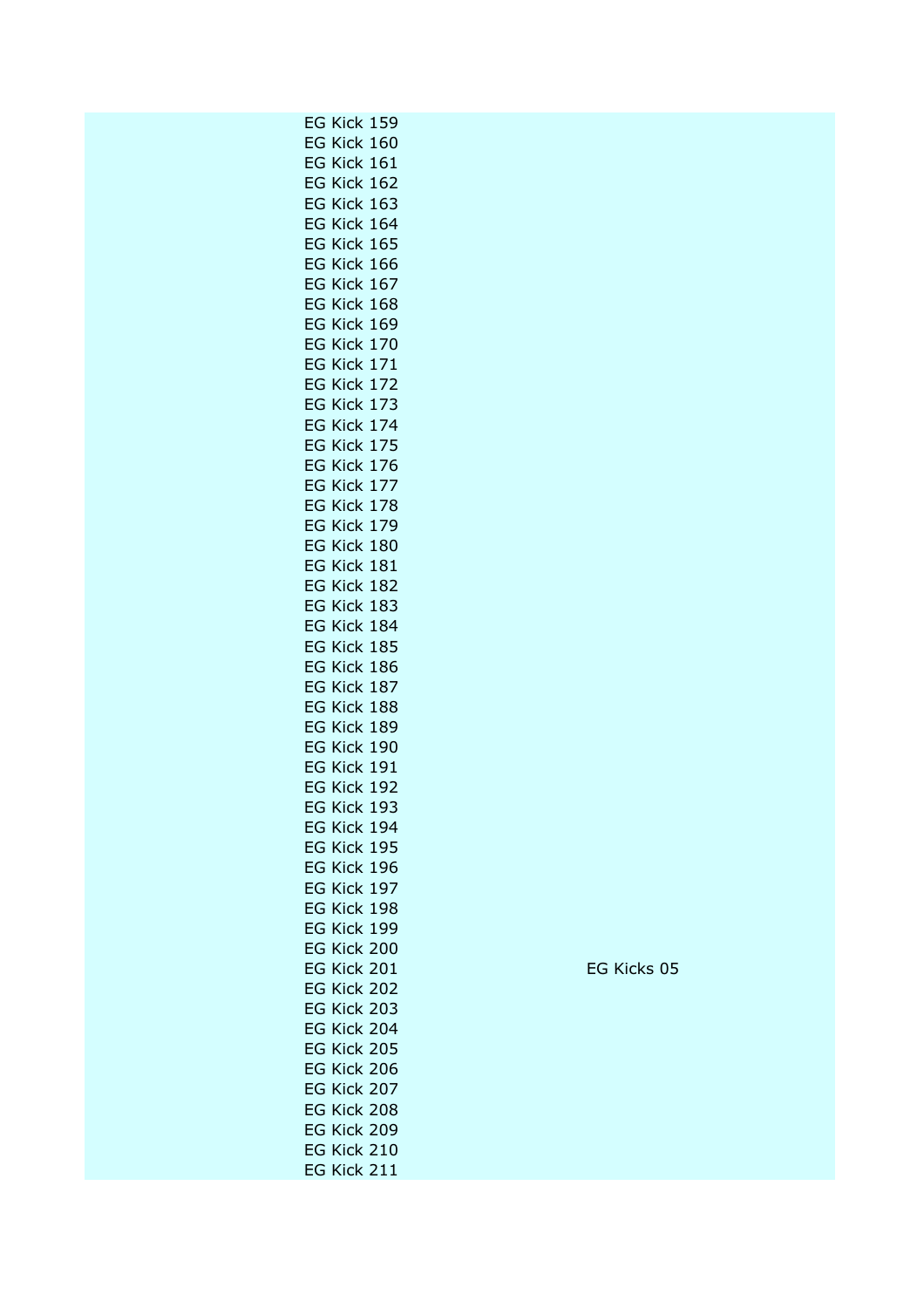| | | |
|---|---|---|
| | EG Kick 159 | |
| | EG Kick 160 | |
| | EG Kick 161 | |
| | EG Kick 162 | |
| | EG Kick 163 | |
| | EG Kick 164 | |
| | EG Kick 165 | |
| | EG Kick 166 | |
| | EG Kick 167 | |
| | EG Kick 168 | |
| | EG Kick 169 | |
| | EG Kick 170 | |
| | EG Kick 171 | |
| | EG Kick 172 | |
| | EG Kick 173 | |
| | EG Kick 174 | |
| | EG Kick 175 | |
| | EG Kick 176 | |
| | EG Kick 177 | |
| | EG Kick 178 | |
| | EG Kick 179 | |
| | EG Kick 180 | |
| | EG Kick 181 | |
| | EG Kick 182 | |
| | EG Kick 183 | |
| | EG Kick 184 | |
| | EG Kick 185 | |
| | EG Kick 186 | |
| | EG Kick 187 | |
| | EG Kick 188 | |
| | EG Kick 189 | |
| | EG Kick 190 | |
| | EG Kick 191 | |
| | EG Kick 192 | |
| | EG Kick 193 | |
| | EG Kick 194 | |
| | EG Kick 195 | |
| | EG Kick 196 | |
| | EG Kick 197 | |
| | EG Kick 198 | |
| | EG Kick 199 | |
| | EG Kick 200 | |
| | EG Kick 201 | EG Kicks 05 |
| | EG Kick 202 | |
| | EG Kick 203 | |
| | EG Kick 204 | |
| | EG Kick 205 | |
| | EG Kick 206 | |
| | EG Kick 207 | |
| | EG Kick 208 | |
| | EG Kick 209 | |
| | EG Kick 210 | |
| | EG Kick 211 | |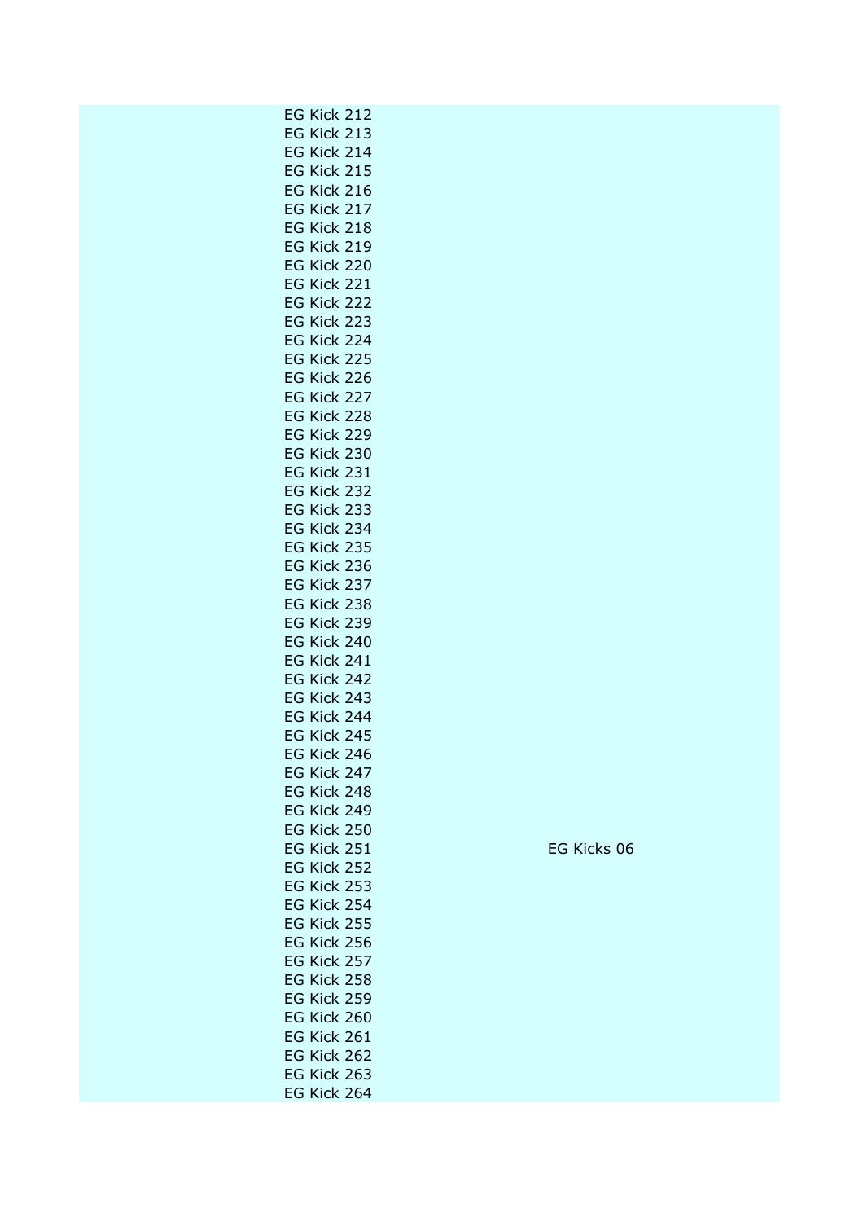| | | |
|---|---|---|
| | EG Kick 212 | |
| | EG Kick 213 | |
| | EG Kick 214 | |
| | EG Kick 215 | |
| | EG Kick 216 | |
| | EG Kick 217 | |
| | EG Kick 218 | |
| | EG Kick 219 | |
| | EG Kick 220 | |
| | EG Kick 221 | |
| | EG Kick 222 | |
| | EG Kick 223 | |
| | EG Kick 224 | |
| | EG Kick 225 | |
| | EG Kick 226 | |
| | EG Kick 227 | |
| | EG Kick 228 | |
| | EG Kick 229 | |
| | EG Kick 230 | |
| | EG Kick 231 | |
| | EG Kick 232 | |
| | EG Kick 233 | |
| | EG Kick 234 | |
| | EG Kick 235 | |
| | EG Kick 236 | |
| | EG Kick 237 | |
| | EG Kick 238 | |
| | EG Kick 239 | |
| | EG Kick 240 | |
| | EG Kick 241 | |
| | EG Kick 242 | |
| | EG Kick 243 | |
| | EG Kick 244 | |
| | EG Kick 245 | |
| | EG Kick 246 | |
| | EG Kick 247 | |
| | EG Kick 248 | |
| | EG Kick 249 | |
| | EG Kick 250 | |
| | EG Kick 251 | EG Kicks 06 |
| | EG Kick 252 | |
| | EG Kick 253 | |
| | EG Kick 254 | |
| | EG Kick 255 | |
| | EG Kick 256 | |
| | EG Kick 257 | |
| | EG Kick 258 | |
| | EG Kick 259 | |
| | EG Kick 260 | |
| | EG Kick 261 | |
| | EG Kick 262 | |
| | EG Kick 263 | |
| | EG Kick 264 | |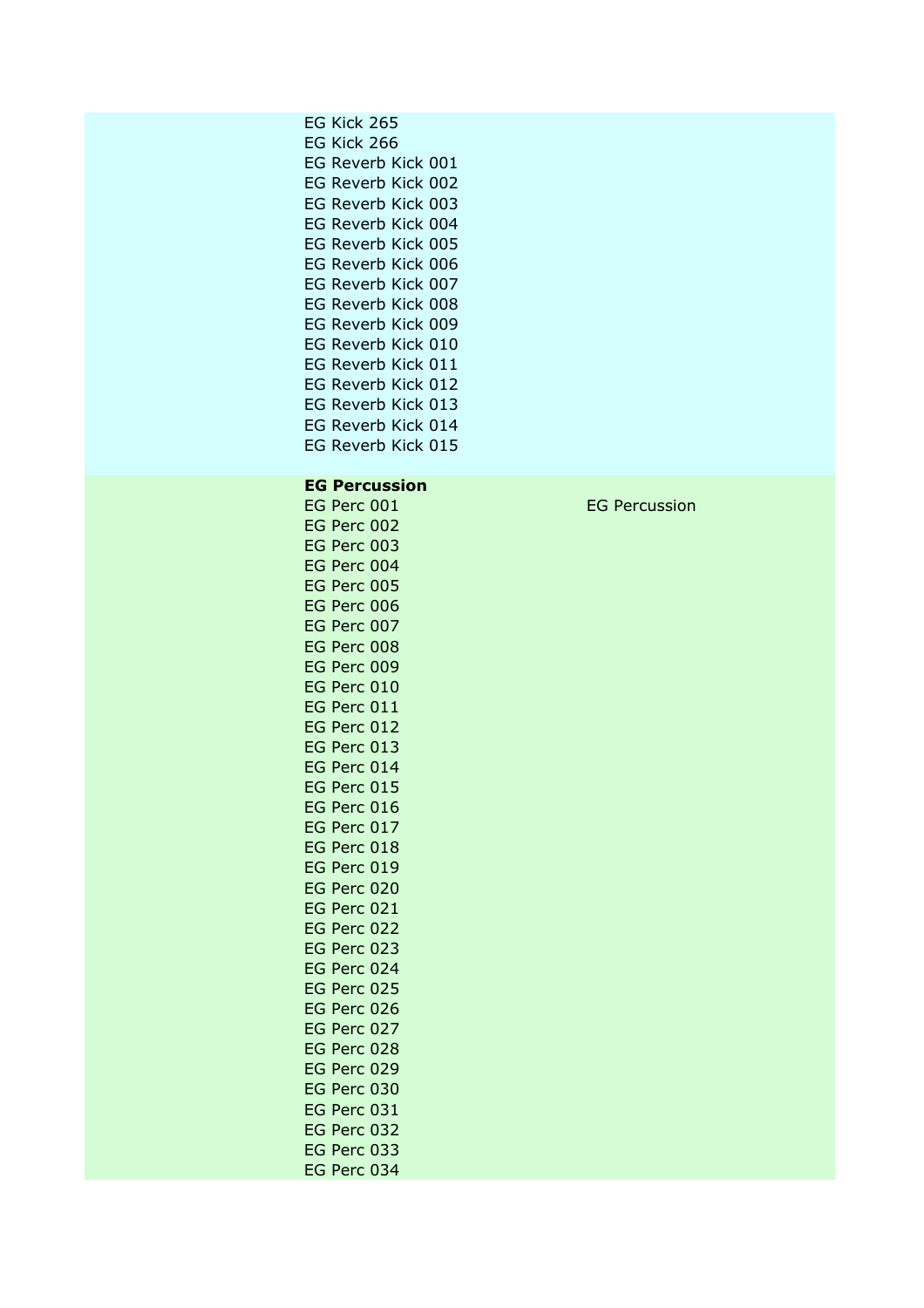| | | |
|---|---|---|
| | EG Kick 265 | |
| | EG Kick 266 | |
| | EG Reverb Kick 001 | |
| | EG Reverb Kick 002 | |
| | EG Reverb Kick 003 | |
| | EG Reverb Kick 004 | |
| | EG Reverb Kick 005 | |
| | EG Reverb Kick 006 | |
| | EG Reverb Kick 007 | |
| | EG Reverb Kick 008 | |
| | EG Reverb Kick 009 | |
| | EG Reverb Kick 010 | |
| | EG Reverb Kick 011 | |
| | EG Reverb Kick 012 | |
| | EG Reverb Kick 013 | |
| | EG Reverb Kick 014 | |
| | EG Reverb Kick 015 | |
| | | |
| | **EG Percussion** | |
| | EG Perc 001 | EG Percussion |
| | EG Perc 002 | |
| | EG Perc 003 | |
| | EG Perc 004 | |
| | EG Perc 005 | |
| | EG Perc 006 | |
| | EG Perc 007 | |
| | EG Perc 008 | |
| | EG Perc 009 | |
| | EG Perc 010 | |
| | EG Perc 011 | |
| | EG Perc 012 | |
| | EG Perc 013 | |
| | EG Perc 014 | |
| | EG Perc 015 | |
| | EG Perc 016 | |
| | EG Perc 017 | |
| | EG Perc 018 | |
| | EG Perc 019 | |
| | EG Perc 020 | |
| | EG Perc 021 | |
| | EG Perc 022 | |
| | EG Perc 023 | |
| | EG Perc 024 | |
| | EG Perc 025 | |
| | EG Perc 026 | |
| | EG Perc 027 | |
| | EG Perc 028 | |
| | EG Perc 029 | |
| | EG Perc 030 | |
| | EG Perc 031 | |
| | EG Perc 032 | |
| | EG Perc 033 | |
| | EG Perc 034 | |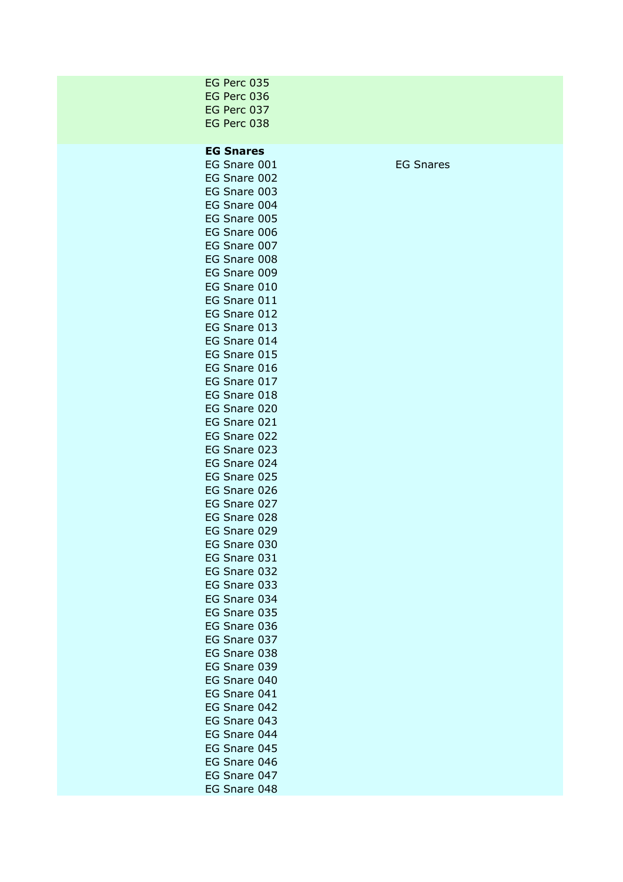| | | |
|---|---|---|
| | EG Perc 035 | |
| | EG Perc 036 | |
| | EG Perc 037 | |
| | EG Perc 038 | |
| | | |
| | **EG Snares** | |
| | EG Snare 001 | EG Snares |
| | EG Snare 002 | |
| | EG Snare 003 | |
| | EG Snare 004 | |
| | EG Snare 005 | |
| | EG Snare 006 | |
| | EG Snare 007 | |
| | EG Snare 008 | |
| | EG Snare 009 | |
| | EG Snare 010 | |
| | EG Snare 011 | |
| | EG Snare 012 | |
| | EG Snare 013 | |
| | EG Snare 014 | |
| | EG Snare 015 | |
| | EG Snare 016 | |
| | EG Snare 017 | |
| | EG Snare 018 | |
| | EG Snare 020 | |
| | EG Snare 021 | |
| | EG Snare 022 | |
| | EG Snare 023 | |
| | EG Snare 024 | |
| | EG Snare 025 | |
| | EG Snare 026 | |
| | EG Snare 027 | |
| | EG Snare 028 | |
| | EG Snare 029 | |
| | EG Snare 030 | |
| | EG Snare 031 | |
| | EG Snare 032 | |
| | EG Snare 033 | |
| | EG Snare 034 | |
| | EG Snare 035 | |
| | EG Snare 036 | |
| | EG Snare 037 | |
| | EG Snare 038 | |
| | EG Snare 039 | |
| | EG Snare 040 | |
| | EG Snare 041 | |
| | EG Snare 042 | |
| | EG Snare 043 | |
| | EG Snare 044 | |
| | EG Snare 045 | |
| | EG Snare 046 | |
| | EG Snare 047 | |
| | EG Snare 048 | |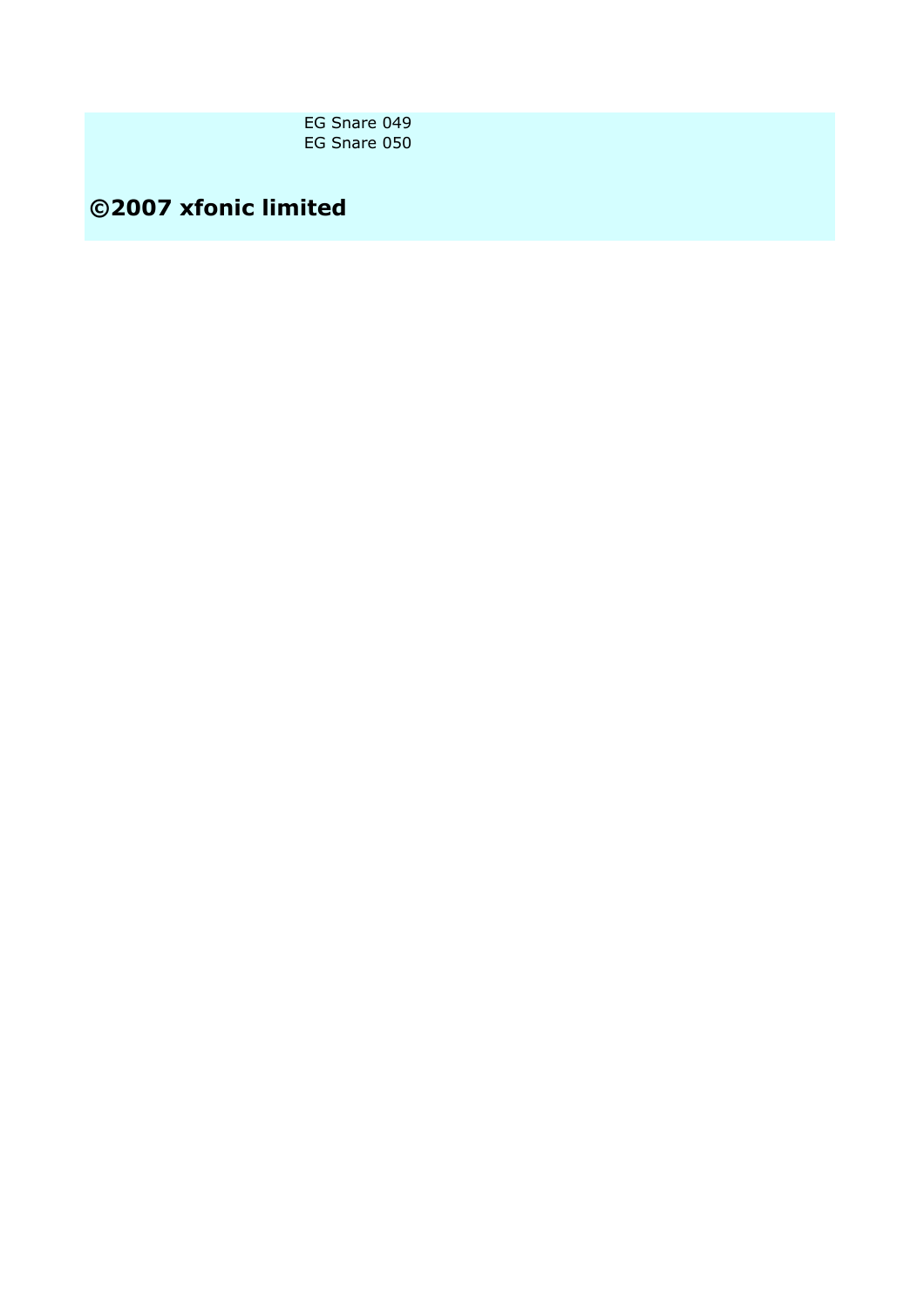EG Snare 049
EG Snare 050

**©2007 xfonic limited**